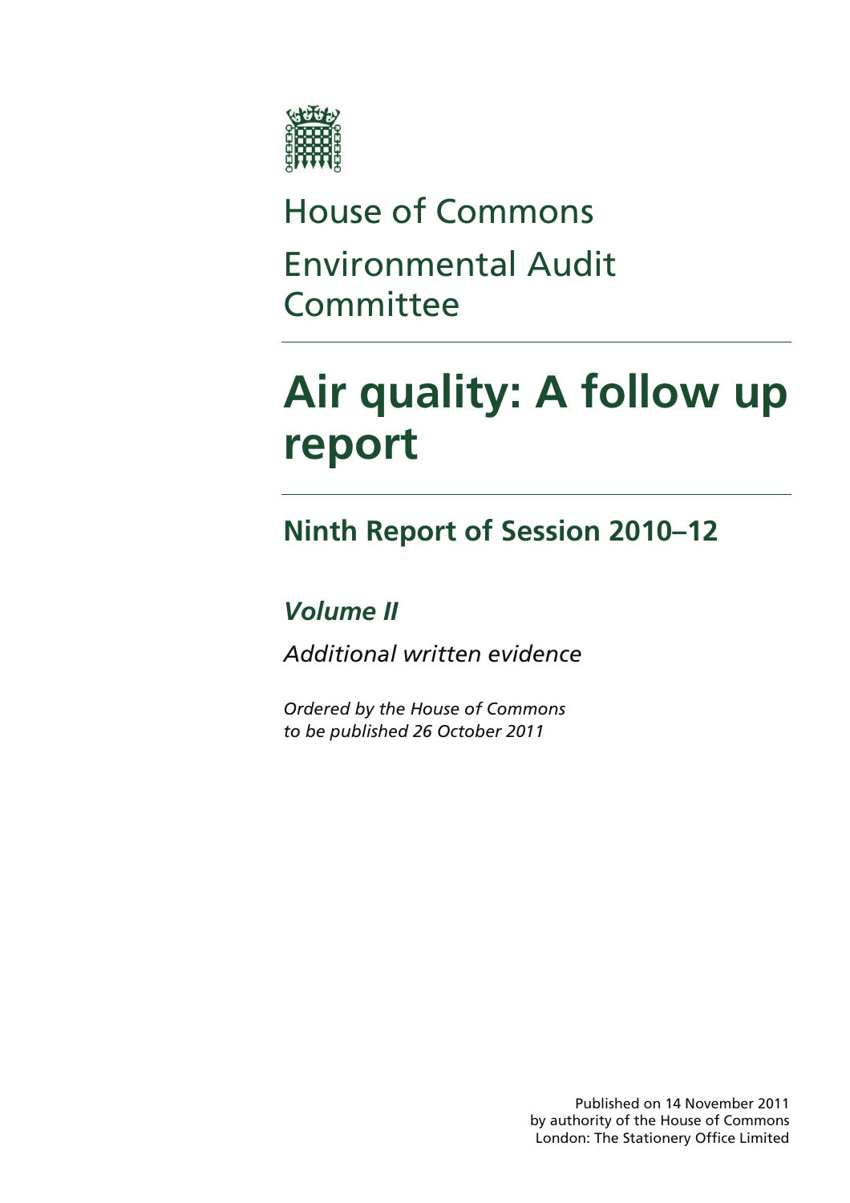House of Commons

Environmental Audit Committee

# Air quality: A follow up report

## Ninth Report of Session 2010–12

### *Volume II*

*Additional written evidence*

*Ordered by the House of Commons to be published 26 October 2011*

Published on 14 November 2011
by authority of the House of Commons
London: The Stationery Office Limited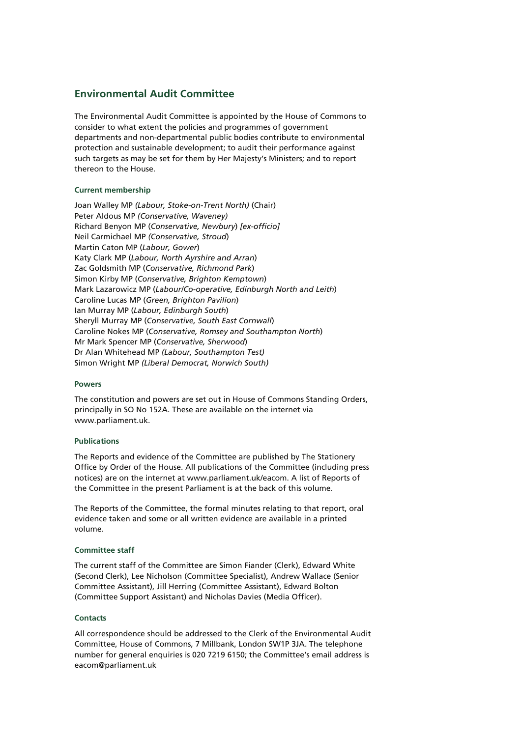## Environmental Audit Committee

The Environmental Audit Committee is appointed by the House of Commons to consider to what extent the policies and programmes of government departments and non-departmental public bodies contribute to environmental protection and sustainable development; to audit their performance against such targets as may be set for them by Her Majesty's Ministers; and to report thereon to the House.

### Current membership

Joan Walley MP *(Labour, Stoke-on-Trent North)* (Chair)
Peter Aldous MP *(Conservative, Waveney)*
Richard Benyon MP (*Conservative, Newbury*) *[ex-officio]*
Neil Carmichael MP *(Conservative, Stroud*)
Martin Caton MP (*Labour, Gower*)
Katy Clark MP (*Labour, North Ayrshire and Arran*)
Zac Goldsmith MP (*Conservative, Richmond Park*)
Simon Kirby MP (*Conservative, Brighton Kemptown*)
Mark Lazarowicz MP (*Labour/Co-operative, Edinburgh North and Leith*)
Caroline Lucas MP (*Green, Brighton Pavilion*)
Ian Murray MP (*Labour, Edinburgh South*)
Sheryll Murray MP (*Conservative, South East Cornwall*)
Caroline Nokes MP (*Conservative, Romsey and Southampton North*)
Mr Mark Spencer MP (*Conservative, Sherwood*)
Dr Alan Whitehead MP *(Labour, Southampton Test)*
Simon Wright MP *(Liberal Democrat, Norwich South)*

### Powers

The constitution and powers are set out in House of Commons Standing Orders, principally in SO No 152A. These are available on the internet via www.parliament.uk.

### Publications

The Reports and evidence of the Committee are published by The Stationery Office by Order of the House. All publications of the Committee (including press notices) are on the internet at www.parliament.uk/eacom. A list of Reports of the Committee in the present Parliament is at the back of this volume.

The Reports of the Committee, the formal minutes relating to that report, oral evidence taken and some or all written evidence are available in a printed volume.

### Committee staff

The current staff of the Committee are Simon Fiander (Clerk), Edward White (Second Clerk), Lee Nicholson (Committee Specialist), Andrew Wallace (Senior Committee Assistant), Jill Herring (Committee Assistant), Edward Bolton (Committee Support Assistant) and Nicholas Davies (Media Officer).

### Contacts

All correspondence should be addressed to the Clerk of the Environmental Audit Committee, House of Commons, 7 Millbank, London SW1P 3JA. The telephone number for general enquiries is 020 7219 6150; the Committee's email address is eacom@parliament.uk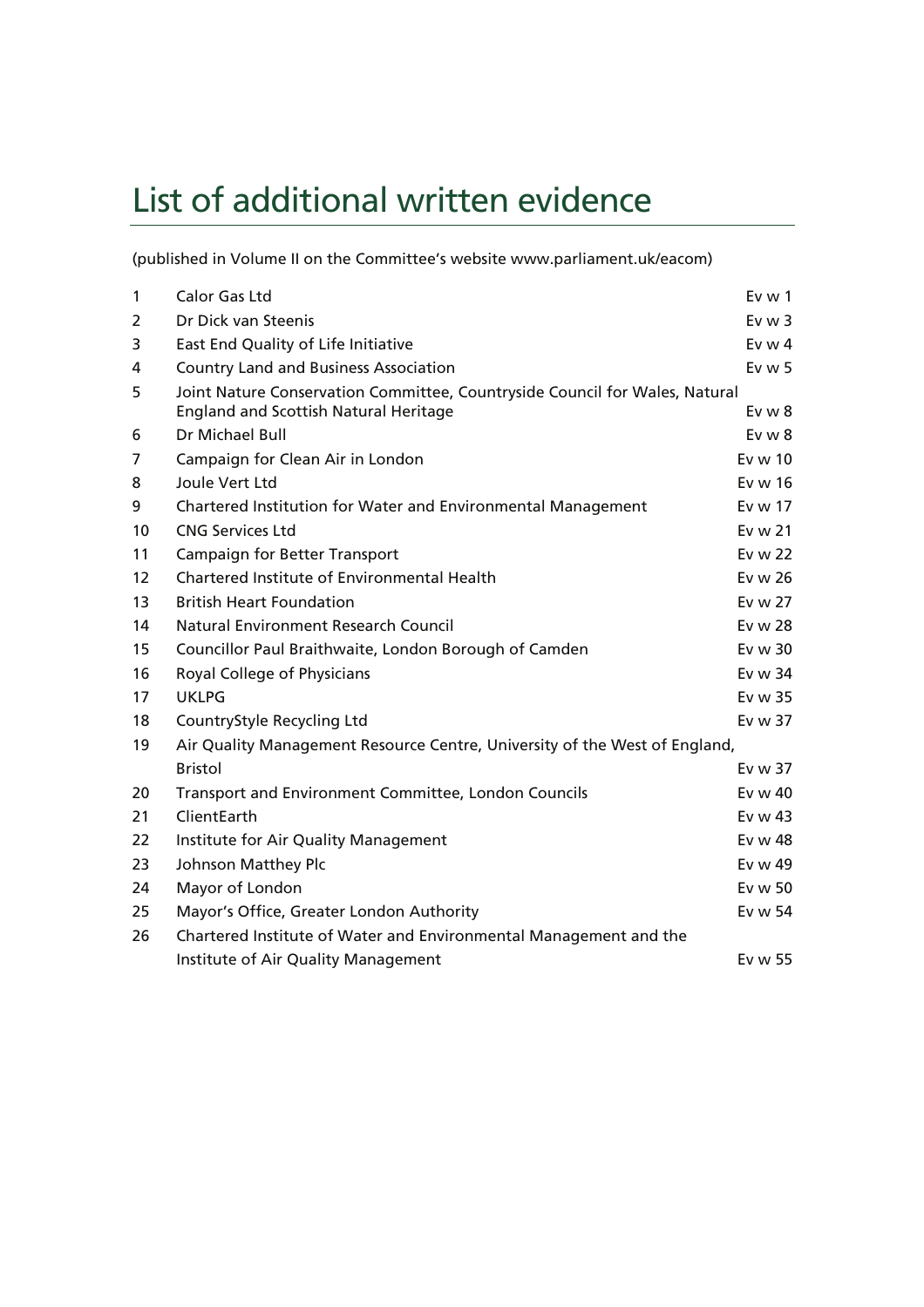# List of additional written evidence

(published in Volume II on the Committee's website www.parliament.uk/eacom)

| | | |
|---|---|---|
| 1 | Calor Gas Ltd | Ev w 1 |
| 2 | Dr Dick van Steenis | Ev w 3 |
| 3 | East End Quality of Life Initiative | Ev w 4 |
| 4 | Country Land and Business Association | Ev w 5 |
| 5 | Joint Nature Conservation Committee, Countryside Council for Wales, Natural England and Scottish Natural Heritage | Ev w 8 |
| 6 | Dr Michael Bull | Ev w 8 |
| 7 | Campaign for Clean Air in London | Ev w 10 |
| 8 | Joule Vert Ltd | Ev w 16 |
| 9 | Chartered Institution for Water and Environmental Management | Ev w 17 |
| 10 | CNG Services Ltd | Ev w 21 |
| 11 | Campaign for Better Transport | Ev w 22 |
| 12 | Chartered Institute of Environmental Health | Ev w 26 |
| 13 | British Heart Foundation | Ev w 27 |
| 14 | Natural Environment Research Council | Ev w 28 |
| 15 | Councillor Paul Braithwaite, London Borough of Camden | Ev w 30 |
| 16 | Royal College of Physicians | Ev w 34 |
| 17 | UKLPG | Ev w 35 |
| 18 | CountryStyle Recycling Ltd | Ev w 37 |
| 19 | Air Quality Management Resource Centre, University of the West of England, Bristol | Ev w 37 |
| 20 | Transport and Environment Committee, London Councils | Ev w 40 |
| 21 | ClientEarth | Ev w 43 |
| 22 | Institute for Air Quality Management | Ev w 48 |
| 23 | Johnson Matthey Plc | Ev w 49 |
| 24 | Mayor of London | Ev w 50 |
| 25 | Mayor's Office, Greater London Authority | Ev w 54 |
| 26 | Chartered Institute of Water and Environmental Management and the Institute of Air Quality Management | Ev w 55 |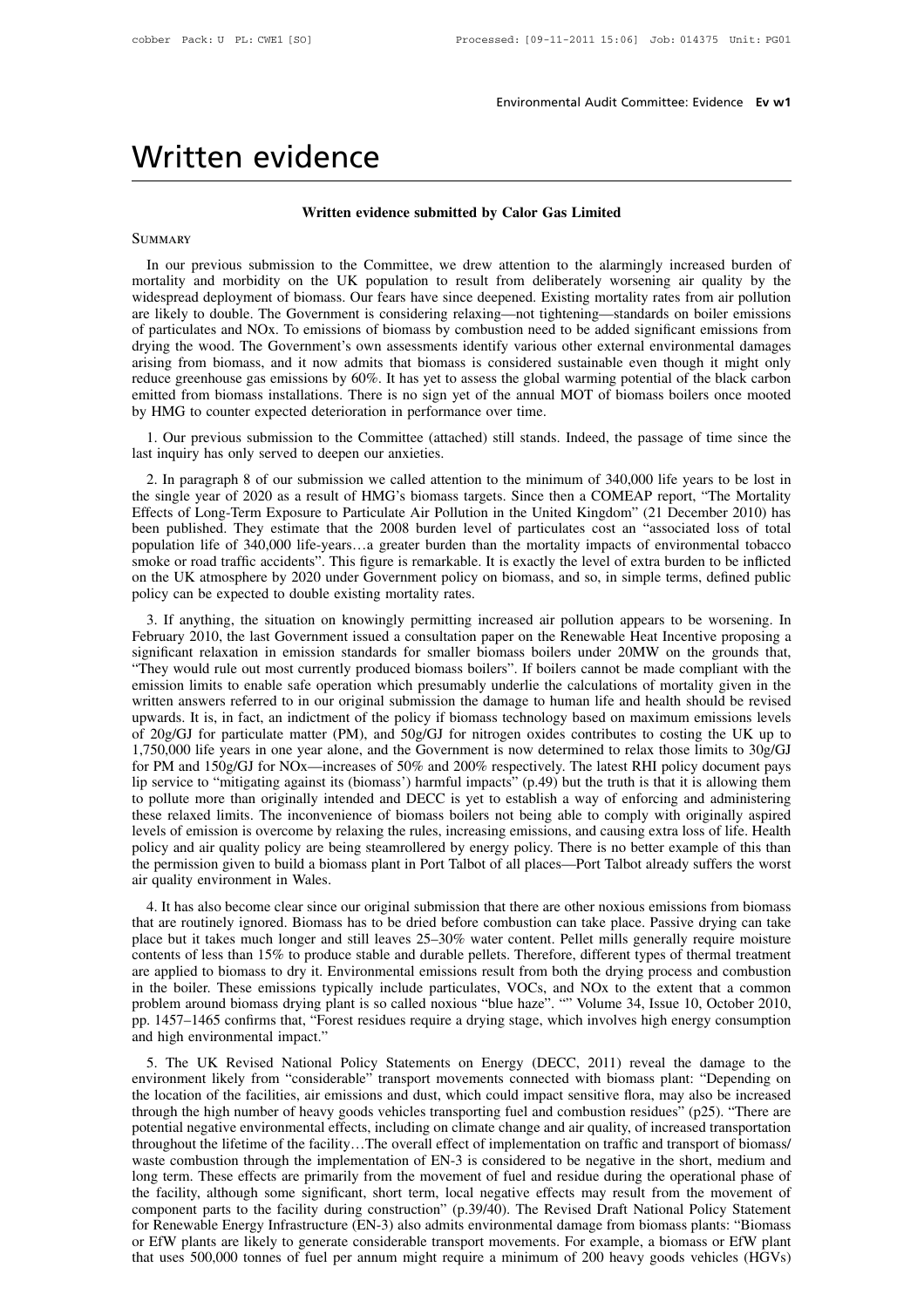# Written evidence

**Written evidence submitted by Calor Gas Limited**

Summary

In our previous submission to the Committee, we drew attention to the alarmingly increased burden of mortality and morbidity on the UK population to result from deliberately worsening air quality by the widespread deployment of biomass. Our fears have since deepened. Existing mortality rates from air pollution are likely to double. The Government is considering relaxing—not tightening—standards on boiler emissions of particulates and NOx. To emissions of biomass by combustion need to be added significant emissions from drying the wood. The Government's own assessments identify various other external environmental damages arising from biomass, and it now admits that biomass is considered sustainable even though it might only reduce greenhouse gas emissions by 60%. It has yet to assess the global warming potential of the black carbon emitted from biomass installations. There is no sign yet of the annual MOT of biomass boilers once mooted by HMG to counter expected deterioration in performance over time.

1. Our previous submission to the Committee (attached) still stands. Indeed, the passage of time since the last inquiry has only served to deepen our anxieties.

2. In paragraph 8 of our submission we called attention to the minimum of 340,000 life years to be lost in the single year of 2020 as a result of HMG's biomass targets. Since then a COMEAP report, "The Mortality Effects of Long-Term Exposure to Particulate Air Pollution in the United Kingdom" (21 December 2010) has been published. They estimate that the 2008 burden level of particulates cost an "associated loss of total population life of 340,000 life-years…a greater burden than the mortality impacts of environmental tobacco smoke or road traffic accidents". This figure is remarkable. It is exactly the level of extra burden to be inflicted on the UK atmosphere by 2020 under Government policy on biomass, and so, in simple terms, defined public policy can be expected to double existing mortality rates.

3. If anything, the situation on knowingly permitting increased air pollution appears to be worsening. In February 2010, the last Government issued a consultation paper on the Renewable Heat Incentive proposing a significant relaxation in emission standards for smaller biomass boilers under 20MW on the grounds that, "They would rule out most currently produced biomass boilers". If boilers cannot be made compliant with the emission limits to enable safe operation which presumably underlie the calculations of mortality given in the written answers referred to in our original submission the damage to human life and health should be revised upwards. It is, in fact, an indictment of the policy if biomass technology based on maximum emissions levels of 20g/GJ for particulate matter (PM), and 50g/GJ for nitrogen oxides contributes to costing the UK up to 1,750,000 life years in one year alone, and the Government is now determined to relax those limits to 30g/GJ for PM and 150g/GJ for NOx—increases of 50% and 200% respectively. The latest RHI policy document pays lip service to "mitigating against its (biomass') harmful impacts" (p.49) but the truth is that it is allowing them to pollute more than originally intended and DECC is yet to establish a way of enforcing and administering these relaxed limits. The inconvenience of biomass boilers not being able to comply with originally aspired levels of emission is overcome by relaxing the rules, increasing emissions, and causing extra loss of life. Health policy and air quality policy are being steamrollered by energy policy. There is no better example of this than the permission given to build a biomass plant in Port Talbot of all places—Port Talbot already suffers the worst air quality environment in Wales.

4. It has also become clear since our original submission that there are other noxious emissions from biomass that are routinely ignored. Biomass has to be dried before combustion can take place. Passive drying can take place but it takes much longer and still leaves 25–30% water content. Pellet mills generally require moisture contents of less than 15% to produce stable and durable pellets. Therefore, different types of thermal treatment are applied to biomass to dry it. Environmental emissions result from both the drying process and combustion in the boiler. These emissions typically include particulates, VOCs, and NOx to the extent that a common problem around biomass drying plant is so called noxious "blue haze". "" Volume 34, Issue 10, October 2010, pp. 1457–1465 confirms that, "Forest residues require a drying stage, which involves high energy consumption and high environmental impact."

5. The UK Revised National Policy Statements on Energy (DECC, 2011) reveal the damage to the environment likely from "considerable" transport movements connected with biomass plant: "Depending on the location of the facilities, air emissions and dust, which could impact sensitive flora, may also be increased through the high number of heavy goods vehicles transporting fuel and combustion residues" (p25). "There are potential negative environmental effects, including on climate change and air quality, of increased transportation throughout the lifetime of the facility…The overall effect of implementation on traffic and transport of biomass/ waste combustion through the implementation of EN-3 is considered to be negative in the short, medium and long term. These effects are primarily from the movement of fuel and residue during the operational phase of the facility, although some significant, short term, local negative effects may result from the movement of component parts to the facility during construction" (p.39/40). The Revised Draft National Policy Statement for Renewable Energy Infrastructure (EN-3) also admits environmental damage from biomass plants: "Biomass or EfW plants are likely to generate considerable transport movements. For example, a biomass or EfW plant that uses 500,000 tonnes of fuel per annum might require a minimum of 200 heavy goods vehicles (HGVs)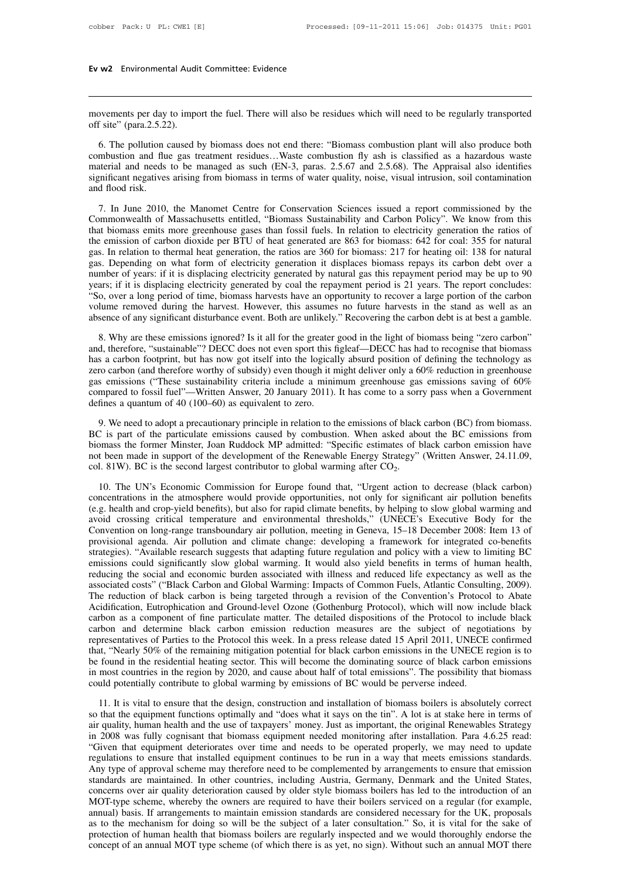movements per day to import the fuel. There will also be residues which will need to be regularly transported off site" (para.2.5.22).

6. The pollution caused by biomass does not end there: "Biomass combustion plant will also produce both combustion and flue gas treatment residues…Waste combustion fly ash is classified as a hazardous waste material and needs to be managed as such (EN-3, paras. 2.5.67 and 2.5.68). The Appraisal also identifies significant negatives arising from biomass in terms of water quality, noise, visual intrusion, soil contamination and flood risk.

7. In June 2010, the Manomet Centre for Conservation Sciences issued a report commissioned by the Commonwealth of Massachusetts entitled, "Biomass Sustainability and Carbon Policy". We know from this that biomass emits more greenhouse gases than fossil fuels. In relation to electricity generation the ratios of the emission of carbon dioxide per BTU of heat generated are 863 for biomass: 642 for coal: 355 for natural gas. In relation to thermal heat generation, the ratios are 360 for biomass: 217 for heating oil: 138 for natural gas. Depending on what form of electricity generation it displaces biomass repays its carbon debt over a number of years: if it is displacing electricity generated by natural gas this repayment period may be up to 90 years; if it is displacing electricity generated by coal the repayment period is 21 years. The report concludes: "So, over a long period of time, biomass harvests have an opportunity to recover a large portion of the carbon volume removed during the harvest. However, this assumes no future harvests in the stand as well as an absence of any significant disturbance event. Both are unlikely." Recovering the carbon debt is at best a gamble.

8. Why are these emissions ignored? Is it all for the greater good in the light of biomass being "zero carbon" and, therefore, "sustainable"? DECC does not even sport this figleaf—DECC has had to recognise that biomass has a carbon footprint, but has now got itself into the logically absurd position of defining the technology as zero carbon (and therefore worthy of subsidy) even though it might deliver only a 60% reduction in greenhouse gas emissions ("These sustainability criteria include a minimum greenhouse gas emissions saving of 60% compared to fossil fuel"—Written Answer, 20 January 2011). It has come to a sorry pass when a Government defines a quantum of 40 (100–60) as equivalent to zero.

9. We need to adopt a precautionary principle in relation to the emissions of black carbon (BC) from biomass. BC is part of the particulate emissions caused by combustion. When asked about the BC emissions from biomass the former Minster, Joan Ruddock MP admitted: "Specific estimates of black carbon emission have not been made in support of the development of the Renewable Energy Strategy" (Written Answer, 24.11.09, col. 81W). BC is the second largest contributor to global warming after $CO_2$.

10. The UN's Economic Commission for Europe found that, "Urgent action to decrease (black carbon) concentrations in the atmosphere would provide opportunities, not only for significant air pollution benefits (e.g. health and crop-yield benefits), but also for rapid climate benefits, by helping to slow global warming and avoid crossing critical temperature and environmental thresholds," (UNECE's Executive Body for the Convention on long-range transboundary air pollution, meeting in Geneva, 15–18 December 2008: Item 13 of provisional agenda. Air pollution and climate change: developing a framework for integrated co-benefits strategies). "Available research suggests that adapting future regulation and policy with a view to limiting BC emissions could significantly slow global warming. It would also yield benefits in terms of human health, reducing the social and economic burden associated with illness and reduced life expectancy as well as the associated costs" ("Black Carbon and Global Warming: Impacts of Common Fuels, Atlantic Consulting, 2009). The reduction of black carbon is being targeted through a revision of the Convention's Protocol to Abate Acidification, Eutrophication and Ground-level Ozone (Gothenburg Protocol), which will now include black carbon as a component of fine particulate matter. The detailed dispositions of the Protocol to include black carbon and determine black carbon emission reduction measures are the subject of negotiations by representatives of Parties to the Protocol this week. In a press release dated 15 April 2011, UNECE confirmed that, "Nearly 50% of the remaining mitigation potential for black carbon emissions in the UNECE region is to be found in the residential heating sector. This will become the dominating source of black carbon emissions in most countries in the region by 2020, and cause about half of total emissions". The possibility that biomass could potentially contribute to global warming by emissions of BC would be perverse indeed.

11. It is vital to ensure that the design, construction and installation of biomass boilers is absolutely correct so that the equipment functions optimally and "does what it says on the tin". A lot is at stake here in terms of air quality, human health and the use of taxpayers' money. Just as important, the original Renewables Strategy in 2008 was fully cognisant that biomass equipment needed monitoring after installation. Para 4.6.25 read: "Given that equipment deteriorates over time and needs to be operated properly, we may need to update regulations to ensure that installed equipment continues to be run in a way that meets emissions standards. Any type of approval scheme may therefore need to be complemented by arrangements to ensure that emission standards are maintained. In other countries, including Austria, Germany, Denmark and the United States, concerns over air quality deterioration caused by older style biomass boilers has led to the introduction of an MOT-type scheme, whereby the owners are required to have their boilers serviced on a regular (for example, annual) basis. If arrangements to maintain emission standards are considered necessary for the UK, proposals as to the mechanism for doing so will be the subject of a later consultation." So, it is vital for the sake of protection of human health that biomass boilers are regularly inspected and we would thoroughly endorse the concept of an annual MOT type scheme (of which there is as yet, no sign). Without such an annual MOT there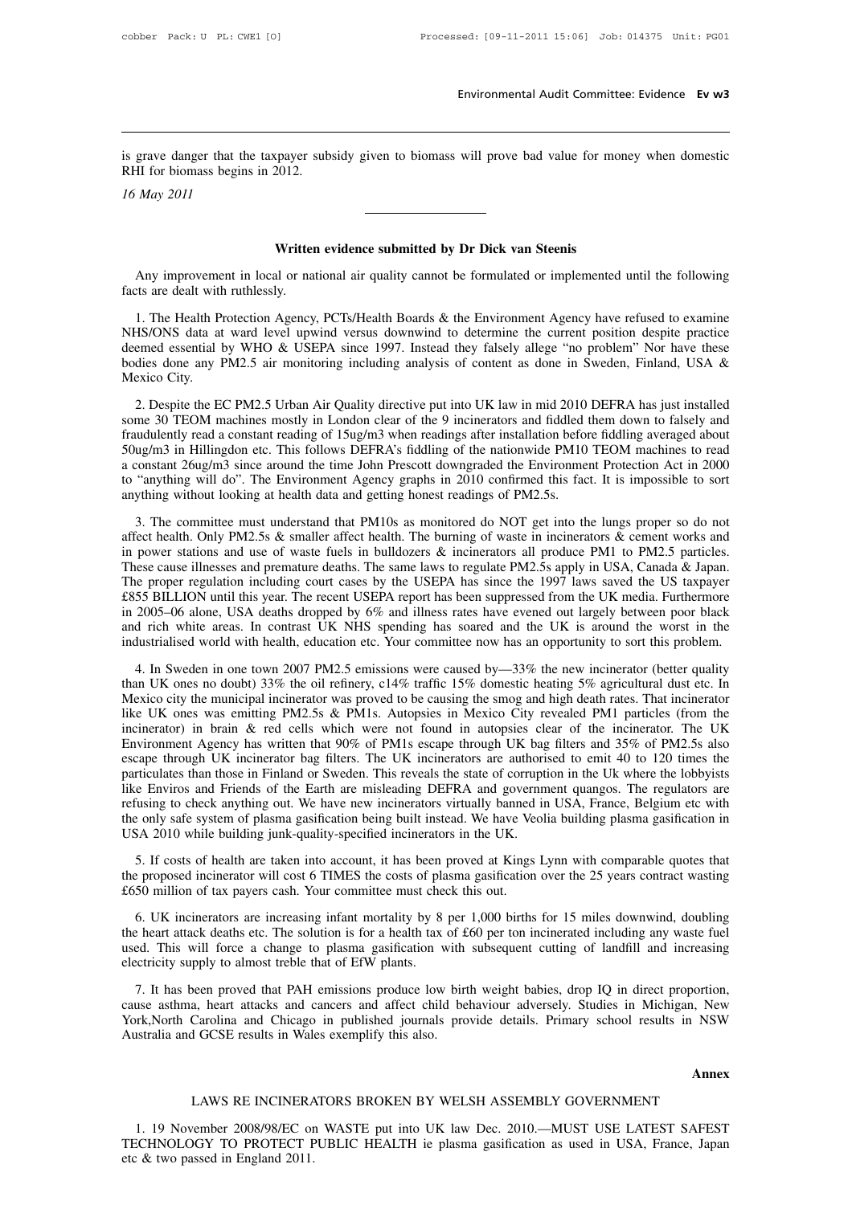is grave danger that the taxpayer subsidy given to biomass will prove bad value for money when domestic RHI for biomass begins in 2012.

*16 May 2011*

---

### Written evidence submitted by Dr Dick van Steenis

Any improvement in local or national air quality cannot be formulated or implemented until the following facts are dealt with ruthlessly.

1. The Health Protection Agency, PCTs/Health Boards & the Environment Agency have refused to examine NHS/ONS data at ward level upwind versus downwind to determine the current position despite practice deemed essential by WHO & USEPA since 1997. Instead they falsely allege "no problem" Nor have these bodies done any PM2.5 air monitoring including analysis of content as done in Sweden, Finland, USA & Mexico City.

2. Despite the EC PM2.5 Urban Air Quality directive put into UK law in mid 2010 DEFRA has just installed some 30 TEOM machines mostly in London clear of the 9 incinerators and fiddled them down to falsely and fraudulently read a constant reading of 15ug/m3 when readings after installation before fiddling averaged about 50ug/m3 in Hillingdon etc. This follows DEFRA's fiddling of the nationwide PM10 TEOM machines to read a constant 26ug/m3 since around the time John Prescott downgraded the Environment Protection Act in 2000 to "anything will do". The Environment Agency graphs in 2010 confirmed this fact. It is impossible to sort anything without looking at health data and getting honest readings of PM2.5s.

3. The committee must understand that PM10s as monitored do NOT get into the lungs proper so do not affect health. Only PM2.5s & smaller affect health. The burning of waste in incinerators & cement works and in power stations and use of waste fuels in bulldozers & incinerators all produce PM1 to PM2.5 particles. These cause illnesses and premature deaths. The same laws to regulate PM2.5s apply in USA, Canada & Japan. The proper regulation including court cases by the USEPA has since the 1997 laws saved the US taxpayer £855 BILLION until this year. The recent USEPA report has been suppressed from the UK media. Furthermore in 2005–06 alone, USA deaths dropped by 6% and illness rates have evened out largely between poor black and rich white areas. In contrast UK NHS spending has soared and the UK is around the worst in the industrialised world with health, education etc. Your committee now has an opportunity to sort this problem.

4. In Sweden in one town 2007 PM2.5 emissions were caused by—33% the new incinerator (better quality than UK ones no doubt) 33% the oil refinery, c14% traffic 15% domestic heating 5% agricultural dust etc. In Mexico city the municipal incinerator was proved to be causing the smog and high death rates. That incinerator like UK ones was emitting PM2.5s & PM1s. Autopsies in Mexico City revealed PM1 particles (from the incinerator) in brain & red cells which were not found in autopsies clear of the incinerator. The UK Environment Agency has written that 90% of PM1s escape through UK bag filters and 35% of PM2.5s also escape through UK incinerator bag filters. The UK incinerators are authorised to emit 40 to 120 times the particulates than those in Finland or Sweden. This reveals the state of corruption in the Uk where the lobbyists like Enviros and Friends of the Earth are misleading DEFRA and government quangos. The regulators are refusing to check anything out. We have new incinerators virtually banned in USA, France, Belgium etc with the only safe system of plasma gasification being built instead. We have Veolia building plasma gasification in USA 2010 while building junk-quality-specified incinerators in the UK.

5. If costs of health are taken into account, it has been proved at Kings Lynn with comparable quotes that the proposed incinerator will cost 6 TIMES the costs of plasma gasification over the 25 years contract wasting £650 million of tax payers cash. Your committee must check this out.

6. UK incinerators are increasing infant mortality by 8 per 1,000 births for 15 miles downwind, doubling the heart attack deaths etc. The solution is for a health tax of £60 per ton incinerated including any waste fuel used. This will force a change to plasma gasification with subsequent cutting of landfill and increasing electricity supply to almost treble that of EfW plants.

7. It has been proved that PAH emissions produce low birth weight babies, drop IQ in direct proportion, cause asthma, heart attacks and cancers and affect child behaviour adversely. Studies in Michigan, New York,North Carolina and Chicago in published journals provide details. Primary school results in NSW Australia and GCSE results in Wales exemplify this also.

**Annex**

LAWS RE INCINERATORS BROKEN BY WELSH ASSEMBLY GOVERNMENT

1. 19 November 2008/98/EC on WASTE put into UK law Dec. 2010.—MUST USE LATEST SAFEST TECHNOLOGY TO PROTECT PUBLIC HEALTH ie plasma gasification as used in USA, France, Japan etc & two passed in England 2011.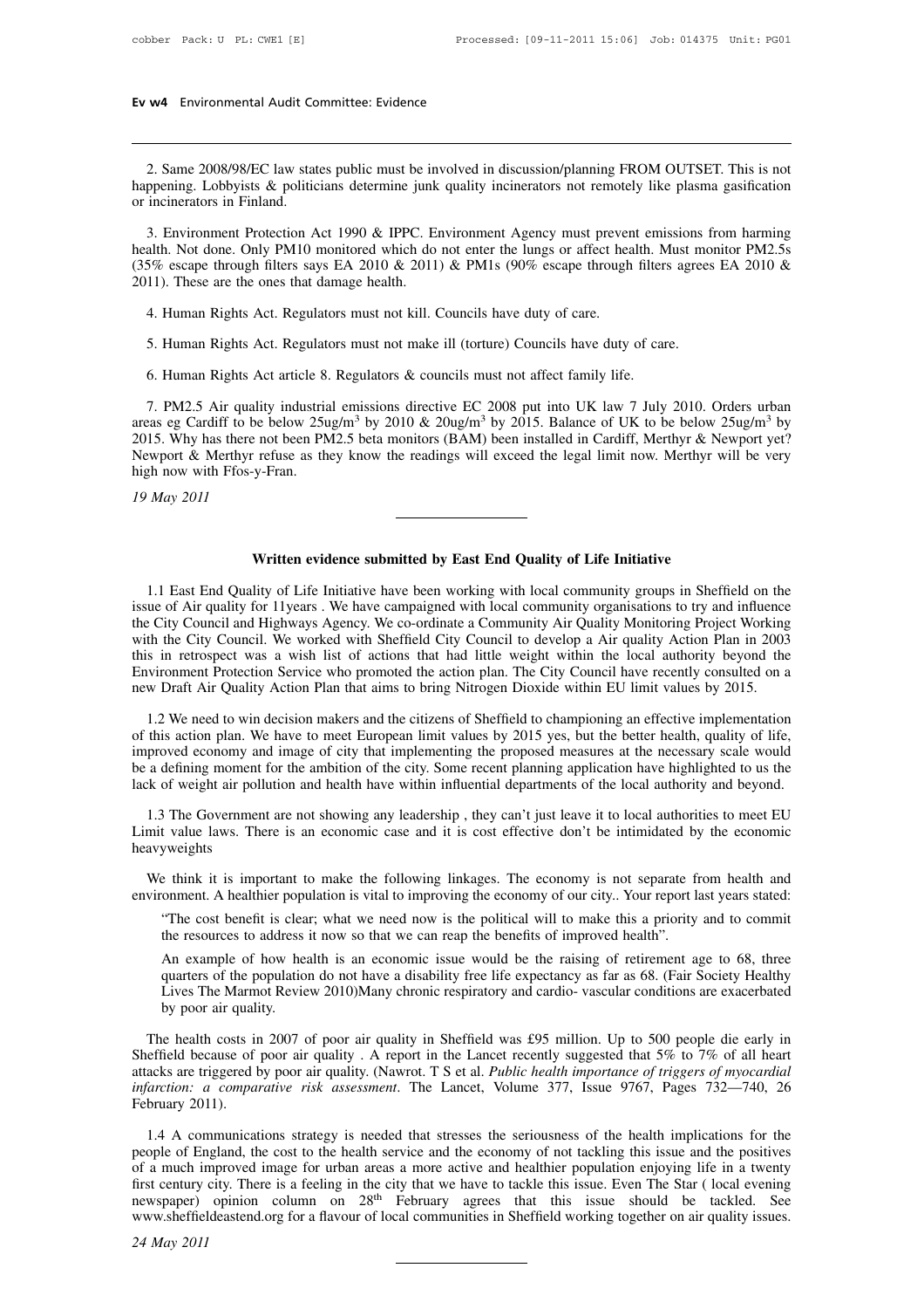2. Same 2008/98/EC law states public must be involved in discussion/planning FROM OUTSET. This is not happening. Lobbyists & politicians determine junk quality incinerators not remotely like plasma gasification or incinerators in Finland.

3. Environment Protection Act 1990 & IPPC. Environment Agency must prevent emissions from harming health. Not done. Only PM10 monitored which do not enter the lungs or affect health. Must monitor PM2.5s (35% escape through filters says EA 2010 & 2011) & PM1s (90% escape through filters agrees EA 2010 & 2011). These are the ones that damage health.

4. Human Rights Act. Regulators must not kill. Councils have duty of care.

5. Human Rights Act. Regulators must not make ill (torture) Councils have duty of care.

6. Human Rights Act article 8. Regulators & councils must not affect family life.

7. PM2.5 Air quality industrial emissions directive EC 2008 put into UK law 7 July 2010. Orders urban areas eg Cardiff to be below 25ug/m$^3$ by 2010 & 20ug/m$^3$ by 2015. Balance of UK to be below 25ug/m$^3$ by 2015. Why has there not been PM2.5 beta monitors (BAM) been installed in Cardiff, Merthyr & Newport yet? Newport & Merthyr refuse as they know the readings will exceed the legal limit now. Merthyr will be very high now with Ffos-y-Fran.

*19 May 2011*

## Written evidence submitted by East End Quality of Life Initiative

1.1 East End Quality of Life Initiative have been working with local community groups in Sheffield on the issue of Air quality for 11years . We have campaigned with local community organisations to try and influence the City Council and Highways Agency. We co-ordinate a Community Air Quality Monitoring Project Working with the City Council. We worked with Sheffield City Council to develop a Air quality Action Plan in 2003 this in retrospect was a wish list of actions that had little weight within the local authority beyond the Environment Protection Service who promoted the action plan. The City Council have recently consulted on a new Draft Air Quality Action Plan that aims to bring Nitrogen Dioxide within EU limit values by 2015.

1.2 We need to win decision makers and the citizens of Sheffield to championing an effective implementation of this action plan. We have to meet European limit values by 2015 yes, but the better health, quality of life, improved economy and image of city that implementing the proposed measures at the necessary scale would be a defining moment for the ambition of the city. Some recent planning application have highlighted to us the lack of weight air pollution and health have within influential departments of the local authority and beyond.

1.3 The Government are not showing any leadership , they can't just leave it to local authorities to meet EU Limit value laws. There is an economic case and it is cost effective don't be intimidated by the economic heavyweights

We think it is important to make the following linkages. The economy is not separate from health and environment. A healthier population is vital to improving the economy of our city.. Your report last years stated:

> "The cost benefit is clear; what we need now is the political will to make this a priority and to commit the resources to address it now so that we can reap the benefits of improved health".
>
> An example of how health is an economic issue would be the raising of retirement age to 68, three quarters of the population do not have a disability free life expectancy as far as 68. (Fair Society Healthy Lives The Marmot Review 2010)Many chronic respiratory and cardio- vascular conditions are exacerbated by poor air quality.

The health costs in 2007 of poor air quality in Sheffield was £95 million. Up to 500 people die early in Sheffield because of poor air quality . A report in the Lancet recently suggested that 5% to 7% of all heart attacks are triggered by poor air quality. (Nawrot. T S et al. *Public health importance of triggers of myocardial infarction: a comparative risk assessment*. The Lancet, Volume 377, Issue 9767, Pages 732—740, 26 February 2011).

1.4 A communications strategy is needed that stresses the seriousness of the health implications for the people of England, the cost to the health service and the economy of not tackling this issue and the positives of a much improved image for urban areas a more active and healthier population enjoying life in a twenty first century city. There is a feeling in the city that we have to tackle this issue. Even The Star ( local evening newspaper) opinion column on 28th February agrees that this issue should be tackled. See www.sheffieldeastend.org for a flavour of local communities in Sheffield working together on air quality issues.

*24 May 2011*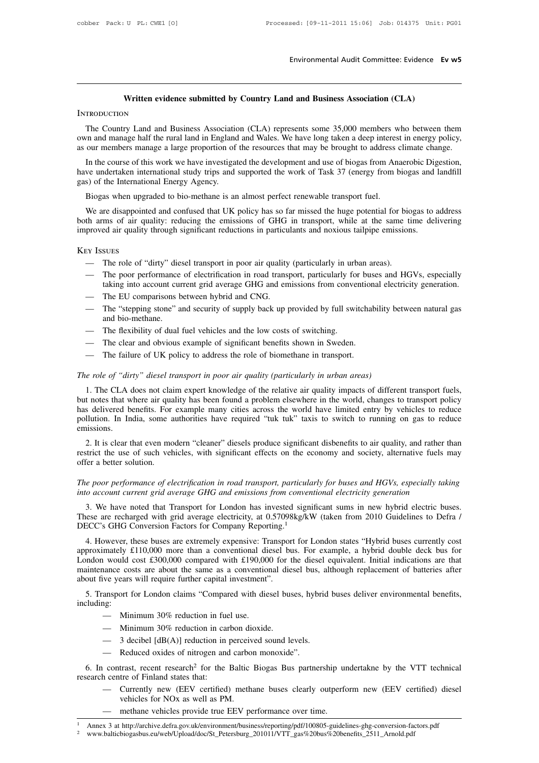## Written evidence submitted by Country Land and Business Association (CLA)

### Introduction

The Country Land and Business Association (CLA) represents some 35,000 members who between them own and manage half the rural land in England and Wales. We have long taken a deep interest in energy policy, as our members manage a large proportion of the resources that may be brought to address climate change.

In the course of this work we have investigated the development and use of biogas from Anaerobic Digestion, have undertaken international study trips and supported the work of Task 37 (energy from biogas and landfill gas) of the International Energy Agency.

Biogas when upgraded to bio-methane is an almost perfect renewable transport fuel.

We are disappointed and confused that UK policy has so far missed the huge potential for biogas to address both arms of air quality: reducing the emissions of GHG in transport, while at the same time delivering improved air quality through significant reductions in particulants and noxious tailpipe emissions.

### Key Issues

- The role of "dirty" diesel transport in poor air quality (particularly in urban areas).
- The poor performance of electrification in road transport, particularly for buses and HGVs, especially taking into account current grid average GHG and emissions from conventional electricity generation.
- The EU comparisons between hybrid and CNG.
- The "stepping stone" and security of supply back up provided by full switchability between natural gas and bio-methane.
- The flexibility of dual fuel vehicles and the low costs of switching.
- The clear and obvious example of significant benefits shown in Sweden.
- The failure of UK policy to address the role of biomethane in transport.

*The role of "dirty" diesel transport in poor air quality (particularly in urban areas)*

1. The CLA does not claim expert knowledge of the relative air quality impacts of different transport fuels, but notes that where air quality has been found a problem elsewhere in the world, changes to transport policy has delivered benefits. For example many cities across the world have limited entry by vehicles to reduce pollution. In India, some authorities have required "tuk tuk" taxis to switch to running on gas to reduce emissions.

2. It is clear that even modern "cleaner" diesels produce significant disbenefits to air quality, and rather than restrict the use of such vehicles, with significant effects on the economy and society, alternative fuels may offer a better solution.

*The poor performance of electrification in road transport, particularly for buses and HGVs, especially taking into account current grid average GHG and emissions from conventional electricity generation*

3. We have noted that Transport for London has invested significant sums in new hybrid electric buses. These are recharged with grid average electricity, at 0.57098kg/kW (taken from 2010 Guidelines to Defra / DECC's GHG Conversion Factors for Company Reporting.[1]

4. However, these buses are extremely expensive: Transport for London states "Hybrid buses currently cost approximately £110,000 more than a conventional diesel bus. For example, a hybrid double deck bus for London would cost £300,000 compared with £190,000 for the diesel equivalent. Initial indications are that maintenance costs are about the same as a conventional diesel bus, although replacement of batteries after about five years will require further capital investment".

5. Transport for London claims "Compared with diesel buses, hybrid buses deliver environmental benefits, including:

- Minimum 30% reduction in fuel use.
- Minimum 30% reduction in carbon dioxide.
- 3 decibel [dB(A)] reduction in perceived sound levels.
- Reduced oxides of nitrogen and carbon monoxide".

6. In contrast, recent research[2] for the Baltic Biogas Bus partnership undertakne by the VTT technical research centre of Finland states that:

- Currently new (EEV certified) methane buses clearly outperform new (EEV certified) diesel vehicles for NOx as well as PM.
- methane vehicles provide true EEV performance over time.

---

[1] Annex 3 at http://archive.defra.gov.uk/environment/business/reporting/pdf/100805-guidelines-ghg-conversion-factors.pdf

[2] www.balticbiogasbus.eu/web/Upload/doc/St_Petersburg_201011/VTT_gas%20bus%20benefits_2511_Arnold.pdf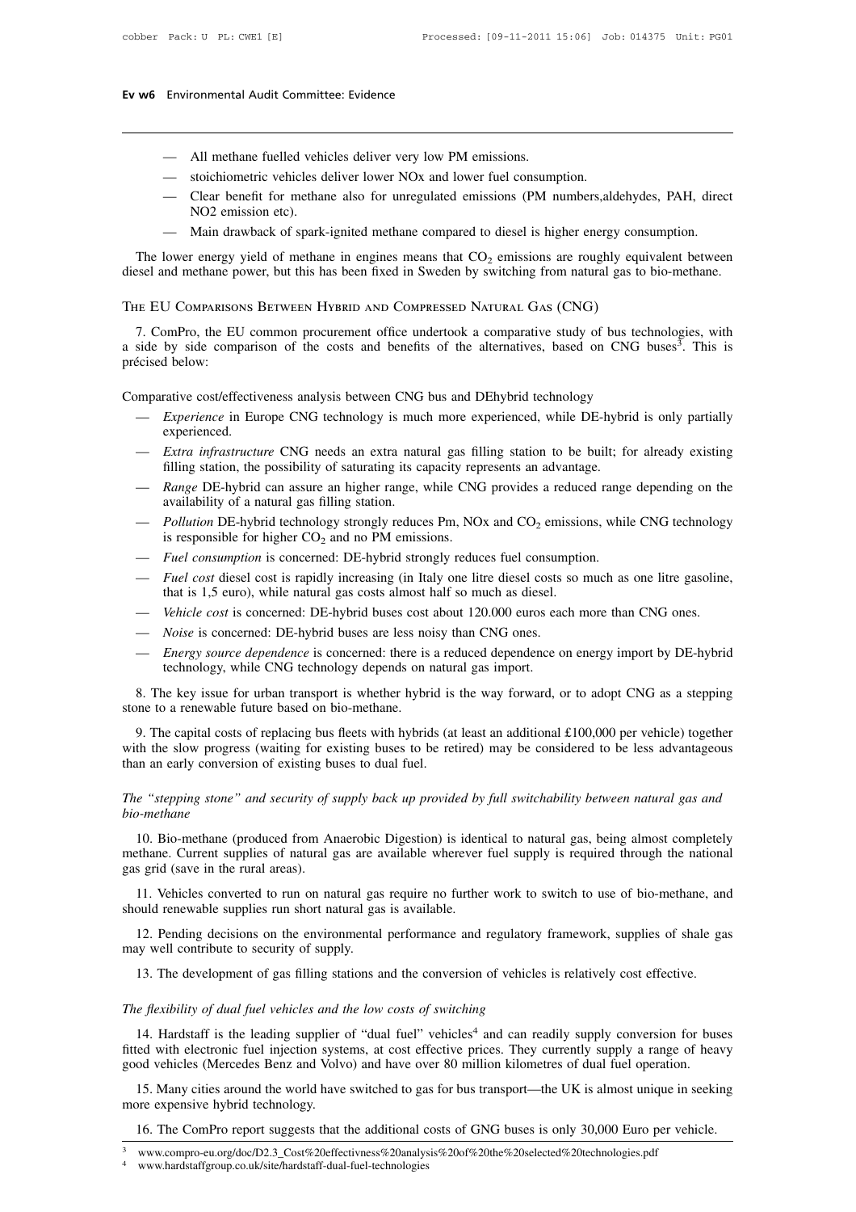- All methane fuelled vehicles deliver very low PM emissions.
- stoichiometric vehicles deliver lower NOx and lower fuel consumption.
- Clear benefit for methane also for unregulated emissions (PM numbers,aldehydes, PAH, direct NO2 emission etc).
- Main drawback of spark-ignited methane compared to diesel is higher energy consumption.

The lower energy yield of methane in engines means that $CO_2$ emissions are roughly equivalent between diesel and methane power, but this has been fixed in Sweden by switching from natural gas to bio-methane.

## The EU Comparisons Between Hybrid and Compressed Natural Gas (CNG)

7. ComPro, the EU common procurement office undertook a comparative study of bus technologies, with a side by side comparison of the costs and benefits of the alternatives, based on CNG buses[3]. This is précised below:

Comparative cost/effectiveness analysis between CNG bus and DEhybrid technology

- *Experience* in Europe CNG technology is much more experienced, while DE-hybrid is only partially experienced.
- *Extra infrastructure* CNG needs an extra natural gas filling station to be built; for already existing filling station, the possibility of saturating its capacity represents an advantage.
- *Range* DE-hybrid can assure an higher range, while CNG provides a reduced range depending on the availability of a natural gas filling station.
- *Pollution* DE-hybrid technology strongly reduces Pm, NOx and $CO_2$ emissions, while CNG technology is responsible for higher $CO_2$ and no PM emissions.
- *Fuel consumption* is concerned: DE-hybrid strongly reduces fuel consumption.
- *Fuel cost* diesel cost is rapidly increasing (in Italy one litre diesel costs so much as one litre gasoline, that is 1,5 euro), while natural gas costs almost half so much as diesel.
- *Vehicle cost* is concerned: DE-hybrid buses cost about 120.000 euros each more than CNG ones.
- *Noise* is concerned: DE-hybrid buses are less noisy than CNG ones.
- *Energy source dependence* is concerned: there is a reduced dependence on energy import by DE-hybrid technology, while CNG technology depends on natural gas import.

8. The key issue for urban transport is whether hybrid is the way forward, or to adopt CNG as a stepping stone to a renewable future based on bio-methane.

9. The capital costs of replacing bus fleets with hybrids (at least an additional £100,000 per vehicle) together with the slow progress (waiting for existing buses to be retired) may be considered to be less advantageous than an early conversion of existing buses to dual fuel.

### *The "stepping stone" and security of supply back up provided by full switchability between natural gas and bio-methane*

10. Bio-methane (produced from Anaerobic Digestion) is identical to natural gas, being almost completely methane. Current supplies of natural gas are available wherever fuel supply is required through the national gas grid (save in the rural areas).

11. Vehicles converted to run on natural gas require no further work to switch to use of bio-methane, and should renewable supplies run short natural gas is available.

12. Pending decisions on the environmental performance and regulatory framework, supplies of shale gas may well contribute to security of supply.

13. The development of gas filling stations and the conversion of vehicles is relatively cost effective.

### *The flexibility of dual fuel vehicles and the low costs of switching*

14. Hardstaff is the leading supplier of "dual fuel" vehicles[4] and can readily supply conversion for buses fitted with electronic fuel injection systems, at cost effective prices. They currently supply a range of heavy good vehicles (Mercedes Benz and Volvo) and have over 80 million kilometres of dual fuel operation.

15. Many cities around the world have switched to gas for bus transport—the UK is almost unique in seeking more expensive hybrid technology.

16. The ComPro report suggests that the additional costs of GNG buses is only 30,000 Euro per vehicle.

[3] www.compro-eu.org/doc/D2.3_Cost%20effectivness%20analysis%20of%20the%20selected%20technologies.pdf

[4] www.hardstaffgroup.co.uk/site/hardstaff-dual-fuel-technologies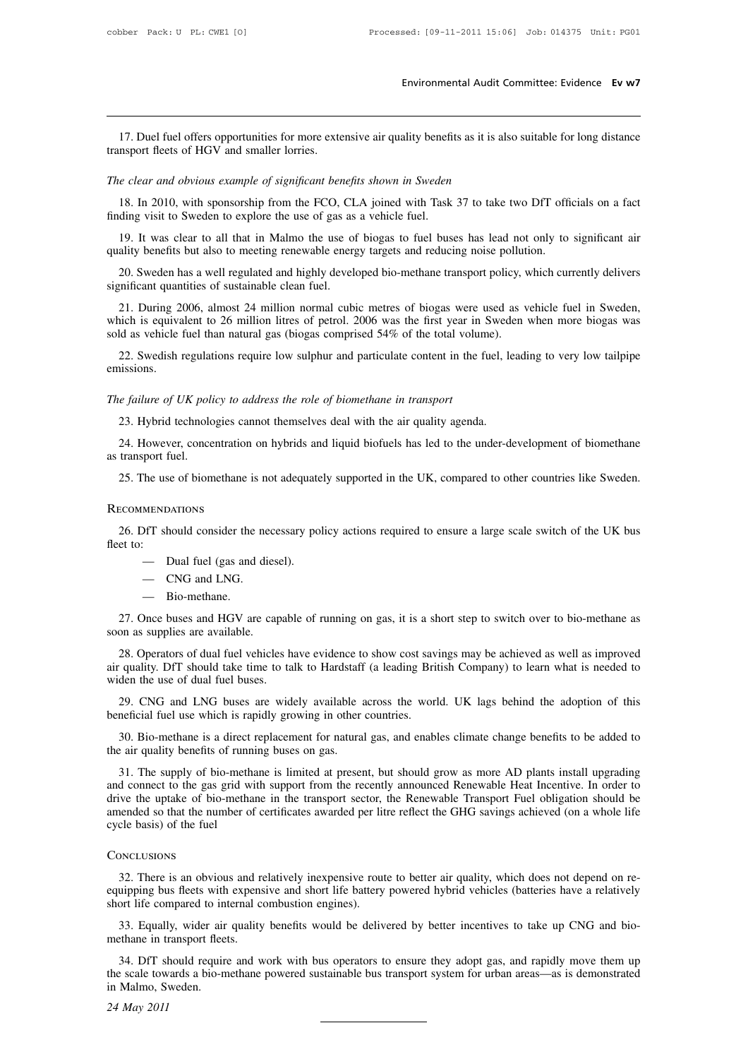17. Duel fuel offers opportunities for more extensive air quality benefits as it is also suitable for long distance transport fleets of HGV and smaller lorries.

*The clear and obvious example of significant benefits shown in Sweden*

18. In 2010, with sponsorship from the FCO, CLA joined with Task 37 to take two DfT officials on a fact finding visit to Sweden to explore the use of gas as a vehicle fuel.

19. It was clear to all that in Malmo the use of biogas to fuel buses has lead not only to significant air quality benefits but also to meeting renewable energy targets and reducing noise pollution.

20. Sweden has a well regulated and highly developed bio-methane transport policy, which currently delivers significant quantities of sustainable clean fuel.

21. During 2006, almost 24 million normal cubic metres of biogas were used as vehicle fuel in Sweden, which is equivalent to 26 million litres of petrol. 2006 was the first year in Sweden when more biogas was sold as vehicle fuel than natural gas (biogas comprised 54% of the total volume).

22. Swedish regulations require low sulphur and particulate content in the fuel, leading to very low tailpipe emissions.

*The failure of UK policy to address the role of biomethane in transport*

23. Hybrid technologies cannot themselves deal with the air quality agenda.

24. However, concentration on hybrids and liquid biofuels has led to the under-development of biomethane as transport fuel.

25. The use of biomethane is not adequately supported in the UK, compared to other countries like Sweden.

## Recommendations

26. DfT should consider the necessary policy actions required to ensure a large scale switch of the UK bus fleet to:

- Dual fuel (gas and diesel).
- CNG and LNG.
- Bio-methane.

27. Once buses and HGV are capable of running on gas, it is a short step to switch over to bio-methane as soon as supplies are available.

28. Operators of dual fuel vehicles have evidence to show cost savings may be achieved as well as improved air quality. DfT should take time to talk to Hardstaff (a leading British Company) to learn what is needed to widen the use of dual fuel buses.

29. CNG and LNG buses are widely available across the world. UK lags behind the adoption of this beneficial fuel use which is rapidly growing in other countries.

30. Bio-methane is a direct replacement for natural gas, and enables climate change benefits to be added to the air quality benefits of running buses on gas.

31. The supply of bio-methane is limited at present, but should grow as more AD plants install upgrading and connect to the gas grid with support from the recently announced Renewable Heat Incentive. In order to drive the uptake of bio-methane in the transport sector, the Renewable Transport Fuel obligation should be amended so that the number of certificates awarded per litre reflect the GHG savings achieved (on a whole life cycle basis) of the fuel

## Conclusions

32. There is an obvious and relatively inexpensive route to better air quality, which does not depend on re-equipping bus fleets with expensive and short life battery powered hybrid vehicles (batteries have a relatively short life compared to internal combustion engines).

33. Equally, wider air quality benefits would be delivered by better incentives to take up CNG and bio-methane in transport fleets.

34. DfT should require and work with bus operators to ensure they adopt gas, and rapidly move them up the scale towards a bio-methane powered sustainable bus transport system for urban areas—as is demonstrated in Malmo, Sweden.

*24 May 2011*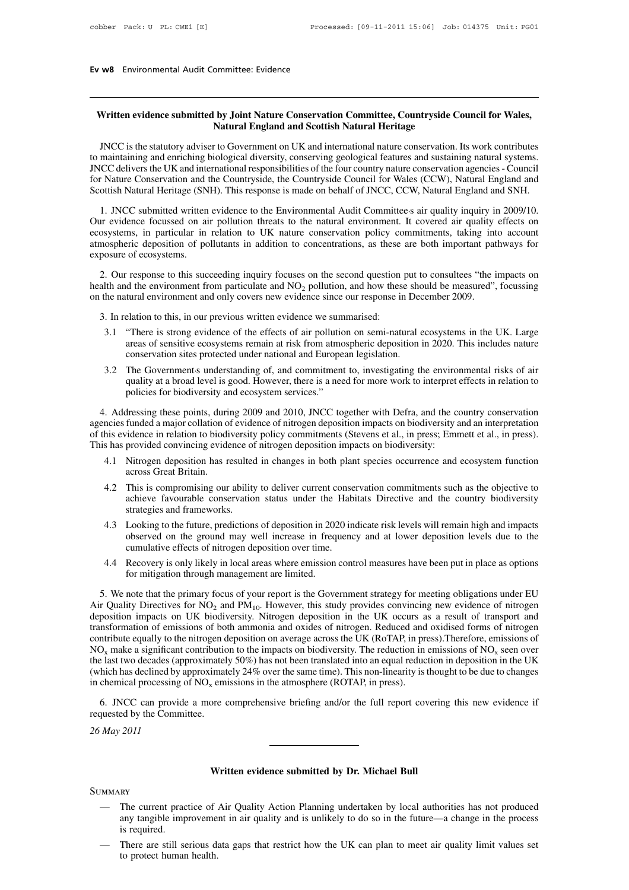## Written evidence submitted by Joint Nature Conservation Committee, Countryside Council for Wales, Natural England and Scottish Natural Heritage

JNCC is the statutory adviser to Government on UK and international nature conservation. Its work contributes to maintaining and enriching biological diversity, conserving geological features and sustaining natural systems. JNCC delivers the UK and international responsibilities of the four country nature conservation agencies - Council for Nature Conservation and the Countryside, the Countryside Council for Wales (CCW), Natural England and Scottish Natural Heritage (SNH). This response is made on behalf of JNCC, CCW, Natural England and SNH.

1. JNCC submitted written evidence to the Environmental Audit Committee's air quality inquiry in 2009/10. Our evidence focussed on air pollution threats to the natural environment. It covered air quality effects on ecosystems, in particular in relation to UK nature conservation policy commitments, taking into account atmospheric deposition of pollutants in addition to concentrations, as these are both important pathways for exposure of ecosystems.

2. Our response to this succeeding inquiry focuses on the second question put to consultees "the impacts on health and the environment from particulate and $NO_2$ pollution, and how these should be measured", focussing on the natural environment and only covers new evidence since our response in December 2009.

3. In relation to this, in our previous written evidence we summarised:

3.1 "There is strong evidence of the effects of air pollution on semi-natural ecosystems in the UK. Large areas of sensitive ecosystems remain at risk from atmospheric deposition in 2020. This includes nature conservation sites protected under national and European legislation.

3.2 The Government's understanding of, and commitment to, investigating the environmental risks of air quality at a broad level is good. However, there is a need for more work to interpret effects in relation to policies for biodiversity and ecosystem services."

4. Addressing these points, during 2009 and 2010, JNCC together with Defra, and the country conservation agencies funded a major collation of evidence of nitrogen deposition impacts on biodiversity and an interpretation of this evidence in relation to biodiversity policy commitments (Stevens et al., in press; Emmett et al., in press). This has provided convincing evidence of nitrogen deposition impacts on biodiversity:

4.1 Nitrogen deposition has resulted in changes in both plant species occurrence and ecosystem function across Great Britain.

4.2 This is compromising our ability to deliver current conservation commitments such as the objective to achieve favourable conservation status under the Habitats Directive and the country biodiversity strategies and frameworks.

4.3 Looking to the future, predictions of deposition in 2020 indicate risk levels will remain high and impacts observed on the ground may well increase in frequency and at lower deposition levels due to the cumulative effects of nitrogen deposition over time.

4.4 Recovery is only likely in local areas where emission control measures have been put in place as options for mitigation through management are limited.

5. We note that the primary focus of your report is the Government strategy for meeting obligations under EU Air Quality Directives for $NO_2$ and $PM_{10}$. However, this study provides convincing new evidence of nitrogen deposition impacts on UK biodiversity. Nitrogen deposition in the UK occurs as a result of transport and transformation of emissions of both ammonia and oxides of nitrogen. Reduced and oxidised forms of nitrogen contribute equally to the nitrogen deposition on average across the UK (RoTAP, in press).Therefore, emissions of $NO_x$ make a significant contribution to the impacts on biodiversity. The reduction in emissions of $NO_x$ seen over the last two decades (approximately 50%) has not been translated into an equal reduction in deposition in the UK (which has declined by approximately 24% over the same time). This non-linearity is thought to be due to changes in chemical processing of $NO_x$ emissions in the atmosphere (ROTAP, in press).

6. JNCC can provide a more comprehensive briefing and/or the full report covering this new evidence if requested by the Committee.

*26 May 2011*

---

## Written evidence submitted by Dr. Michael Bull

SUMMARY

- The current practice of Air Quality Action Planning undertaken by local authorities has not produced any tangible improvement in air quality and is unlikely to do so in the future—a change in the process is required.
- There are still serious data gaps that restrict how the UK can plan to meet air quality limit values set to protect human health.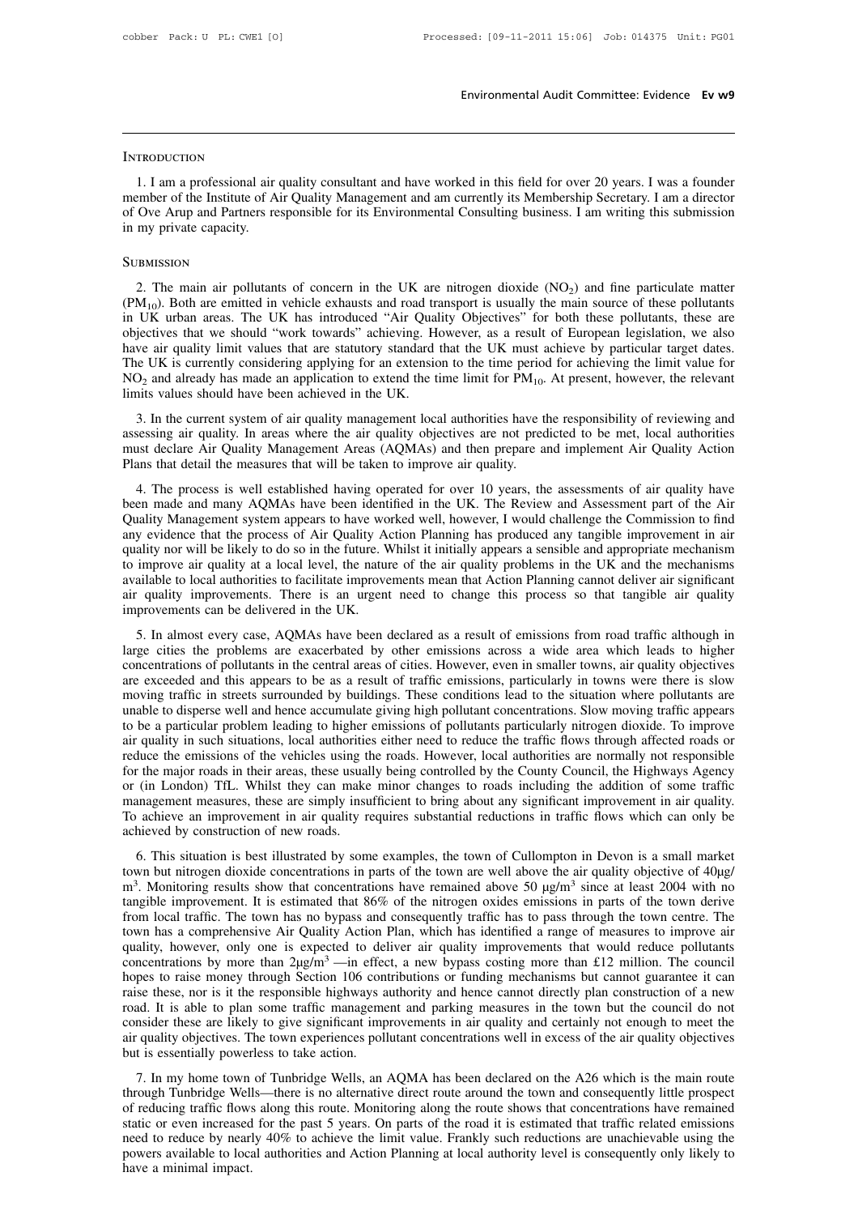## Introduction

1. I am a professional air quality consultant and have worked in this field for over 20 years. I was a founder member of the Institute of Air Quality Management and am currently its Membership Secretary. I am a director of Ove Arup and Partners responsible for its Environmental Consulting business. I am writing this submission in my private capacity.

## Submission

2. The main air pollutants of concern in the UK are nitrogen dioxide ($NO_2$) and fine particulate matter ($PM_{10}$). Both are emitted in vehicle exhausts and road transport is usually the main source of these pollutants in UK urban areas. The UK has introduced "Air Quality Objectives" for both these pollutants, these are objectives that we should "work towards" achieving. However, as a result of European legislation, we also have air quality limit values that are statutory standard that the UK must achieve by particular target dates. The UK is currently considering applying for an extension to the time period for achieving the limit value for $NO_2$ and already has made an application to extend the time limit for $PM_{10}$. At present, however, the relevant limits values should have been achieved in the UK.

3. In the current system of air quality management local authorities have the responsibility of reviewing and assessing air quality. In areas where the air quality objectives are not predicted to be met, local authorities must declare Air Quality Management Areas (AQMAs) and then prepare and implement Air Quality Action Plans that detail the measures that will be taken to improve air quality.

4. The process is well established having operated for over 10 years, the assessments of air quality have been made and many AQMAs have been identified in the UK. The Review and Assessment part of the Air Quality Management system appears to have worked well, however, I would challenge the Commission to find any evidence that the process of Air Quality Action Planning has produced any tangible improvement in air quality nor will be likely to do so in the future. Whilst it initially appears a sensible and appropriate mechanism to improve air quality at a local level, the nature of the air quality problems in the UK and the mechanisms available to local authorities to facilitate improvements mean that Action Planning cannot deliver air significant air quality improvements. There is an urgent need to change this process so that tangible air quality improvements can be delivered in the UK.

5. In almost every case, AQMAs have been declared as a result of emissions from road traffic although in large cities the problems are exacerbated by other emissions across a wide area which leads to higher concentrations of pollutants in the central areas of cities. However, even in smaller towns, air quality objectives are exceeded and this appears to be as a result of traffic emissions, particularly in towns were there is slow moving traffic in streets surrounded by buildings. These conditions lead to the situation where pollutants are unable to disperse well and hence accumulate giving high pollutant concentrations. Slow moving traffic appears to be a particular problem leading to higher emissions of pollutants particularly nitrogen dioxide. To improve air quality in such situations, local authorities either need to reduce the traffic flows through affected roads or reduce the emissions of the vehicles using the roads. However, local authorities are normally not responsible for the major roads in their areas, these usually being controlled by the County Council, the Highways Agency or (in London) TfL. Whilst they can make minor changes to roads including the addition of some traffic management measures, these are simply insufficient to bring about any significant improvement in air quality. To achieve an improvement in air quality requires substantial reductions in traffic flows which can only be achieved by construction of new roads.

6. This situation is best illustrated by some examples, the town of Cullompton in Devon is a small market town but nitrogen dioxide concentrations in parts of the town are well above the air quality objective of 40µg/m$^3$. Monitoring results show that concentrations have remained above 50 µg/m$^3$ since at least 2004 with no tangible improvement. It is estimated that 86% of the nitrogen oxides emissions in parts of the town derive from local traffic. The town has no bypass and consequently traffic has to pass through the town centre. The town has a comprehensive Air Quality Action Plan, which has identified a range of measures to improve air quality, however, only one is expected to deliver air quality improvements that would reduce pollutants concentrations by more than 2µg/m$^3$ —in effect, a new bypass costing more than £12 million. The council hopes to raise money through Section 106 contributions or funding mechanisms but cannot guarantee it can raise these, nor is it the responsible highways authority and hence cannot directly plan construction of a new road. It is able to plan some traffic management and parking measures in the town but the council do not consider these are likely to give significant improvements in air quality and certainly not enough to meet the air quality objectives. The town experiences pollutant concentrations well in excess of the air quality objectives but is essentially powerless to take action.

7. In my home town of Tunbridge Wells, an AQMA has been declared on the A26 which is the main route through Tunbridge Wells—there is no alternative direct route around the town and consequently little prospect of reducing traffic flows along this route. Monitoring along the route shows that concentrations have remained static or even increased for the past 5 years. On parts of the road it is estimated that traffic related emissions need to reduce by nearly 40% to achieve the limit value. Frankly such reductions are unachievable using the powers available to local authorities and Action Planning at local authority level is consequently only likely to have a minimal impact.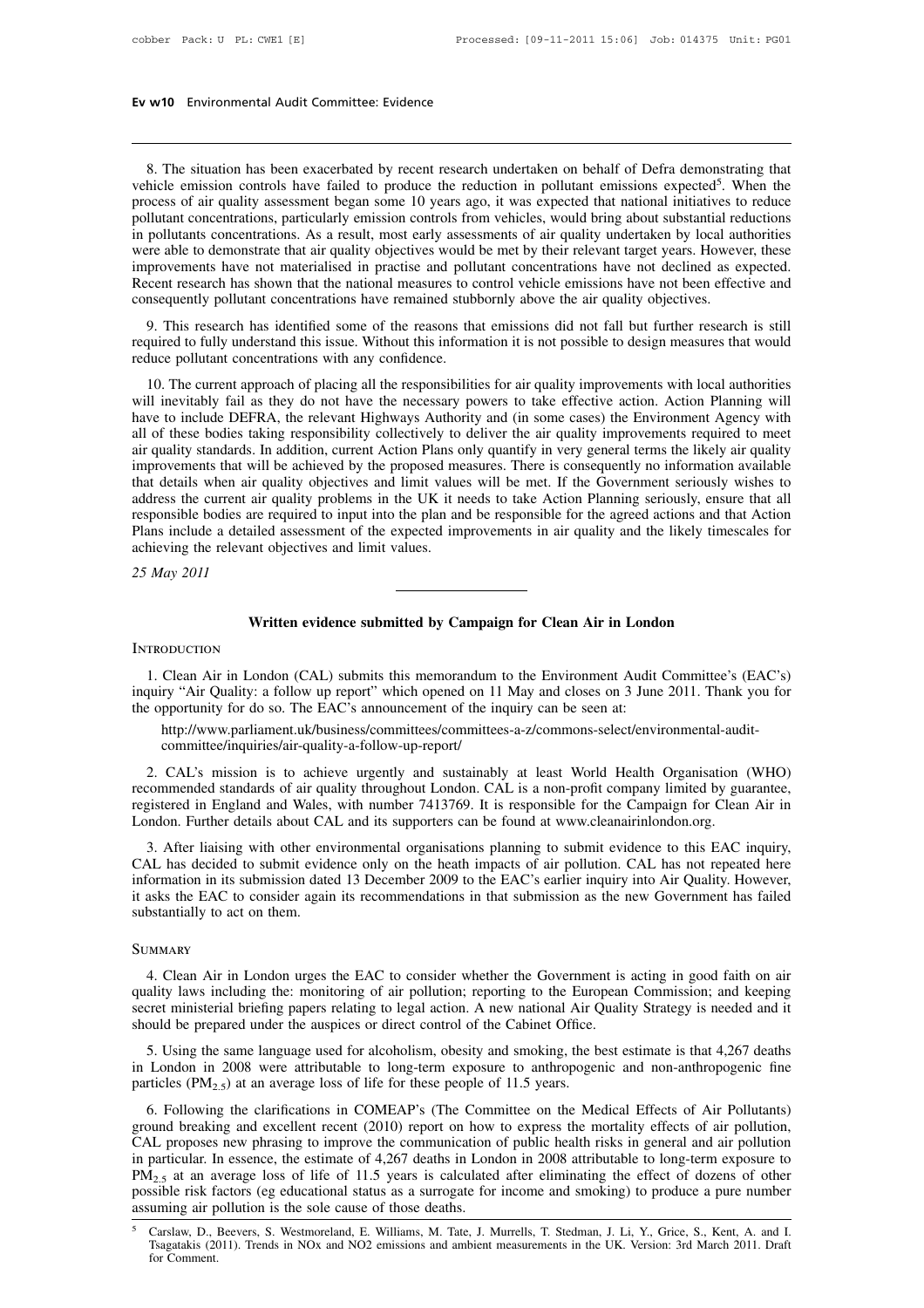8. The situation has been exacerbated by recent research undertaken on behalf of Defra demonstrating that vehicle emission controls have failed to produce the reduction in pollutant emissions expected[5]. When the process of air quality assessment began some 10 years ago, it was expected that national initiatives to reduce pollutant concentrations, particularly emission controls from vehicles, would bring about substantial reductions in pollutants concentrations. As a result, most early assessments of air quality undertaken by local authorities were able to demonstrate that air quality objectives would be met by their relevant target years. However, these improvements have not materialised in practise and pollutant concentrations have not declined as expected. Recent research has shown that the national measures to control vehicle emissions have not been effective and consequently pollutant concentrations have remained stubbornly above the air quality objectives.

9. This research has identified some of the reasons that emissions did not fall but further research is still required to fully understand this issue. Without this information it is not possible to design measures that would reduce pollutant concentrations with any confidence.

10. The current approach of placing all the responsibilities for air quality improvements with local authorities will inevitably fail as they do not have the necessary powers to take effective action. Action Planning will have to include DEFRA, the relevant Highways Authority and (in some cases) the Environment Agency with all of these bodies taking responsibility collectively to deliver the air quality improvements required to meet air quality standards. In addition, current Action Plans only quantify in very general terms the likely air quality improvements that will be achieved by the proposed measures. There is consequently no information available that details when air quality objectives and limit values will be met. If the Government seriously wishes to address the current air quality problems in the UK it needs to take Action Planning seriously, ensure that all responsible bodies are required to input into the plan and be responsible for the agreed actions and that Action Plans include a detailed assessment of the expected improvements in air quality and the likely timescales for achieving the relevant objectives and limit values.

*25 May 2011*

## Written evidence submitted by Campaign for Clean Air in London

### Introduction

1. Clean Air in London (CAL) submits this memorandum to the Environment Audit Committee's (EAC's) inquiry "Air Quality: a follow up report" which opened on 11 May and closes on 3 June 2011. Thank you for the opportunity for do so. The EAC's announcement of the inquiry can be seen at:

http://www.parliament.uk/business/committees/committees-a-z/commons-select/environmental-audit-committee/inquiries/air-quality-a-follow-up-report/

2. CAL's mission is to achieve urgently and sustainably at least World Health Organisation (WHO) recommended standards of air quality throughout London. CAL is a non-profit company limited by guarantee, registered in England and Wales, with number 7413769. It is responsible for the Campaign for Clean Air in London. Further details about CAL and its supporters can be found at www.cleanairinlondon.org.

3. After liaising with other environmental organisations planning to submit evidence to this EAC inquiry, CAL has decided to submit evidence only on the heath impacts of air pollution. CAL has not repeated here information in its submission dated 13 December 2009 to the EAC's earlier inquiry into Air Quality. However, it asks the EAC to consider again its recommendations in that submission as the new Government has failed substantially to act on them.

### Summary

4. Clean Air in London urges the EAC to consider whether the Government is acting in good faith on air quality laws including the: monitoring of air pollution; reporting to the European Commission; and keeping secret ministerial briefing papers relating to legal action. A new national Air Quality Strategy is needed and it should be prepared under the auspices or direct control of the Cabinet Office.

5. Using the same language used for alcoholism, obesity and smoking, the best estimate is that 4,267 deaths in London in 2008 were attributable to long-term exposure to anthropogenic and non-anthropogenic fine particles ($PM_{2.5}$) at an average loss of life for these people of 11.5 years.

6. Following the clarifications in COMEAP's (The Committee on the Medical Effects of Air Pollutants) ground breaking and excellent recent (2010) report on how to express the mortality effects of air pollution, CAL proposes new phrasing to improve the communication of public health risks in general and air pollution in particular. In essence, the estimate of 4,267 deaths in London in 2008 attributable to long-term exposure to $PM_{2.5}$ at an average loss of life of 11.5 years is calculated after eliminating the effect of dozens of other possible risk factors (eg educational status as a surrogate for income and smoking) to produce a pure number assuming air pollution is the sole cause of those deaths.

[5] Carslaw, D., Beevers, S. Westmoreland, E. Williams, M. Tate, J. Murrells, T. Stedman, J. Li, Y., Grice, S., Kent, A. and I. Tsagatakis (2011). Trends in NOx and NO2 emissions and ambient measurements in the UK. Version: 3rd March 2011. Draft for Comment.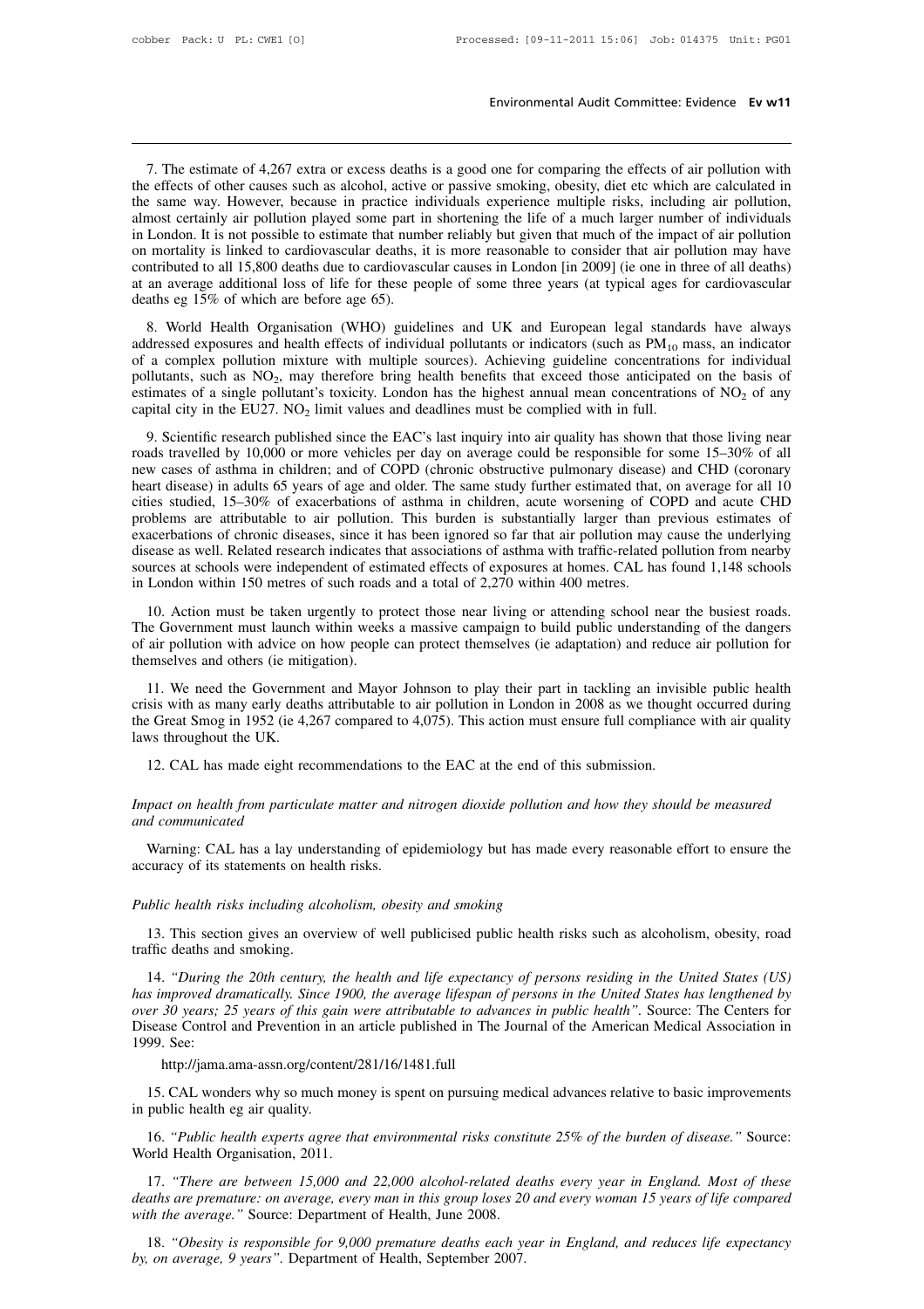7. The estimate of 4,267 extra or excess deaths is a good one for comparing the effects of air pollution with the effects of other causes such as alcohol, active or passive smoking, obesity, diet etc which are calculated in the same way. However, because in practice individuals experience multiple risks, including air pollution, almost certainly air pollution played some part in shortening the life of a much larger number of individuals in London. It is not possible to estimate that number reliably but given that much of the impact of air pollution on mortality is linked to cardiovascular deaths, it is more reasonable to consider that air pollution may have contributed to all 15,800 deaths due to cardiovascular causes in London [in 2009] (ie one in three of all deaths) at an average additional loss of life for these people of some three years (at typical ages for cardiovascular deaths eg 15% of which are before age 65).

8. World Health Organisation (WHO) guidelines and UK and European legal standards have always addressed exposures and health effects of individual pollutants or indicators (such as $PM_{10}$ mass, an indicator of a complex pollution mixture with multiple sources). Achieving guideline concentrations for individual pollutants, such as $NO_2$, may therefore bring health benefits that exceed those anticipated on the basis of estimates of a single pollutant's toxicity. London has the highest annual mean concentrations of $NO_2$ of any capital city in the EU27. $NO_2$ limit values and deadlines must be complied with in full.

9. Scientific research published since the EAC's last inquiry into air quality has shown that those living near roads travelled by 10,000 or more vehicles per day on average could be responsible for some 15–30% of all new cases of asthma in children; and of COPD (chronic obstructive pulmonary disease) and CHD (coronary heart disease) in adults 65 years of age and older. The same study further estimated that, on average for all 10 cities studied, 15–30% of exacerbations of asthma in children, acute worsening of COPD and acute CHD problems are attributable to air pollution. This burden is substantially larger than previous estimates of exacerbations of chronic diseases, since it has been ignored so far that air pollution may cause the underlying disease as well. Related research indicates that associations of asthma with traffic-related pollution from nearby sources at schools were independent of estimated effects of exposures at homes. CAL has found 1,148 schools in London within 150 metres of such roads and a total of 2,270 within 400 metres.

10. Action must be taken urgently to protect those near living or attending school near the busiest roads. The Government must launch within weeks a massive campaign to build public understanding of the dangers of air pollution with advice on how people can protect themselves (ie adaptation) and reduce air pollution for themselves and others (ie mitigation).

11. We need the Government and Mayor Johnson to play their part in tackling an invisible public health crisis with as many early deaths attributable to air pollution in London in 2008 as we thought occurred during the Great Smog in 1952 (ie 4,267 compared to 4,075). This action must ensure full compliance with air quality laws throughout the UK.

12. CAL has made eight recommendations to the EAC at the end of this submission.

*Impact on health from particulate matter and nitrogen dioxide pollution and how they should be measured and communicated*

Warning: CAL has a lay understanding of epidemiology but has made every reasonable effort to ensure the accuracy of its statements on health risks.

*Public health risks including alcoholism, obesity and smoking*

13. This section gives an overview of well publicised public health risks such as alcoholism, obesity, road traffic deaths and smoking.

14. *"During the 20th century, the health and life expectancy of persons residing in the United States (US) has improved dramatically. Since 1900, the average lifespan of persons in the United States has lengthened by over 30 years; 25 years of this gain were attributable to advances in public health"*. Source: The Centers for Disease Control and Prevention in an article published in The Journal of the American Medical Association in 1999. See:

http://jama.ama-assn.org/content/281/16/1481.full

15. CAL wonders why so much money is spent on pursuing medical advances relative to basic improvements in public health eg air quality.

16. *"Public health experts agree that environmental risks constitute 25% of the burden of disease."* Source: World Health Organisation, 2011.

17. *"There are between 15,000 and 22,000 alcohol-related deaths every year in England. Most of these deaths are premature: on average, every man in this group loses 20 and every woman 15 years of life compared with the average."* Source: Department of Health, June 2008.

18. *"Obesity is responsible for 9,000 premature deaths each year in England, and reduces life expectancy by, on average, 9 years"*. Department of Health, September 2007.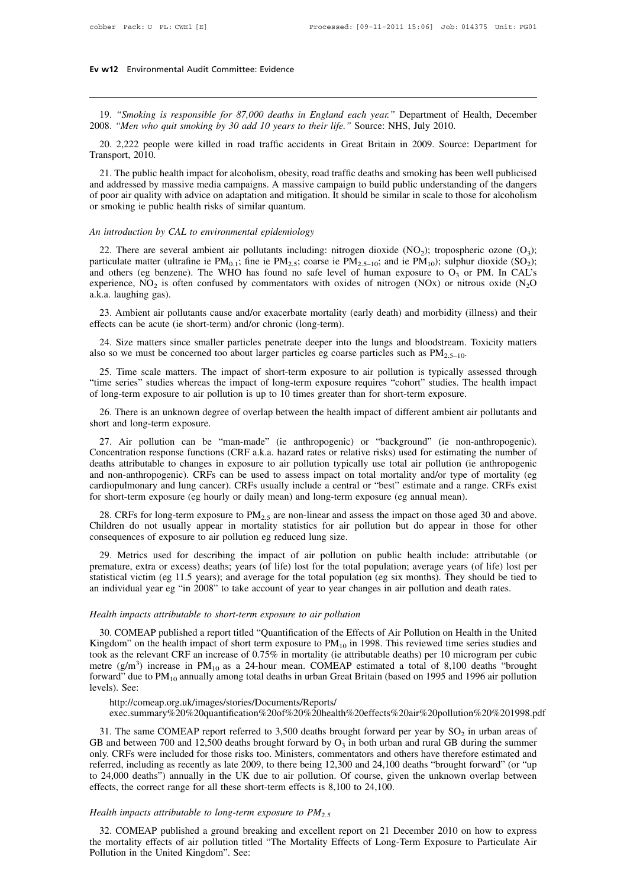19. *"Smoking is responsible for 87,000 deaths in England each year."* Department of Health, December 2008. *"Men who quit smoking by 30 add 10 years to their life."* Source: NHS, July 2010.

20. 2,222 people were killed in road traffic accidents in Great Britain in 2009. Source: Department for Transport, 2010.

21. The public health impact for alcoholism, obesity, road traffic deaths and smoking has been well publicised and addressed by massive media campaigns. A massive campaign to build public understanding of the dangers of poor air quality with advice on adaptation and mitigation. It should be similar in scale to those for alcoholism or smoking ie public health risks of similar quantum.

*An introduction by CAL to environmental epidemiology*

22. There are several ambient air pollutants including: nitrogen dioxide ($NO_2$); tropospheric ozone ($O_3$); particulate matter (ultrafine ie $PM_{0.1}$; fine ie $PM_{2.5}$; coarse ie $PM_{2.5-10}$; and ie $PM_{10}$); sulphur dioxide ($SO_2$); and others (eg benzene). The WHO has found no safe level of human exposure to $O_3$ or PM. In CAL's experience, $NO_2$ is often confused by commentators with oxides of nitrogen (NOx) or nitrous oxide ($N_2O$ a.k.a. laughing gas).

23. Ambient air pollutants cause and/or exacerbate mortality (early death) and morbidity (illness) and their effects can be acute (ie short-term) and/or chronic (long-term).

24. Size matters since smaller particles penetrate deeper into the lungs and bloodstream. Toxicity matters also so we must be concerned too about larger particles eg coarse particles such as $PM_{2.5-10}$.

25. Time scale matters. The impact of short-term exposure to air pollution is typically assessed through "time series" studies whereas the impact of long-term exposure requires "cohort" studies. The health impact of long-term exposure to air pollution is up to 10 times greater than for short-term exposure.

26. There is an unknown degree of overlap between the health impact of different ambient air pollutants and short and long-term exposure.

27. Air pollution can be "man-made" (ie anthropogenic) or "background" (ie non-anthropogenic). Concentration response functions (CRF a.k.a. hazard rates or relative risks) used for estimating the number of deaths attributable to changes in exposure to air pollution typically use total air pollution (ie anthropogenic and non-anthropogenic). CRFs can be used to assess impact on total mortality and/or type of mortality (eg cardiopulmonary and lung cancer). CRFs usually include a central or "best" estimate and a range. CRFs exist for short-term exposure (eg hourly or daily mean) and long-term exposure (eg annual mean).

28. CRFs for long-term exposure to $PM_{2.5}$ are non-linear and assess the impact on those aged 30 and above. Children do not usually appear in mortality statistics for air pollution but do appear in those for other consequences of exposure to air pollution eg reduced lung size.

29. Metrics used for describing the impact of air pollution on public health include: attributable (or premature, extra or excess) deaths; years (of life) lost for the total population; average years (of life) lost per statistical victim (eg 11.5 years); and average for the total population (eg six months). They should be tied to an individual year eg "in 2008" to take account of year to year changes in air pollution and death rates.

*Health impacts attributable to short-term exposure to air pollution*

30. COMEAP published a report titled "Quantification of the Effects of Air Pollution on Health in the United Kingdom" on the health impact of short term exposure to $PM_{10}$ in 1998. This reviewed time series studies and took as the relevant CRF an increase of 0.75% in mortality (ie attributable deaths) per 10 microgram per cubic metre (g/m$^3$) increase in $PM_{10}$ as a 24-hour mean. COMEAP estimated a total of 8,100 deaths "brought forward" due to $PM_{10}$ annually among total deaths in urban Great Britain (based on 1995 and 1996 air pollution levels). See:

http://comeap.org.uk/images/stories/Documents/Reports/exec.summary%20%20quantification%20of%20%20health%20effects%20air%20pollution%20%201998.pdf

31. The same COMEAP report referred to 3,500 deaths brought forward per year by $SO_2$ in urban areas of GB and between 700 and 12,500 deaths brought forward by $O_3$ in both urban and rural GB during the summer only. CRFs were included for those risks too. Ministers, commentators and others have therefore estimated and referred, including as recently as late 2009, to there being 12,300 and 24,100 deaths "brought forward" (or "up to 24,000 deaths") annually in the UK due to air pollution. Of course, given the unknown overlap between effects, the correct range for all these short-term effects is 8,100 to 24,100.

*Health impacts attributable to long-term exposure to $PM_{2.5}$*

32. COMEAP published a ground breaking and excellent report on 21 December 2010 on how to express the mortality effects of air pollution titled "The Mortality Effects of Long-Term Exposure to Particulate Air Pollution in the United Kingdom". See: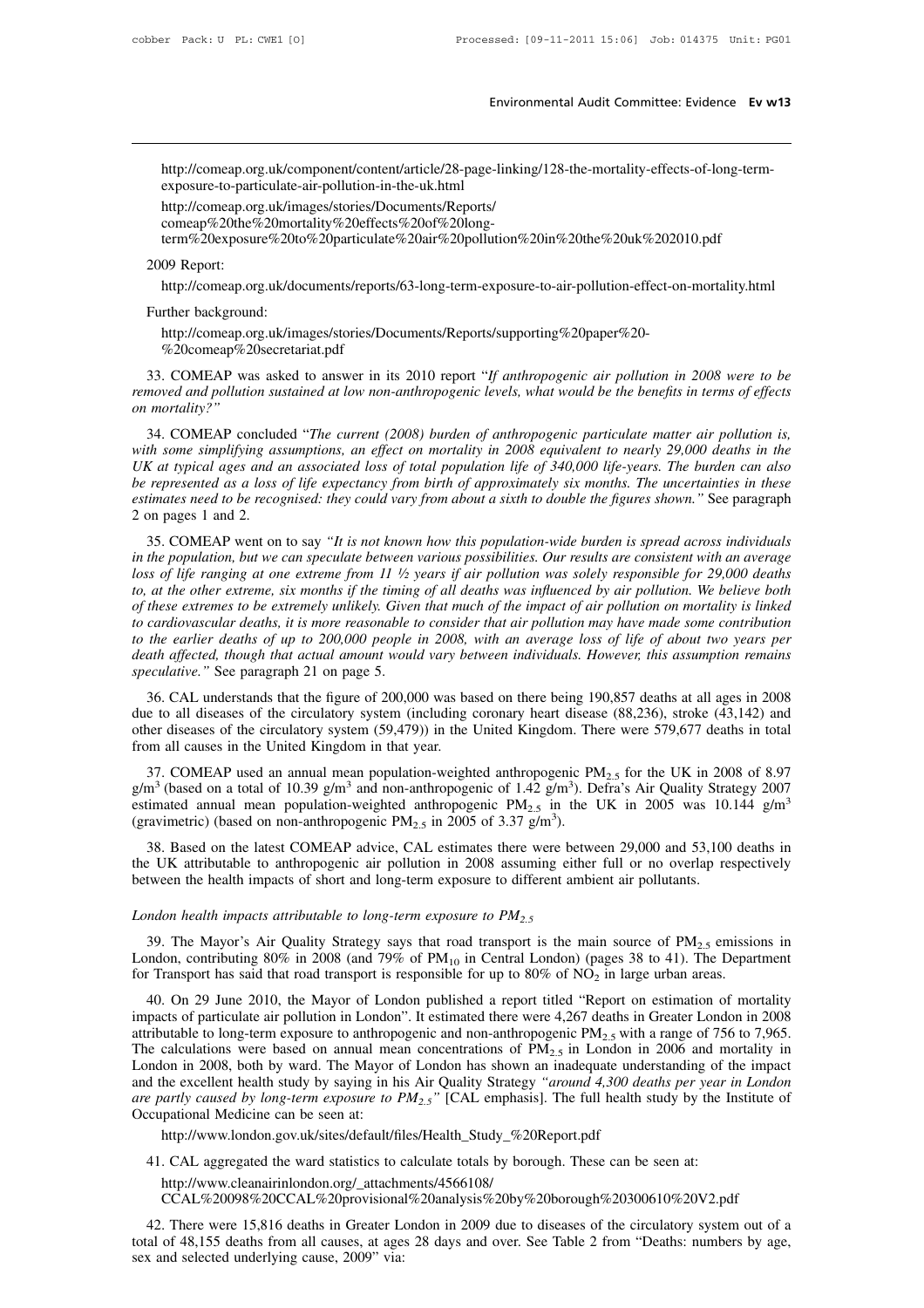http://comeap.org.uk/component/content/article/28-page-linking/128-the-mortality-effects-of-long-term-exposure-to-particulate-air-pollution-in-the-uk.html

http://comeap.org.uk/images/stories/Documents/Reports/comeap%20the%20mortality%20effects%20of%20long-term%20exposure%20to%20particulate%20air%20pollution%20in%20the%20uk%202010.pdf

2009 Report:

http://comeap.org.uk/documents/reports/63-long-term-exposure-to-air-pollution-effect-on-mortality.html

Further background:

http://comeap.org.uk/images/stories/Documents/Reports/supporting%20paper%20-%20comeap%20secretariat.pdf

33. COMEAP was asked to answer in its 2010 report "*If anthropogenic air pollution in 2008 were to be removed and pollution sustained at low non-anthropogenic levels, what would be the benefits in terms of effects on mortality?*"

34. COMEAP concluded "*The current (2008) burden of anthropogenic particulate matter air pollution is, with some simplifying assumptions, an effect on mortality in 2008 equivalent to nearly 29,000 deaths in the UK at typical ages and an associated loss of total population life of 340,000 life-years. The burden can also be represented as a loss of life expectancy from birth of approximately six months. The uncertainties in these estimates need to be recognised: they could vary from about a sixth to double the figures shown.*" See paragraph 2 on pages 1 and 2.

35. COMEAP went on to say "*It is not known how this population-wide burden is spread across individuals in the population, but we can speculate between various possibilities. Our results are consistent with an average loss of life ranging at one extreme from 11 ½ years if air pollution was solely responsible for 29,000 deaths to, at the other extreme, six months if the timing of all deaths was influenced by air pollution. We believe both of these extremes to be extremely unlikely. Given that much of the impact of air pollution on mortality is linked to cardiovascular deaths, it is more reasonable to consider that air pollution may have made some contribution to the earlier deaths of up to 200,000 people in 2008, with an average loss of life of about two years per death affected, though that actual amount would vary between individuals. However, this assumption remains speculative.*" See paragraph 21 on page 5.

36. CAL understands that the figure of 200,000 was based on there being 190,857 deaths at all ages in 2008 due to all diseases of the circulatory system (including coronary heart disease (88,236), stroke (43,142) and other diseases of the circulatory system (59,479)) in the United Kingdom. There were 579,677 deaths in total from all causes in the United Kingdom in that year.

37. COMEAP used an annual mean population-weighted anthropogenic $PM_{2.5}$ for the UK in 2008 of 8.97 $g/m^3$ (based on a total of 10.39 $g/m^3$ and non-anthropogenic of 1.42 $g/m^3$). Defra's Air Quality Strategy 2007 estimated annual mean population-weighted anthropogenic $PM_{2.5}$ in the UK in 2005 was 10.144 $g/m^3$ (gravimetric) (based on non-anthropogenic $PM_{2.5}$ in 2005 of 3.37 $g/m^3$).

38. Based on the latest COMEAP advice, CAL estimates there were between 29,000 and 53,100 deaths in the UK attributable to anthropogenic air pollution in 2008 assuming either full or no overlap respectively between the health impacts of short and long-term exposure to different ambient air pollutants.

*London health impacts attributable to long-term exposure to $PM_{2.5}$*

39. The Mayor's Air Quality Strategy says that road transport is the main source of $PM_{2.5}$ emissions in London, contributing 80% in 2008 (and 79% of $PM_{10}$ in Central London) (pages 38 to 41). The Department for Transport has said that road transport is responsible for up to 80% of $NO_2$ in large urban areas.

40. On 29 June 2010, the Mayor of London published a report titled "Report on estimation of mortality impacts of particulate air pollution in London". It estimated there were 4,267 deaths in Greater London in 2008 attributable to long-term exposure to anthropogenic and non-anthropogenic $PM_{2.5}$ with a range of 756 to 7,965. The calculations were based on annual mean concentrations of $PM_{2.5}$ in London in 2006 and mortality in London in 2008, both by ward. The Mayor of London has shown an inadequate understanding of the impact and the excellent health study by saying in his Air Quality Strategy *"around 4,300 deaths per year in London are partly caused by long-term exposure to $PM_{2.5}$"* [CAL emphasis]. The full health study by the Institute of Occupational Medicine can be seen at:

http://www.london.gov.uk/sites/default/files/Health_Study_%20Report.pdf

41. CAL aggregated the ward statistics to calculate totals by borough. These can be seen at:

http://www.cleanairinlondon.org/_attachments/4566108/CCAL%20098%20CCAL%20provisional%20analysis%20by%20borough%20300610%20V2.pdf

42. There were 15,816 deaths in Greater London in 2009 due to diseases of the circulatory system out of a total of 48,155 deaths from all causes, at ages 28 days and over. See Table 2 from "Deaths: numbers by age, sex and selected underlying cause, 2009" via: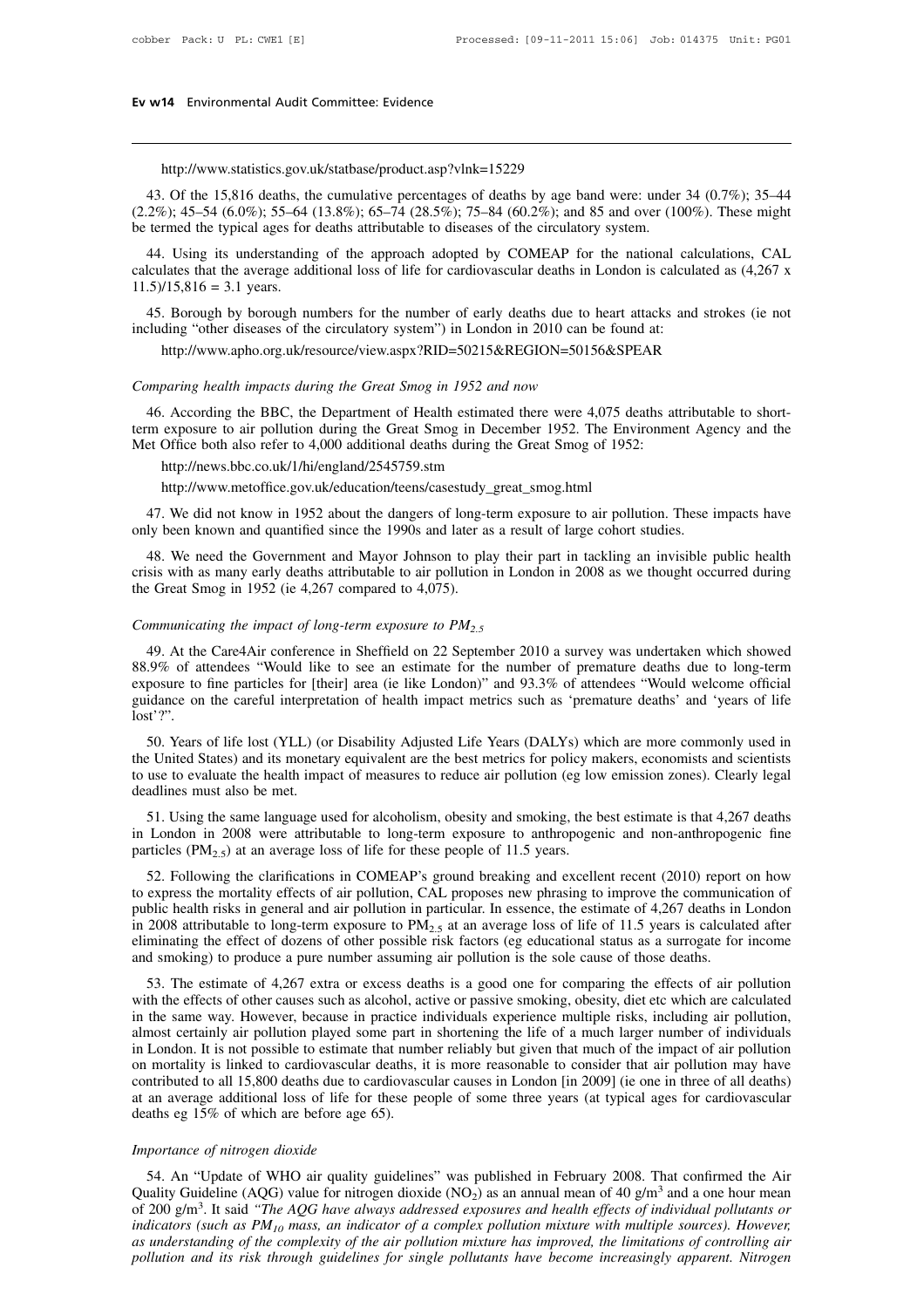http://www.statistics.gov.uk/statbase/product.asp?vlnk=15229

43. Of the 15,816 deaths, the cumulative percentages of deaths by age band were: under 34 (0.7%); 35–44 (2.2%); 45–54 (6.0%); 55–64 (13.8%); 65–74 (28.5%); 75–84 (60.2%); and 85 and over (100%). These might be termed the typical ages for deaths attributable to diseases of the circulatory system.

44. Using its understanding of the approach adopted by COMEAP for the national calculations, CAL calculates that the average additional loss of life for cardiovascular deaths in London is calculated as (4,267 x 11.5)/15,816 = 3.1 years.

45. Borough by borough numbers for the number of early deaths due to heart attacks and strokes (ie not including "other diseases of the circulatory system") in London in 2010 can be found at:

http://www.apho.org.uk/resource/view.aspx?RID=50215&REGION=50156&SPEAR

*Comparing health impacts during the Great Smog in 1952 and now*

46. According the BBC, the Department of Health estimated there were 4,075 deaths attributable to short-term exposure to air pollution during the Great Smog in December 1952. The Environment Agency and the Met Office both also refer to 4,000 additional deaths during the Great Smog of 1952:

http://news.bbc.co.uk/1/hi/england/2545759.stm

http://www.metoffice.gov.uk/education/teens/casestudy_great_smog.html

47. We did not know in 1952 about the dangers of long-term exposure to air pollution. These impacts have only been known and quantified since the 1990s and later as a result of large cohort studies.

48. We need the Government and Mayor Johnson to play their part in tackling an invisible public health crisis with as many early deaths attributable to air pollution in London in 2008 as we thought occurred during the Great Smog in 1952 (ie 4,267 compared to 4,075).

*Communicating the impact of long-term exposure to $PM_{2.5}$*

49. At the Care4Air conference in Sheffield on 22 September 2010 a survey was undertaken which showed 88.9% of attendees "Would like to see an estimate for the number of premature deaths due to long-term exposure to fine particles for [their] area (ie like London)" and 93.3% of attendees "Would welcome official guidance on the careful interpretation of health impact metrics such as 'premature deaths' and 'years of life lost'?".

50. Years of life lost (YLL) (or Disability Adjusted Life Years (DALYs) which are more commonly used in the United States) and its monetary equivalent are the best metrics for policy makers, economists and scientists to use to evaluate the health impact of measures to reduce air pollution (eg low emission zones). Clearly legal deadlines must also be met.

51. Using the same language used for alcoholism, obesity and smoking, the best estimate is that 4,267 deaths in London in 2008 were attributable to long-term exposure to anthropogenic and non-anthropogenic fine particles ($PM_{2.5}$) at an average loss of life for these people of 11.5 years.

52. Following the clarifications in COMEAP's ground breaking and excellent recent (2010) report on how to express the mortality effects of air pollution, CAL proposes new phrasing to improve the communication of public health risks in general and air pollution in particular. In essence, the estimate of 4,267 deaths in London in 2008 attributable to long-term exposure to $PM_{2.5}$ at an average loss of life of 11.5 years is calculated after eliminating the effect of dozens of other possible risk factors (eg educational status as a surrogate for income and smoking) to produce a pure number assuming air pollution is the sole cause of those deaths.

53. The estimate of 4,267 extra or excess deaths is a good one for comparing the effects of air pollution with the effects of other causes such as alcohol, active or passive smoking, obesity, diet etc which are calculated in the same way. However, because in practice individuals experience multiple risks, including air pollution, almost certainly air pollution played some part in shortening the life of a much larger number of individuals in London. It is not possible to estimate that number reliably but given that much of the impact of air pollution on mortality is linked to cardiovascular deaths, it is more reasonable to consider that air pollution may have contributed to all 15,800 deaths due to cardiovascular causes in London [in 2009] (ie one in three of all deaths) at an average additional loss of life for these people of some three years (at typical ages for cardiovascular deaths eg 15% of which are before age 65).

*Importance of nitrogen dioxide*

54. An "Update of WHO air quality guidelines" was published in February 2008. That confirmed the Air Quality Guideline (AQG) value for nitrogen dioxide ($NO_2$) as an annual mean of 40 g/m$^3$ and a one hour mean of 200 g/m$^3$. It said *"The AQG have always addressed exposures and health effects of individual pollutants or indicators (such as $PM_{10}$ mass, an indicator of a complex pollution mixture with multiple sources). However, as understanding of the complexity of the air pollution mixture has improved, the limitations of controlling air pollution and its risk through guidelines for single pollutants have become increasingly apparent. Nitrogen*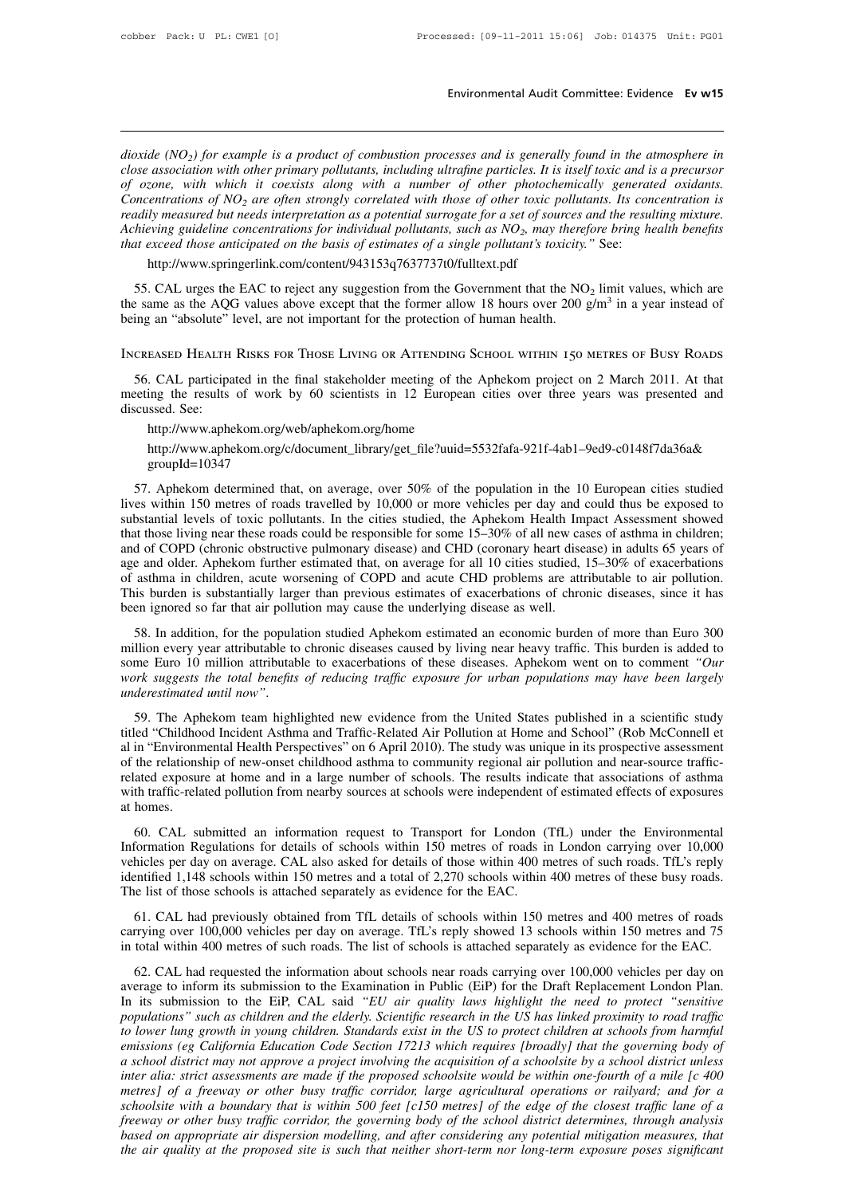*dioxide ($NO_2$) for example is a product of combustion processes and is generally found in the atmosphere in close association with other primary pollutants, including ultrafine particles. It is itself toxic and is a precursor of ozone, with which it coexists along with a number of other photochemically generated oxidants. Concentrations of $NO_2$ are often strongly correlated with those of other toxic pollutants. Its concentration is readily measured but needs interpretation as a potential surrogate for a set of sources and the resulting mixture. Achieving guideline concentrations for individual pollutants, such as $NO_2$, may therefore bring health benefits that exceed those anticipated on the basis of estimates of a single pollutant's toxicity."* See:

http://www.springerlink.com/content/943153q7637737t0/fulltext.pdf

55. CAL urges the EAC to reject any suggestion from the Government that the $NO_2$ limit values, which are the same as the AQG values above except that the former allow 18 hours over 200 g/m$^3$ in a year instead of being an "absolute" level, are not important for the protection of human health.

## Increased Health Risks for Those Living or Attending School within 150 metres of Busy Roads

56. CAL participated in the final stakeholder meeting of the Aphekom project on 2 March 2011. At that meeting the results of work by 60 scientists in 12 European cities over three years was presented and discussed. See:

http://www.aphekom.org/web/aphekom.org/home

http://www.aphekom.org/c/document_library/get_file?uuid=5532fafa-921f-4ab1–9ed9-c0148f7da36a&groupId=10347

57. Aphekom determined that, on average, over 50% of the population in the 10 European cities studied lives within 150 metres of roads travelled by 10,000 or more vehicles per day and could thus be exposed to substantial levels of toxic pollutants. In the cities studied, the Aphekom Health Impact Assessment showed that those living near these roads could be responsible for some 15–30% of all new cases of asthma in children; and of COPD (chronic obstructive pulmonary disease) and CHD (coronary heart disease) in adults 65 years of age and older. Aphekom further estimated that, on average for all 10 cities studied, 15–30% of exacerbations of asthma in children, acute worsening of COPD and acute CHD problems are attributable to air pollution. This burden is substantially larger than previous estimates of exacerbations of chronic diseases, since it has been ignored so far that air pollution may cause the underlying disease as well.

58. In addition, for the population studied Aphekom estimated an economic burden of more than Euro 300 million every year attributable to chronic diseases caused by living near heavy traffic. This burden is added to some Euro 10 million attributable to exacerbations of these diseases. Aphekom went on to comment *"Our work suggests the total benefits of reducing traffic exposure for urban populations may have been largely underestimated until now"*.

59. The Aphekom team highlighted new evidence from the United States published in a scientific study titled "Childhood Incident Asthma and Traffic-Related Air Pollution at Home and School" (Rob McConnell et al in "Environmental Health Perspectives" on 6 April 2010). The study was unique in its prospective assessment of the relationship of new-onset childhood asthma to community regional air pollution and near-source traffic-related exposure at home and in a large number of schools. The results indicate that associations of asthma with traffic-related pollution from nearby sources at schools were independent of estimated effects of exposures at homes.

60. CAL submitted an information request to Transport for London (TfL) under the Environmental Information Regulations for details of schools within 150 metres of roads in London carrying over 10,000 vehicles per day on average. CAL also asked for details of those within 400 metres of such roads. TfL's reply identified 1,148 schools within 150 metres and a total of 2,270 schools within 400 metres of these busy roads. The list of those schools is attached separately as evidence for the EAC.

61. CAL had previously obtained from TfL details of schools within 150 metres and 400 metres of roads carrying over 100,000 vehicles per day on average. TfL's reply showed 13 schools within 150 metres and 75 in total within 400 metres of such roads. The list of schools is attached separately as evidence for the EAC.

62. CAL had requested the information about schools near roads carrying over 100,000 vehicles per day on average to inform its submission to the Examination in Public (EiP) for the Draft Replacement London Plan. In its submission to the EiP, CAL said *"EU air quality laws highlight the need to protect "sensitive populations" such as children and the elderly. Scientific research in the US has linked proximity to road traffic to lower lung growth in young children. Standards exist in the US to protect children at schools from harmful emissions (eg California Education Code Section 17213 which requires [broadly] that the governing body of a school district may not approve a project involving the acquisition of a schoolsite by a school district unless inter alia: strict assessments are made if the proposed schoolsite would be within one-fourth of a mile [c 400 metres] of a freeway or other busy traffic corridor, large agricultural operations or railyard; and for a schoolsite with a boundary that is within 500 feet [c150 metres] of the edge of the closest traffic lane of a freeway or other busy traffic corridor, the governing body of the school district determines, through analysis based on appropriate air dispersion modelling, and after considering any potential mitigation measures, that the air quality at the proposed site is such that neither short-term nor long-term exposure poses significant*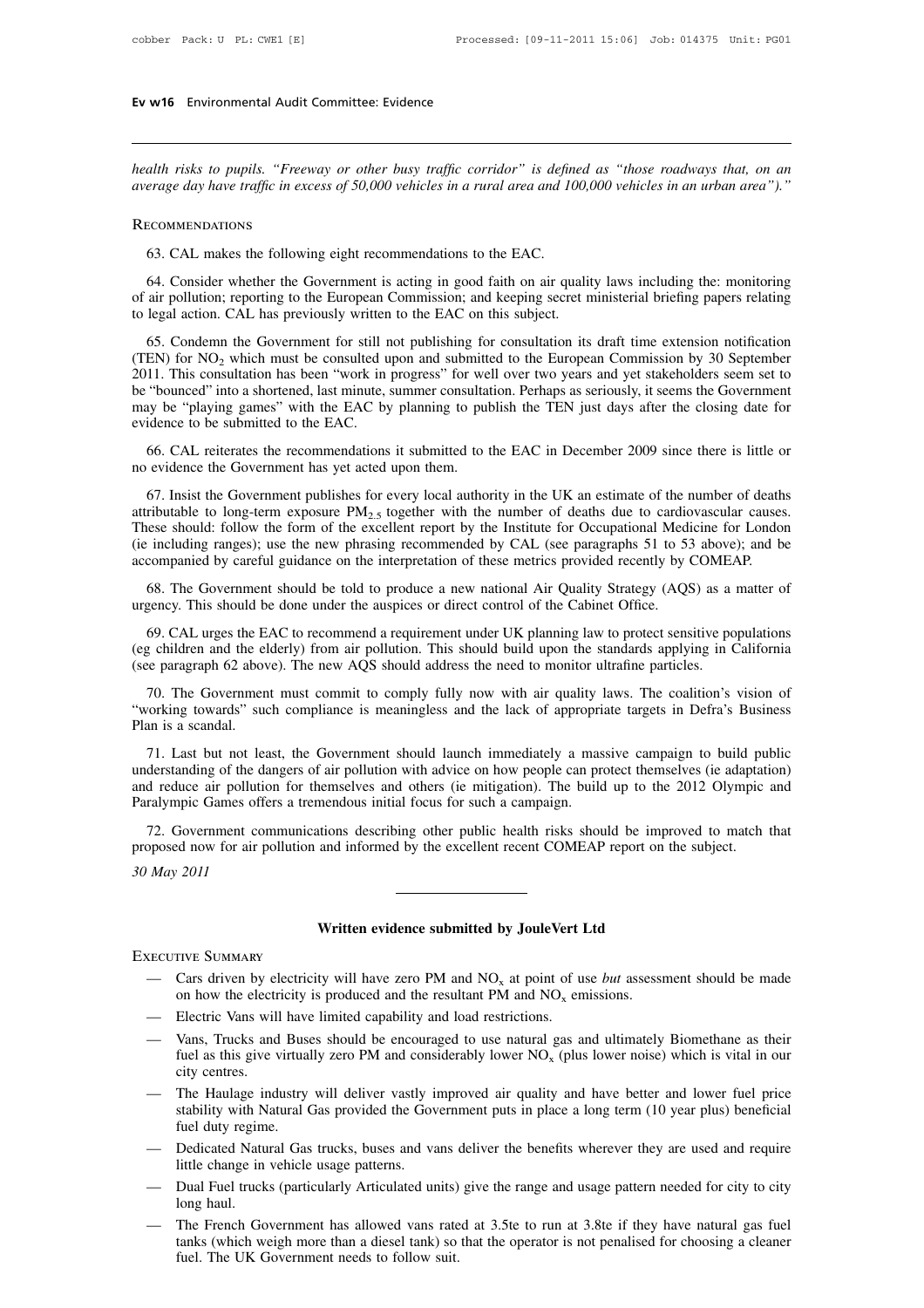*health risks to pupils. "Freeway or other busy traffic corridor" is defined as "those roadways that, on an average day have traffic in excess of 50,000 vehicles in a rural area and 100,000 vehicles in an urban area")."*

### Recommendations

63. CAL makes the following eight recommendations to the EAC.

64. Consider whether the Government is acting in good faith on air quality laws including the: monitoring of air pollution; reporting to the European Commission; and keeping secret ministerial briefing papers relating to legal action. CAL has previously written to the EAC on this subject.

65. Condemn the Government for still not publishing for consultation its draft time extension notification (TEN) for $NO_2$ which must be consulted upon and submitted to the European Commission by 30 September 2011. This consultation has been "work in progress" for well over two years and yet stakeholders seem set to be "bounced" into a shortened, last minute, summer consultation. Perhaps as seriously, it seems the Government may be "playing games" with the EAC by planning to publish the TEN just days after the closing date for evidence to be submitted to the EAC.

66. CAL reiterates the recommendations it submitted to the EAC in December 2009 since there is little or no evidence the Government has yet acted upon them.

67. Insist the Government publishes for every local authority in the UK an estimate of the number of deaths attributable to long-term exposure $PM_{2.5}$ together with the number of deaths due to cardiovascular causes. These should: follow the form of the excellent report by the Institute for Occupational Medicine for London (ie including ranges); use the new phrasing recommended by CAL (see paragraphs 51 to 53 above); and be accompanied by careful guidance on the interpretation of these metrics provided recently by COMEAP.

68. The Government should be told to produce a new national Air Quality Strategy (AQS) as a matter of urgency. This should be done under the auspices or direct control of the Cabinet Office.

69. CAL urges the EAC to recommend a requirement under UK planning law to protect sensitive populations (eg children and the elderly) from air pollution. This should build upon the standards applying in California (see paragraph 62 above). The new AQS should address the need to monitor ultrafine particles.

70. The Government must commit to comply fully now with air quality laws. The coalition's vision of "working towards" such compliance is meaningless and the lack of appropriate targets in Defra's Business Plan is a scandal.

71. Last but not least, the Government should launch immediately a massive campaign to build public understanding of the dangers of air pollution with advice on how people can protect themselves (ie adaptation) and reduce air pollution for themselves and others (ie mitigation). The build up to the 2012 Olympic and Paralympic Games offers a tremendous initial focus for such a campaign.

72. Government communications describing other public health risks should be improved to match that proposed now for air pollution and informed by the excellent recent COMEAP report on the subject.

*30 May 2011*

---

## Written evidence submitted by JouleVert Ltd

### Executive Summary

- Cars driven by electricity will have zero PM and $NO_x$ at point of use *but* assessment should be made on how the electricity is produced and the resultant PM and $NO_x$ emissions.
- Electric Vans will have limited capability and load restrictions.
- Vans, Trucks and Buses should be encouraged to use natural gas and ultimately Biomethane as their fuel as this give virtually zero PM and considerably lower $NO_x$ (plus lower noise) which is vital in our city centres.
- The Haulage industry will deliver vastly improved air quality and have better and lower fuel price stability with Natural Gas provided the Government puts in place a long term (10 year plus) beneficial fuel duty regime.
- Dedicated Natural Gas trucks, buses and vans deliver the benefits wherever they are used and require little change in vehicle usage patterns.
- Dual Fuel trucks (particularly Articulated units) give the range and usage pattern needed for city to city long haul.
- The French Government has allowed vans rated at 3.5te to run at 3.8te if they have natural gas fuel tanks (which weigh more than a diesel tank) so that the operator is not penalised for choosing a cleaner fuel. The UK Government needs to follow suit.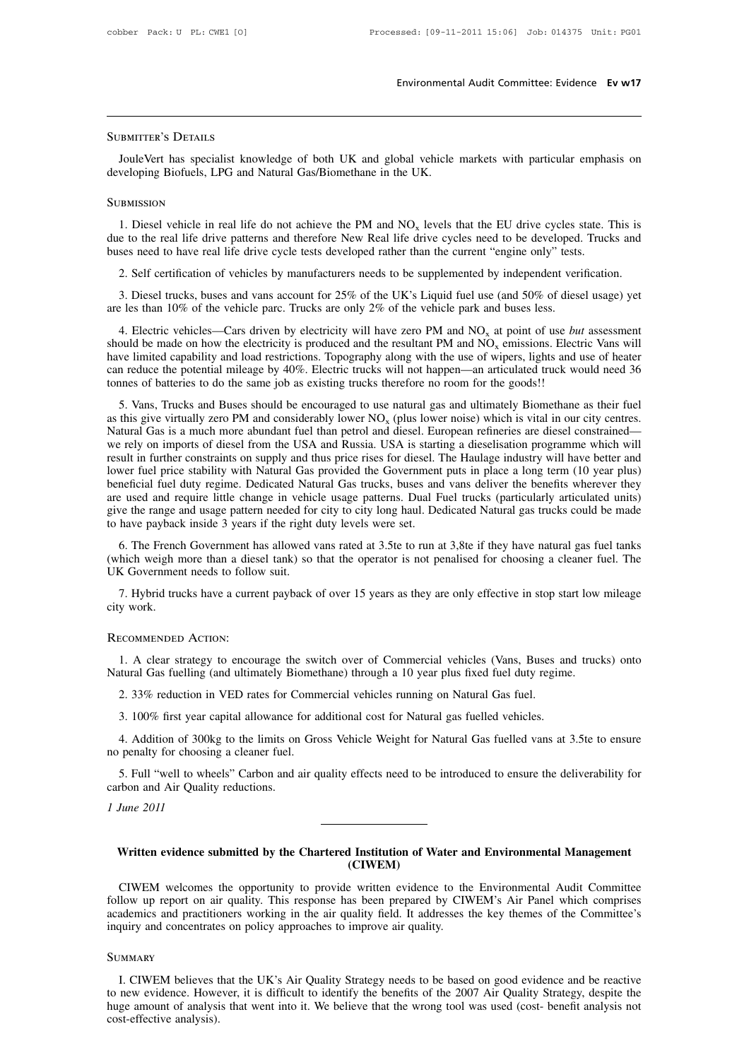### Submitter's Details

JouleVert has specialist knowledge of both UK and global vehicle markets with particular emphasis on developing Biofuels, LPG and Natural Gas/Biomethane in the UK.

### Submission

1. Diesel vehicle in real life do not achieve the PM and $NO_x$ levels that the EU drive cycles state. This is due to the real life drive patterns and therefore New Real life drive cycles need to be developed. Trucks and buses need to have real life drive cycle tests developed rather than the current "engine only" tests.

2. Self certification of vehicles by manufacturers needs to be supplemented by independent verification.

3. Diesel trucks, buses and vans account for 25% of the UK's Liquid fuel use (and 50% of diesel usage) yet are les than 10% of the vehicle parc. Trucks are only 2% of the vehicle park and buses less.

4. Electric vehicles—Cars driven by electricity will have zero PM and $NO_x$ at point of use *but* assessment should be made on how the electricity is produced and the resultant PM and $NO_x$ emissions. Electric Vans will have limited capability and load restrictions. Topography along with the use of wipers, lights and use of heater can reduce the potential mileage by 40%. Electric trucks will not happen—an articulated truck would need 36 tonnes of batteries to do the same job as existing trucks therefore no room for the goods!!

5. Vans, Trucks and Buses should be encouraged to use natural gas and ultimately Biomethane as their fuel as this give virtually zero PM and considerably lower $NO_x$ (plus lower noise) which is vital in our city centres. Natural Gas is a much more abundant fuel than petrol and diesel. European refineries are diesel constrained—we rely on imports of diesel from the USA and Russia. USA is starting a dieselisation programme which will result in further constraints on supply and thus price rises for diesel. The Haulage industry will have better and lower fuel price stability with Natural Gas provided the Government puts in place a long term (10 year plus) beneficial fuel duty regime. Dedicated Natural Gas trucks, buses and vans deliver the benefits wherever they are used and require little change in vehicle usage patterns. Dual Fuel trucks (particularly articulated units) give the range and usage pattern needed for city to city long haul. Dedicated Natural gas trucks could be made to have payback inside 3 years if the right duty levels were set.

6. The French Government has allowed vans rated at 3.5te to run at 3,8te if they have natural gas fuel tanks (which weigh more than a diesel tank) so that the operator is not penalised for choosing a cleaner fuel. The UK Government needs to follow suit.

7. Hybrid trucks have a current payback of over 15 years as they are only effective in stop start low mileage city work.

### Recommended Action:

1. A clear strategy to encourage the switch over of Commercial vehicles (Vans, Buses and trucks) onto Natural Gas fuelling (and ultimately Biomethane) through a 10 year plus fixed fuel duty regime.

2. 33% reduction in VED rates for Commercial vehicles running on Natural Gas fuel.

3. 100% first year capital allowance for additional cost for Natural gas fuelled vehicles.

4. Addition of 300kg to the limits on Gross Vehicle Weight for Natural Gas fuelled vans at 3.5te to ensure no penalty for choosing a cleaner fuel.

5. Full "well to wheels" Carbon and air quality effects need to be introduced to ensure the deliverability for carbon and Air Quality reductions.

*1 June 2011*

---

## Written evidence submitted by the Chartered Institution of Water and Environmental Management (CIWEM)

CIWEM welcomes the opportunity to provide written evidence to the Environmental Audit Committee follow up report on air quality. This response has been prepared by CIWEM's Air Panel which comprises academics and practitioners working in the air quality field. It addresses the key themes of the Committee's inquiry and concentrates on policy approaches to improve air quality.

### Summary

I. CIWEM believes that the UK's Air Quality Strategy needs to be based on good evidence and be reactive to new evidence. However, it is difficult to identify the benefits of the 2007 Air Quality Strategy, despite the huge amount of analysis that went into it. We believe that the wrong tool was used (cost- benefit analysis not cost-effective analysis).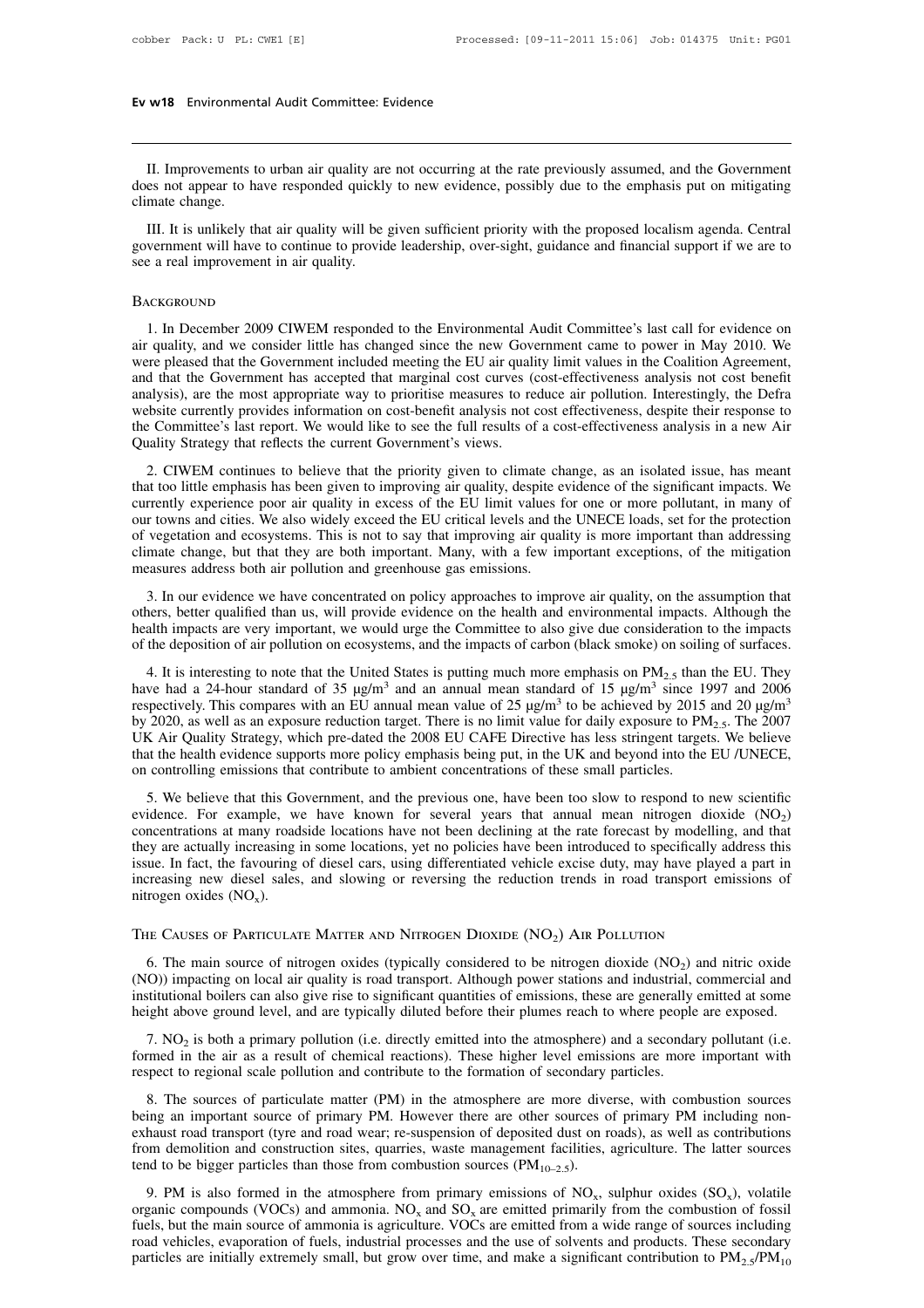II. Improvements to urban air quality are not occurring at the rate previously assumed, and the Government does not appear to have responded quickly to new evidence, possibly due to the emphasis put on mitigating climate change.

III. It is unlikely that air quality will be given sufficient priority with the proposed localism agenda. Central government will have to continue to provide leadership, over-sight, guidance and financial support if we are to see a real improvement in air quality.

## Background

1. In December 2009 CIWEM responded to the Environmental Audit Committee's last call for evidence on air quality, and we consider little has changed since the new Government came to power in May 2010. We were pleased that the Government included meeting the EU air quality limit values in the Coalition Agreement, and that the Government has accepted that marginal cost curves (cost-effectiveness analysis not cost benefit analysis), are the most appropriate way to prioritise measures to reduce air pollution. Interestingly, the Defra website currently provides information on cost-benefit analysis not cost effectiveness, despite their response to the Committee's last report. We would like to see the full results of a cost-effectiveness analysis in a new Air Quality Strategy that reflects the current Government's views.

2. CIWEM continues to believe that the priority given to climate change, as an isolated issue, has meant that too little emphasis has been given to improving air quality, despite evidence of the significant impacts. We currently experience poor air quality in excess of the EU limit values for one or more pollutant, in many of our towns and cities. We also widely exceed the EU critical levels and the UNECE loads, set for the protection of vegetation and ecosystems. This is not to say that improving air quality is more important than addressing climate change, but that they are both important. Many, with a few important exceptions, of the mitigation measures address both air pollution and greenhouse gas emissions.

3. In our evidence we have concentrated on policy approaches to improve air quality, on the assumption that others, better qualified than us, will provide evidence on the health and environmental impacts. Although the health impacts are very important, we would urge the Committee to also give due consideration to the impacts of the deposition of air pollution on ecosystems, and the impacts of carbon (black smoke) on soiling of surfaces.

4. It is interesting to note that the United States is putting much more emphasis on $PM_{2.5}$ than the EU. They have had a 24-hour standard of 35 $\mu g/m^3$ and an annual mean standard of 15 $\mu g/m^3$ since 1997 and 2006 respectively. This compares with an EU annual mean value of 25 $\mu g/m^3$ to be achieved by 2015 and 20 $\mu g/m^3$ by 2020, as well as an exposure reduction target. There is no limit value for daily exposure to $PM_{2.5}$. The 2007 UK Air Quality Strategy, which pre-dated the 2008 EU CAFE Directive has less stringent targets. We believe that the health evidence supports more policy emphasis being put, in the UK and beyond into the EU /UNECE, on controlling emissions that contribute to ambient concentrations of these small particles.

5. We believe that this Government, and the previous one, have been too slow to respond to new scientific evidence. For example, we have known for several years that annual mean nitrogen dioxide ($NO_2$) concentrations at many roadside locations have not been declining at the rate forecast by modelling, and that they are actually increasing in some locations, yet no policies have been introduced to specifically address this issue. In fact, the favouring of diesel cars, using differentiated vehicle excise duty, may have played a part in increasing new diesel sales, and slowing or reversing the reduction trends in road transport emissions of nitrogen oxides ($NO_x$).

## The Causes of Particulate Matter and Nitrogen Dioxide ($NO_2$) Air Pollution

6. The main source of nitrogen oxides (typically considered to be nitrogen dioxide ($NO_2$) and nitric oxide (NO)) impacting on local air quality is road transport. Although power stations and industrial, commercial and institutional boilers can also give rise to significant quantities of emissions, these are generally emitted at some height above ground level, and are typically diluted before their plumes reach to where people are exposed.

7. $NO_2$ is both a primary pollution (i.e. directly emitted into the atmosphere) and a secondary pollutant (i.e. formed in the air as a result of chemical reactions). These higher level emissions are more important with respect to regional scale pollution and contribute to the formation of secondary particles.

8. The sources of particulate matter (PM) in the atmosphere are more diverse, with combustion sources being an important source of primary PM. However there are other sources of primary PM including non-exhaust road transport (tyre and road wear; re-suspension of deposited dust on roads), as well as contributions from demolition and construction sites, quarries, waste management facilities, agriculture. The latter sources tend to be bigger particles than those from combustion sources ($PM_{10-2.5}$).

9. PM is also formed in the atmosphere from primary emissions of $NO_x$, sulphur oxides ($SO_x$), volatile organic compounds (VOCs) and ammonia. $NO_x$ and $SO_x$ are emitted primarily from the combustion of fossil fuels, but the main source of ammonia is agriculture. VOCs are emitted from a wide range of sources including road vehicles, evaporation of fuels, industrial processes and the use of solvents and products. These secondary particles are initially extremely small, but grow over time, and make a significant contribution to $PM_{2.5}/PM_{10}$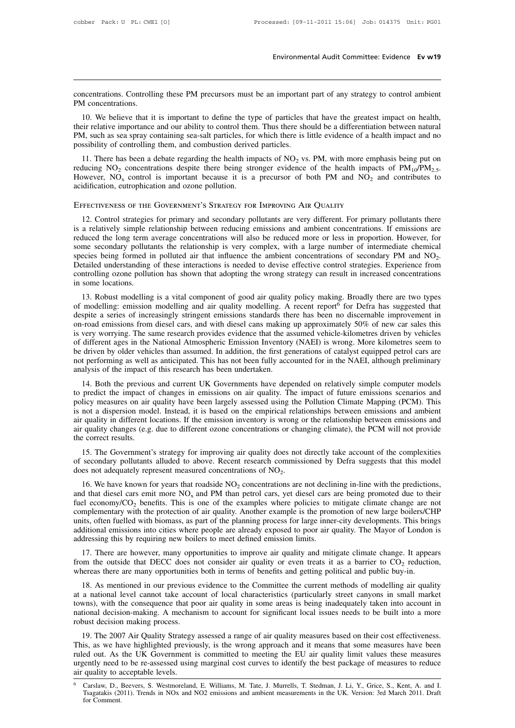concentrations. Controlling these PM precursors must be an important part of any strategy to control ambient PM concentrations.

10. We believe that it is important to define the type of particles that have the greatest impact on health, their relative importance and our ability to control them. Thus there should be a differentiation between natural PM, such as sea spray containing sea-salt particles, for which there is little evidence of a health impact and no possibility of controlling them, and combustion derived particles.

11. There has been a debate regarding the health impacts of $NO_2$ vs. PM, with more emphasis being put on reducing $NO_2$ concentrations despite there being stronger evidence of the health impacts of $PM_{10}/PM_{2.5}$. However, $NO_x$ control is important because it is a precursor of both PM and $NO_2$ and contributes to acidification, eutrophication and ozone pollution.

## Effectiveness of the Government's Strategy for Improving Air Quality

12. Control strategies for primary and secondary pollutants are very different. For primary pollutants there is a relatively simple relationship between reducing emissions and ambient concentrations. If emissions are reduced the long term average concentrations will also be reduced more or less in proportion. However, for some secondary pollutants the relationship is very complex, with a large number of intermediate chemical species being formed in polluted air that influence the ambient concentrations of secondary PM and $NO_2$. Detailed understanding of these interactions is needed to devise effective control strategies. Experience from controlling ozone pollution has shown that adopting the wrong strategy can result in increased concentrations in some locations.

13. Robust modelling is a vital component of good air quality policy making. Broadly there are two types of modelling: emission modelling and air quality modelling. A recent report[6] for Defra has suggested that despite a series of increasingly stringent emissions standards there has been no discernable improvement in on-road emissions from diesel cars, and with diesel cans making up approximately 50% of new car sales this is very worrying. The same research provides evidence that the assumed vehicle-kilometres driven by vehicles of different ages in the National Atmospheric Emission Inventory (NAEI) is wrong. More kilometres seem to be driven by older vehicles than assumed. In addition, the first generations of catalyst equipped petrol cars are not performing as well as anticipated. This has not been fully accounted for in the NAEI, although preliminary analysis of the impact of this research has been undertaken.

14. Both the previous and current UK Governments have depended on relatively simple computer models to predict the impact of changes in emissions on air quality. The impact of future emissions scenarios and policy measures on air quality have been largely assessed using the Pollution Climate Mapping (PCM). This is not a dispersion model. Instead, it is based on the empirical relationships between emissions and ambient air quality in different locations. If the emission inventory is wrong or the relationship between emissions and air quality changes (e.g. due to different ozone concentrations or changing climate), the PCM will not provide the correct results.

15. The Government's strategy for improving air quality does not directly take account of the complexities of secondary pollutants alluded to above. Recent research commissioned by Defra suggests that this model does not adequately represent measured concentrations of $NO_2$.

16. We have known for years that roadside $NO_2$ concentrations are not declining in-line with the predictions, and that diesel cars emit more $NO_x$ and PM than petrol cars, yet diesel cars are being promoted due to their fuel economy/$CO_2$ benefits. This is one of the examples where policies to mitigate climate change are not complementary with the protection of air quality. Another example is the promotion of new large boilers/CHP units, often fuelled with biomass, as part of the planning process for large inner-city developments. This brings additional emissions into cities where people are already exposed to poor air quality. The Mayor of London is addressing this by requiring new boilers to meet defined emission limits.

17. There are however, many opportunities to improve air quality and mitigate climate change. It appears from the outside that DECC does not consider air quality or even treats it as a barrier to $CO_2$ reduction, whereas there are many opportunities both in terms of benefits and getting political and public buy-in.

18. As mentioned in our previous evidence to the Committee the current methods of modelling air quality at a national level cannot take account of local characteristics (particularly street canyons in small market towns), with the consequence that poor air quality in some areas is being inadequately taken into account in national decision-making. A mechanism to account for significant local issues needs to be built into a more robust decision making process.

19. The 2007 Air Quality Strategy assessed a range of air quality measures based on their cost effectiveness. This, as we have highlighted previously, is the wrong approach and it means that some measures have been ruled out. As the UK Government is committed to meeting the EU air quality limit values these measures urgently need to be re-assessed using marginal cost curves to identify the best package of measures to reduce air quality to acceptable levels.

[6] Carslaw, D., Beevers, S. Westmoreland, E. Williams, M. Tate, J. Murrells, T. Stedman, J. Li, Y., Grice, S., Kent, A. and I. Tsagatakis (2011). Trends in NOx and NO2 emissions and ambient measurements in the UK. Version: 3rd March 2011. Draft for Comment.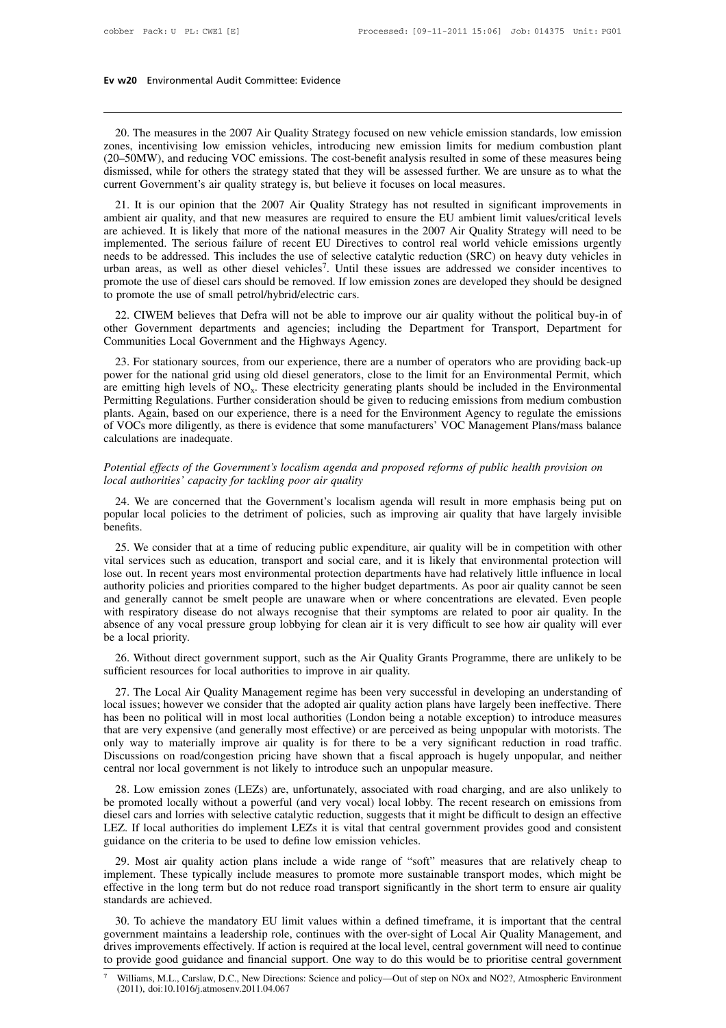20. The measures in the 2007 Air Quality Strategy focused on new vehicle emission standards, low emission zones, incentivising low emission vehicles, introducing new emission limits for medium combustion plant (20–50MW), and reducing VOC emissions. The cost-benefit analysis resulted in some of these measures being dismissed, while for others the strategy stated that they will be assessed further. We are unsure as to what the current Government's air quality strategy is, but believe it focuses on local measures.

21. It is our opinion that the 2007 Air Quality Strategy has not resulted in significant improvements in ambient air quality, and that new measures are required to ensure the EU ambient limit values/critical levels are achieved. It is likely that more of the national measures in the 2007 Air Quality Strategy will need to be implemented. The serious failure of recent EU Directives to control real world vehicle emissions urgently needs to be addressed. This includes the use of selective catalytic reduction (SRC) on heavy duty vehicles in urban areas, as well as other diesel vehicles[7]. Until these issues are addressed we consider incentives to promote the use of diesel cars should be removed. If low emission zones are developed they should be designed to promote the use of small petrol/hybrid/electric cars.

22. CIWEM believes that Defra will not be able to improve our air quality without the political buy-in of other Government departments and agencies; including the Department for Transport, Department for Communities Local Government and the Highways Agency.

23. For stationary sources, from our experience, there are a number of operators who are providing back-up power for the national grid using old diesel generators, close to the limit for an Environmental Permit, which are emitting high levels of $NO_x$. These electricity generating plants should be included in the Environmental Permitting Regulations. Further consideration should be given to reducing emissions from medium combustion plants. Again, based on our experience, there is a need for the Environment Agency to regulate the emissions of VOCs more diligently, as there is evidence that some manufacturers' VOC Management Plans/mass balance calculations are inadequate.

*Potential effects of the Government's localism agenda and proposed reforms of public health provision on local authorities' capacity for tackling poor air quality*

24. We are concerned that the Government's localism agenda will result in more emphasis being put on popular local policies to the detriment of policies, such as improving air quality that have largely invisible benefits.

25. We consider that at a time of reducing public expenditure, air quality will be in competition with other vital services such as education, transport and social care, and it is likely that environmental protection will lose out. In recent years most environmental protection departments have had relatively little influence in local authority policies and priorities compared to the higher budget departments. As poor air quality cannot be seen and generally cannot be smelt people are unaware when or where concentrations are elevated. Even people with respiratory disease do not always recognise that their symptoms are related to poor air quality. In the absence of any vocal pressure group lobbying for clean air it is very difficult to see how air quality will ever be a local priority.

26. Without direct government support, such as the Air Quality Grants Programme, there are unlikely to be sufficient resources for local authorities to improve in air quality.

27. The Local Air Quality Management regime has been very successful in developing an understanding of local issues; however we consider that the adopted air quality action plans have largely been ineffective. There has been no political will in most local authorities (London being a notable exception) to introduce measures that are very expensive (and generally most effective) or are perceived as being unpopular with motorists. The only way to materially improve air quality is for there to be a very significant reduction in road traffic. Discussions on road/congestion pricing have shown that a fiscal approach is hugely unpopular, and neither central nor local government is not likely to introduce such an unpopular measure.

28. Low emission zones (LEZs) are, unfortunately, associated with road charging, and are also unlikely to be promoted locally without a powerful (and very vocal) local lobby. The recent research on emissions from diesel cars and lorries with selective catalytic reduction, suggests that it might be difficult to design an effective LEZ. If local authorities do implement LEZs it is vital that central government provides good and consistent guidance on the criteria to be used to define low emission vehicles.

29. Most air quality action plans include a wide range of "soft" measures that are relatively cheap to implement. These typically include measures to promote more sustainable transport modes, which might be effective in the long term but do not reduce road transport significantly in the short term to ensure air quality standards are achieved.

30. To achieve the mandatory EU limit values within a defined timeframe, it is important that the central government maintains a leadership role, continues with the over-sight of Local Air Quality Management, and drives improvements effectively. If action is required at the local level, central government will need to continue to provide good guidance and financial support. One way to do this would be to prioritise central government

[7] Williams, M.L., Carslaw, D.C., New Directions: Science and policy—Out of step on NOx and NO2?, Atmospheric Environment (2011), doi:10.1016/j.atmosenv.2011.04.067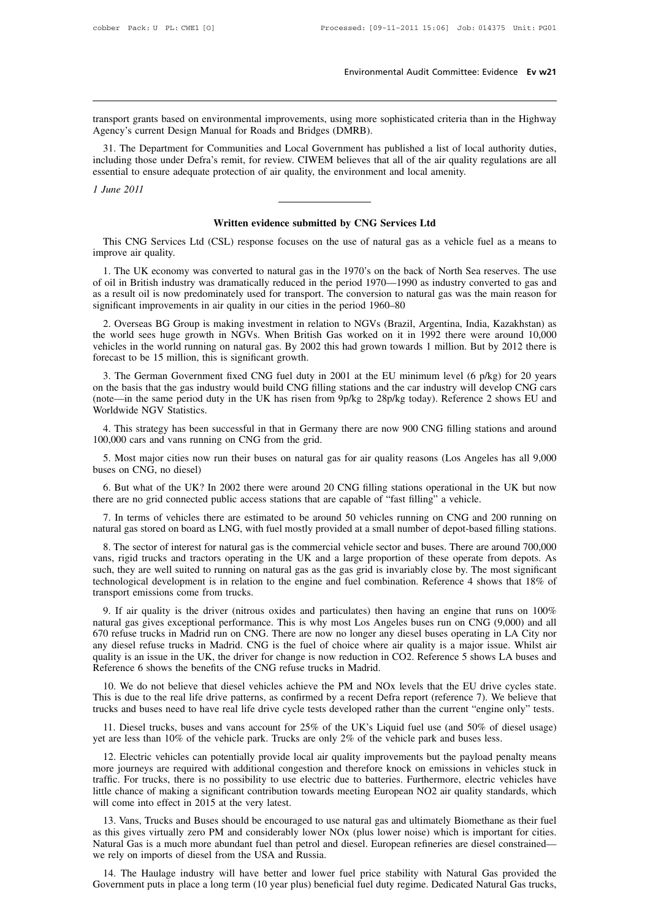transport grants based on environmental improvements, using more sophisticated criteria than in the Highway Agency's current Design Manual for Roads and Bridges (DMRB).

31. The Department for Communities and Local Government has published a list of local authority duties, including those under Defra's remit, for review. CIWEM believes that all of the air quality regulations are all essential to ensure adequate protection of air quality, the environment and local amenity.

*1 June 2011*

---

## Written evidence submitted by CNG Services Ltd

This CNG Services Ltd (CSL) response focuses on the use of natural gas as a vehicle fuel as a means to improve air quality.

1. The UK economy was converted to natural gas in the 1970's on the back of North Sea reserves. The use of oil in British industry was dramatically reduced in the period 1970—1990 as industry converted to gas and as a result oil is now predominately used for transport. The conversion to natural gas was the main reason for significant improvements in air quality in our cities in the period 1960–80

2. Overseas BG Group is making investment in relation to NGVs (Brazil, Argentina, India, Kazakhstan) as the world sees huge growth in NGVs. When British Gas worked on it in 1992 there were around 10,000 vehicles in the world running on natural gas. By 2002 this had grown towards 1 million. But by 2012 there is forecast to be 15 million, this is significant growth.

3. The German Government fixed CNG fuel duty in 2001 at the EU minimum level (6 p/kg) for 20 years on the basis that the gas industry would build CNG filling stations and the car industry will develop CNG cars (note—in the same period duty in the UK has risen from 9p/kg to 28p/kg today). Reference 2 shows EU and Worldwide NGV Statistics.

4. This strategy has been successful in that in Germany there are now 900 CNG filling stations and around 100,000 cars and vans running on CNG from the grid.

5. Most major cities now run their buses on natural gas for air quality reasons (Los Angeles has all 9,000 buses on CNG, no diesel)

6. But what of the UK? In 2002 there were around 20 CNG filling stations operational in the UK but now there are no grid connected public access stations that are capable of "fast filling" a vehicle.

7. In terms of vehicles there are estimated to be around 50 vehicles running on CNG and 200 running on natural gas stored on board as LNG, with fuel mostly provided at a small number of depot-based filling stations.

8. The sector of interest for natural gas is the commercial vehicle sector and buses. There are around 700,000 vans, rigid trucks and tractors operating in the UK and a large proportion of these operate from depots. As such, they are well suited to running on natural gas as the gas grid is invariably close by. The most significant technological development is in relation to the engine and fuel combination. Reference 4 shows that 18% of transport emissions come from trucks.

9. If air quality is the driver (nitrous oxides and particulates) then having an engine that runs on 100% natural gas gives exceptional performance. This is why most Los Angeles buses run on CNG (9,000) and all 670 refuse trucks in Madrid run on CNG. There are now no longer any diesel buses operating in LA City nor any diesel refuse trucks in Madrid. CNG is the fuel of choice where air quality is a major issue. Whilst air quality is an issue in the UK, the driver for change is now reduction in CO2. Reference 5 shows LA buses and Reference 6 shows the benefits of the CNG refuse trucks in Madrid.

10. We do not believe that diesel vehicles achieve the PM and NOx levels that the EU drive cycles state. This is due to the real life drive patterns, as confirmed by a recent Defra report (reference 7). We believe that trucks and buses need to have real life drive cycle tests developed rather than the current "engine only" tests.

11. Diesel trucks, buses and vans account for 25% of the UK's Liquid fuel use (and 50% of diesel usage) yet are less than 10% of the vehicle park. Trucks are only 2% of the vehicle park and buses less.

12. Electric vehicles can potentially provide local air quality improvements but the payload penalty means more journeys are required with additional congestion and therefore knock on emissions in vehicles stuck in traffic. For trucks, there is no possibility to use electric due to batteries. Furthermore, electric vehicles have little chance of making a significant contribution towards meeting European NO2 air quality standards, which will come into effect in 2015 at the very latest.

13. Vans, Trucks and Buses should be encouraged to use natural gas and ultimately Biomethane as their fuel as this gives virtually zero PM and considerably lower NOx (plus lower noise) which is important for cities. Natural Gas is a much more abundant fuel than petrol and diesel. European refineries are diesel constrained—we rely on imports of diesel from the USA and Russia.

14. The Haulage industry will have better and lower fuel price stability with Natural Gas provided the Government puts in place a long term (10 year plus) beneficial fuel duty regime. Dedicated Natural Gas trucks,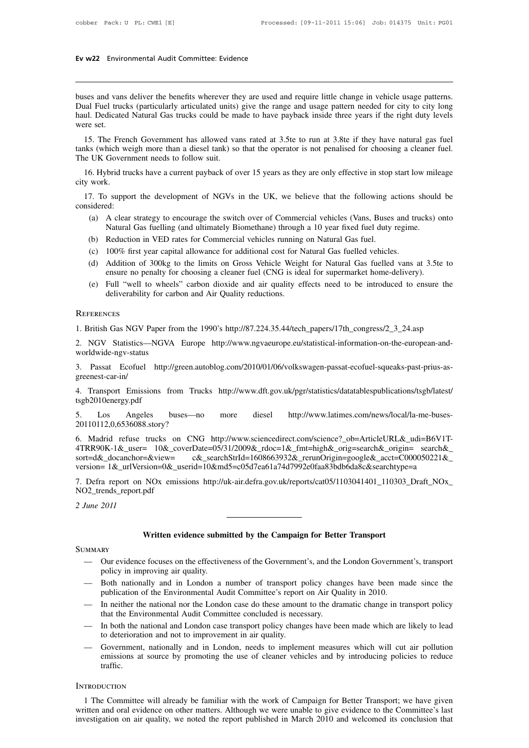buses and vans deliver the benefits wherever they are used and require little change in vehicle usage patterns. Dual Fuel trucks (particularly articulated units) give the range and usage pattern needed for city to city long haul. Dedicated Natural Gas trucks could be made to have payback inside three years if the right duty levels were set.

15. The French Government has allowed vans rated at 3.5te to run at 3.8te if they have natural gas fuel tanks (which weigh more than a diesel tank) so that the operator is not penalised for choosing a cleaner fuel. The UK Government needs to follow suit.

16. Hybrid trucks have a current payback of over 15 years as they are only effective in stop start low mileage city work.

17. To support the development of NGVs in the UK, we believe that the following actions should be considered:

(a) A clear strategy to encourage the switch over of Commercial vehicles (Vans, Buses and trucks) onto Natural Gas fuelling (and ultimately Biomethane) through a 10 year fixed fuel duty regime.

(b) Reduction in VED rates for Commercial vehicles running on Natural Gas fuel.

(c) 100% first year capital allowance for additional cost for Natural Gas fuelled vehicles.

(d) Addition of 300kg to the limits on Gross Vehicle Weight for Natural Gas fuelled vans at 3.5te to ensure no penalty for choosing a cleaner fuel (CNG is ideal for supermarket home-delivery).

(e) Full "well to wheels" carbon dioxide and air quality effects need to be introduced to ensure the deliverability for carbon and Air Quality reductions.

## References

1. British Gas NGV Paper from the 1990's http://87.224.35.44/tech_papers/17th_congress/2_3_24.asp

2. NGV Statistics—NGVA Europe http://www.ngvaeurope.eu/statistical-information-on-the-european-and-worldwide-ngv-status

3. Passat Ecofuel http://green.autoblog.com/2010/01/06/volkswagen-passat-ecofuel-squeaks-past-prius-as-greenest-car-in/

4. Transport Emissions from Trucks http://www.dft.gov.uk/pgr/statistics/datatablespublications/tsgb/latest/tsgb2010energy.pdf

5. Los Angeles buses—no more diesel http://www.latimes.com/news/local/la-me-buses-20110112,0,6536088.story?

6. Madrid refuse trucks on CNG http://www.sciencedirect.com/science?_ob=ArticleURL&_udi=B6V1T-4TRR90K-1&_user= 10&_coverDate=05/31/2009&_rdoc=1&_fmt=high&_orig=search&_origin= search&_sort=d&_docanchor=&view= c&_searchStrId=1608663932&_rerunOrigin=google&_acct=C000050221&_version= 1&_urlVersion=0&_userid=10&md5=c05d7ea61a74d7992e0faa83bdb6da8c&searchtype=a

7. Defra report on NOx emissions http://uk-air.defra.gov.uk/reports/cat05/1103041401_110303_Draft_NOx_NO2_trends_report.pdf

*2 June 2011*

---

## Written evidence submitted by the Campaign for Better Transport

### Summary

- Our evidence focuses on the effectiveness of the Government's, and the London Government's, transport policy in improving air quality.
- Both nationally and in London a number of transport policy changes have been made since the publication of the Environmental Audit Committee's report on Air Quality in 2010.
- In neither the national nor the London case do these amount to the dramatic change in transport policy that the Environmental Audit Committee concluded is necessary.
- In both the national and London case transport policy changes have been made which are likely to lead to deterioration and not to improvement in air quality.
- Government, nationally and in London, needs to implement measures which will cut air pollution emissions at source by promoting the use of cleaner vehicles and by introducing policies to reduce traffic.

### Introduction

1 The Committee will already be familiar with the work of Campaign for Better Transport; we have given written and oral evidence on other matters. Although we were unable to give evidence to the Committee's last investigation on air quality, we noted the report published in March 2010 and welcomed its conclusion that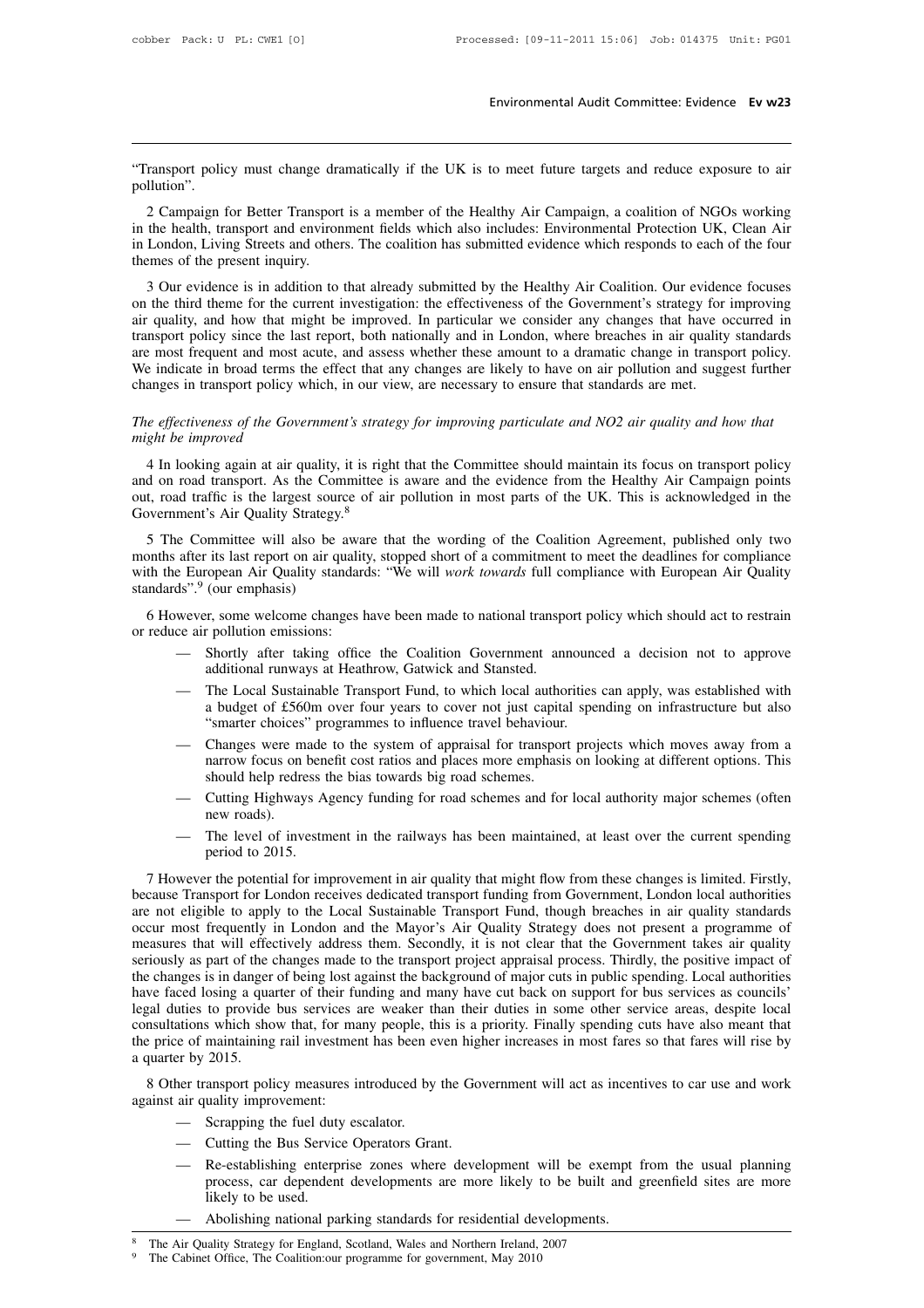"Transport policy must change dramatically if the UK is to meet future targets and reduce exposure to air pollution".

2 Campaign for Better Transport is a member of the Healthy Air Campaign, a coalition of NGOs working in the health, transport and environment fields which also includes: Environmental Protection UK, Clean Air in London, Living Streets and others. The coalition has submitted evidence which responds to each of the four themes of the present inquiry.

3 Our evidence is in addition to that already submitted by the Healthy Air Coalition. Our evidence focuses on the third theme for the current investigation: the effectiveness of the Government's strategy for improving air quality, and how that might be improved. In particular we consider any changes that have occurred in transport policy since the last report, both nationally and in London, where breaches in air quality standards are most frequent and most acute, and assess whether these amount to a dramatic change in transport policy. We indicate in broad terms the effect that any changes are likely to have on air pollution and suggest further changes in transport policy which, in our view, are necessary to ensure that standards are met.

*The effectiveness of the Government's strategy for improving particulate and NO2 air quality and how that might be improved*

4 In looking again at air quality, it is right that the Committee should maintain its focus on transport policy and on road transport. As the Committee is aware and the evidence from the Healthy Air Campaign points out, road traffic is the largest source of air pollution in most parts of the UK. This is acknowledged in the Government's Air Quality Strategy.[8]

5 The Committee will also be aware that the wording of the Coalition Agreement, published only two months after its last report on air quality, stopped short of a commitment to meet the deadlines for compliance with the European Air Quality standards: "We will *work towards* full compliance with European Air Quality standards".[9] (our emphasis)

6 However, some welcome changes have been made to national transport policy which should act to restrain or reduce air pollution emissions:

- Shortly after taking office the Coalition Government announced a decision not to approve additional runways at Heathrow, Gatwick and Stansted.
- The Local Sustainable Transport Fund, to which local authorities can apply, was established with a budget of £560m over four years to cover not just capital spending on infrastructure but also "smarter choices" programmes to influence travel behaviour.
- Changes were made to the system of appraisal for transport projects which moves away from a narrow focus on benefit cost ratios and places more emphasis on looking at different options. This should help redress the bias towards big road schemes.
- Cutting Highways Agency funding for road schemes and for local authority major schemes (often new roads).
- The level of investment in the railways has been maintained, at least over the current spending period to 2015.

7 However the potential for improvement in air quality that might flow from these changes is limited. Firstly, because Transport for London receives dedicated transport funding from Government, London local authorities are not eligible to apply to the Local Sustainable Transport Fund, though breaches in air quality standards occur most frequently in London and the Mayor's Air Quality Strategy does not present a programme of measures that will effectively address them. Secondly, it is not clear that the Government takes air quality seriously as part of the changes made to the transport project appraisal process. Thirdly, the positive impact of the changes is in danger of being lost against the background of major cuts in public spending. Local authorities have faced losing a quarter of their funding and many have cut back on support for bus services as councils' legal duties to provide bus services are weaker than their duties in some other service areas, despite local consultations which show that, for many people, this is a priority. Finally spending cuts have also meant that the price of maintaining rail investment has been even higher increases in most fares so that fares will rise by a quarter by 2015.

8 Other transport policy measures introduced by the Government will act as incentives to car use and work against air quality improvement:

- Scrapping the fuel duty escalator.
- Cutting the Bus Service Operators Grant.
- Re-establishing enterprise zones where development will be exempt from the usual planning process, car dependent developments are more likely to be built and greenfield sites are more likely to be used.
- Abolishing national parking standards for residential developments.

[8] The Air Quality Strategy for England, Scotland, Wales and Northern Ireland, 2007

[9] The Cabinet Office, The Coalition:our programme for government, May 2010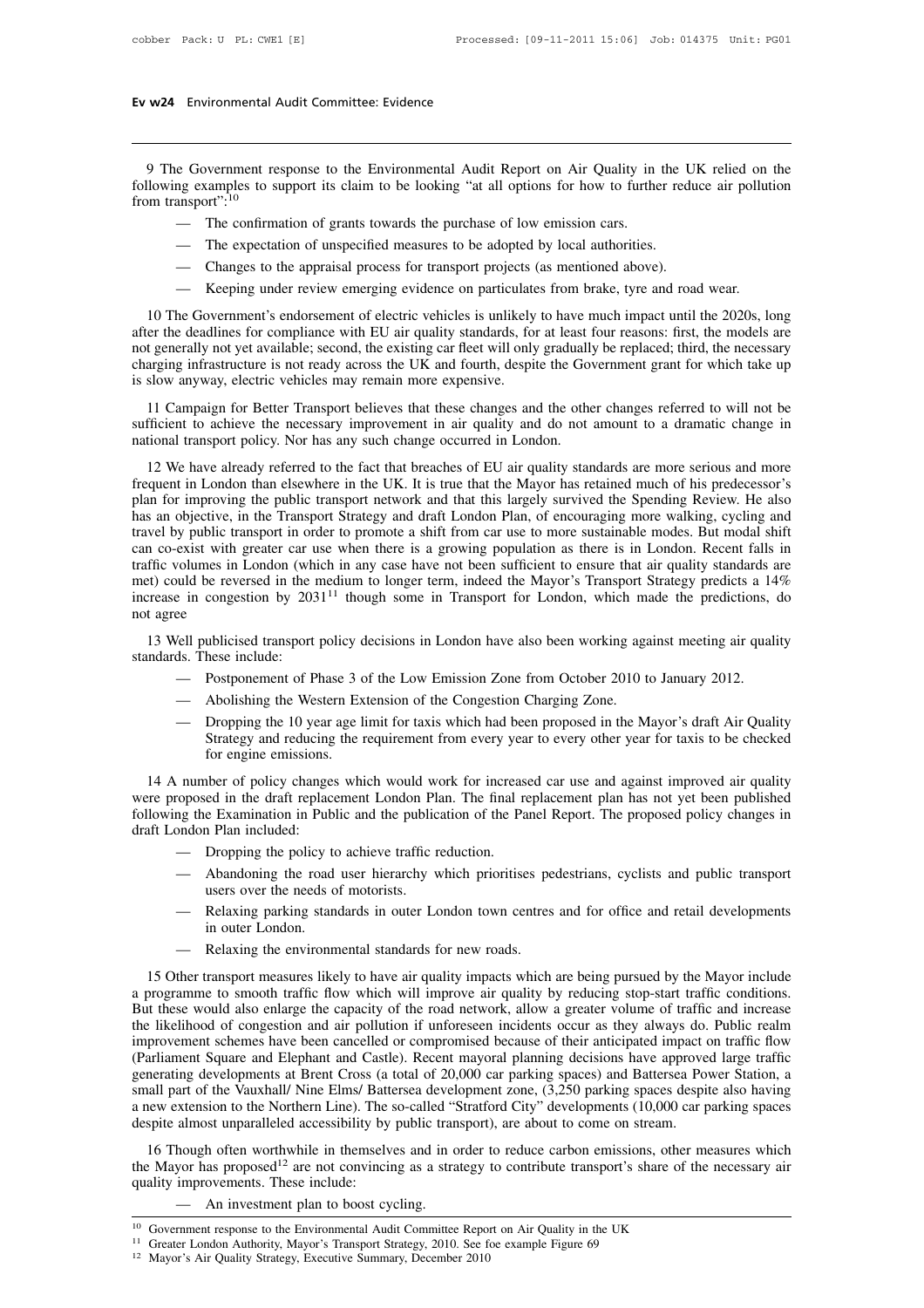9 The Government response to the Environmental Audit Report on Air Quality in the UK relied on the following examples to support its claim to be looking "at all options for how to further reduce air pollution from transport":[10]

- The confirmation of grants towards the purchase of low emission cars.
- The expectation of unspecified measures to be adopted by local authorities.
- Changes to the appraisal process for transport projects (as mentioned above).
- Keeping under review emerging evidence on particulates from brake, tyre and road wear.

10 The Government's endorsement of electric vehicles is unlikely to have much impact until the 2020s, long after the deadlines for compliance with EU air quality standards, for at least four reasons: first, the models are not generally not yet available; second, the existing car fleet will only gradually be replaced; third, the necessary charging infrastructure is not ready across the UK and fourth, despite the Government grant for which take up is slow anyway, electric vehicles may remain more expensive.

11 Campaign for Better Transport believes that these changes and the other changes referred to will not be sufficient to achieve the necessary improvement in air quality and do not amount to a dramatic change in national transport policy. Nor has any such change occurred in London.

12 We have already referred to the fact that breaches of EU air quality standards are more serious and more frequent in London than elsewhere in the UK. It is true that the Mayor has retained much of his predecessor's plan for improving the public transport network and that this largely survived the Spending Review. He also has an objective, in the Transport Strategy and draft London Plan, of encouraging more walking, cycling and travel by public transport in order to promote a shift from car use to more sustainable modes. But modal shift can co-exist with greater car use when there is a growing population as there is in London. Recent falls in traffic volumes in London (which in any case have not been sufficient to ensure that air quality standards are met) could be reversed in the medium to longer term, indeed the Mayor's Transport Strategy predicts a 14% increase in congestion by 2031[11] though some in Transport for London, which made the predictions, do not agree

13 Well publicised transport policy decisions in London have also been working against meeting air quality standards. These include:

- Postponement of Phase 3 of the Low Emission Zone from October 2010 to January 2012.
- Abolishing the Western Extension of the Congestion Charging Zone.
- Dropping the 10 year age limit for taxis which had been proposed in the Mayor's draft Air Quality Strategy and reducing the requirement from every year to every other year for taxis to be checked for engine emissions.

14 A number of policy changes which would work for increased car use and against improved air quality were proposed in the draft replacement London Plan. The final replacement plan has not yet been published following the Examination in Public and the publication of the Panel Report. The proposed policy changes in draft London Plan included:

- Dropping the policy to achieve traffic reduction.
- Abandoning the road user hierarchy which prioritises pedestrians, cyclists and public transport users over the needs of motorists.
- Relaxing parking standards in outer London town centres and for office and retail developments in outer London.
- Relaxing the environmental standards for new roads.

15 Other transport measures likely to have air quality impacts which are being pursued by the Mayor include a programme to smooth traffic flow which will improve air quality by reducing stop-start traffic conditions. But these would also enlarge the capacity of the road network, allow a greater volume of traffic and increase the likelihood of congestion and air pollution if unforeseen incidents occur as they always do. Public realm improvement schemes have been cancelled or compromised because of their anticipated impact on traffic flow (Parliament Square and Elephant and Castle). Recent mayoral planning decisions have approved large traffic generating developments at Brent Cross (a total of 20,000 car parking spaces) and Battersea Power Station, a small part of the Vauxhall/ Nine Elms/ Battersea development zone, (3,250 parking spaces despite also having a new extension to the Northern Line). The so-called "Stratford City" developments (10,000 car parking spaces despite almost unparalleled accessibility by public transport), are about to come on stream.

16 Though often worthwhile in themselves and in order to reduce carbon emissions, other measures which the Mayor has proposed[12] are not convincing as a strategy to contribute transport's share of the necessary air quality improvements. These include:

- An investment plan to boost cycling.

[10] Government response to the Environmental Audit Committee Report on Air Quality in the UK

[11] Greater London Authority, Mayor's Transport Strategy, 2010. See foe example Figure 69

[12] Mayor's Air Quality Strategy, Executive Summary, December 2010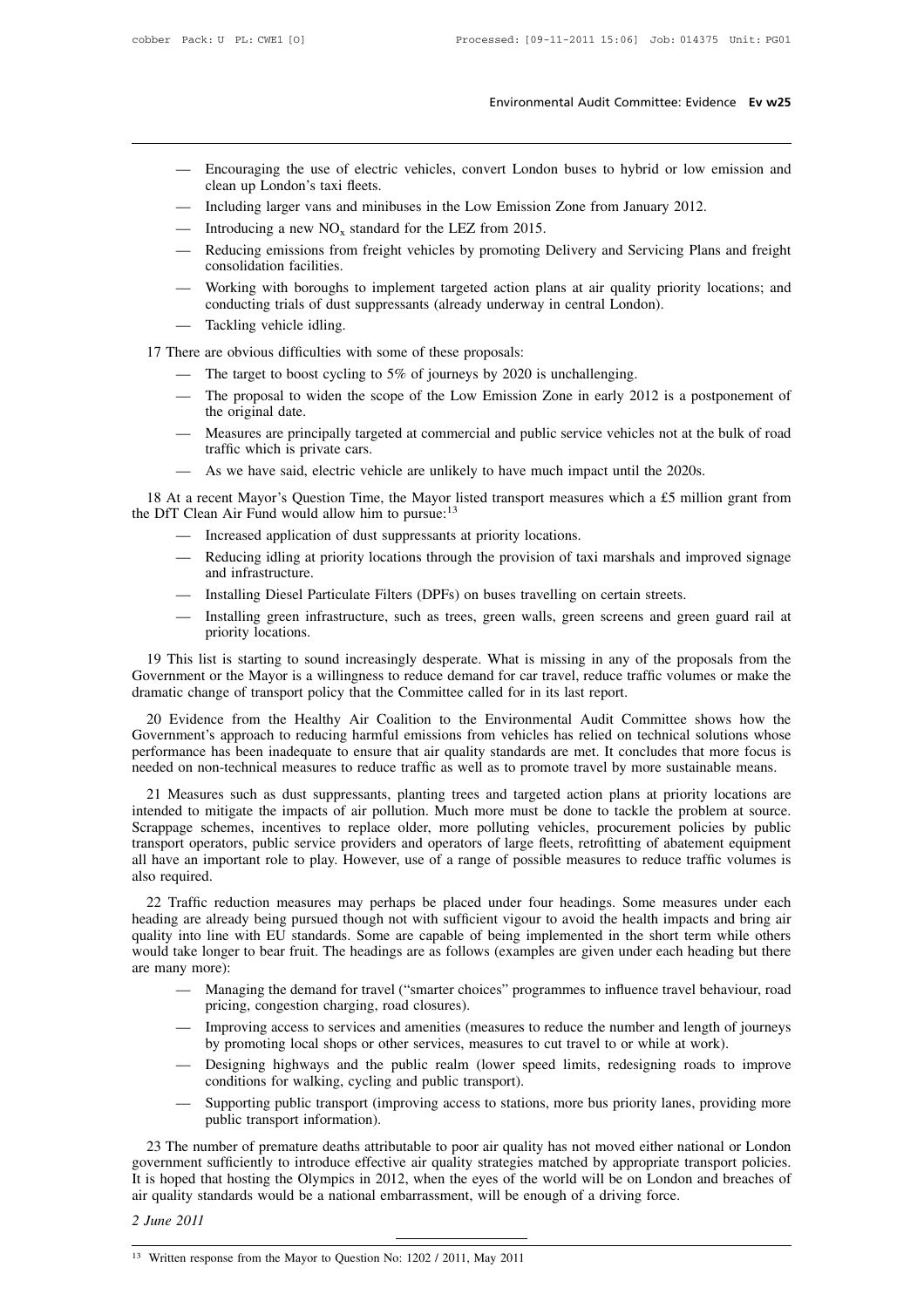- Encouraging the use of electric vehicles, convert London buses to hybrid or low emission and clean up London's taxi fleets.
- Including larger vans and minibuses in the Low Emission Zone from January 2012.
- Introducing a new $NO_x$ standard for the LEZ from 2015.
- Reducing emissions from freight vehicles by promoting Delivery and Servicing Plans and freight consolidation facilities.
- Working with boroughs to implement targeted action plans at air quality priority locations; and conducting trials of dust suppressants (already underway in central London).
- Tackling vehicle idling.

17 There are obvious difficulties with some of these proposals:

- The target to boost cycling to 5% of journeys by 2020 is unchallenging.
- The proposal to widen the scope of the Low Emission Zone in early 2012 is a postponement of the original date.
- Measures are principally targeted at commercial and public service vehicles not at the bulk of road traffic which is private cars.
- As we have said, electric vehicle are unlikely to have much impact until the 2020s.

18 At a recent Mayor's Question Time, the Mayor listed transport measures which a £5 million grant from the DfT Clean Air Fund would allow him to pursue:[13]

- Increased application of dust suppressants at priority locations.
- Reducing idling at priority locations through the provision of taxi marshals and improved signage and infrastructure.
- Installing Diesel Particulate Filters (DPFs) on buses travelling on certain streets.
- Installing green infrastructure, such as trees, green walls, green screens and green guard rail at priority locations.

19 This list is starting to sound increasingly desperate. What is missing in any of the proposals from the Government or the Mayor is a willingness to reduce demand for car travel, reduce traffic volumes or make the dramatic change of transport policy that the Committee called for in its last report.

20 Evidence from the Healthy Air Coalition to the Environmental Audit Committee shows how the Government's approach to reducing harmful emissions from vehicles has relied on technical solutions whose performance has been inadequate to ensure that air quality standards are met. It concludes that more focus is needed on non-technical measures to reduce traffic as well as to promote travel by more sustainable means.

21 Measures such as dust suppressants, planting trees and targeted action plans at priority locations are intended to mitigate the impacts of air pollution. Much more must be done to tackle the problem at source. Scrappage schemes, incentives to replace older, more polluting vehicles, procurement policies by public transport operators, public service providers and operators of large fleets, retrofitting of abatement equipment all have an important role to play. However, use of a range of possible measures to reduce traffic volumes is also required.

22 Traffic reduction measures may perhaps be placed under four headings. Some measures under each heading are already being pursued though not with sufficient vigour to avoid the health impacts and bring air quality into line with EU standards. Some are capable of being implemented in the short term while others would take longer to bear fruit. The headings are as follows (examples are given under each heading but there are many more):

- Managing the demand for travel ("smarter choices" programmes to influence travel behaviour, road pricing, congestion charging, road closures).
- Improving access to services and amenities (measures to reduce the number and length of journeys by promoting local shops or other services, measures to cut travel to or while at work).
- Designing highways and the public realm (lower speed limits, redesigning roads to improve conditions for walking, cycling and public transport).
- Supporting public transport (improving access to stations, more bus priority lanes, providing more public transport information).

23 The number of premature deaths attributable to poor air quality has not moved either national or London government sufficiently to introduce effective air quality strategies matched by appropriate transport policies. It is hoped that hosting the Olympics in 2012, when the eyes of the world will be on London and breaches of air quality standards would be a national embarrassment, will be enough of a driving force.

*2 June 2011*

---

[13] Written response from the Mayor to Question No: 1202 / 2011, May 2011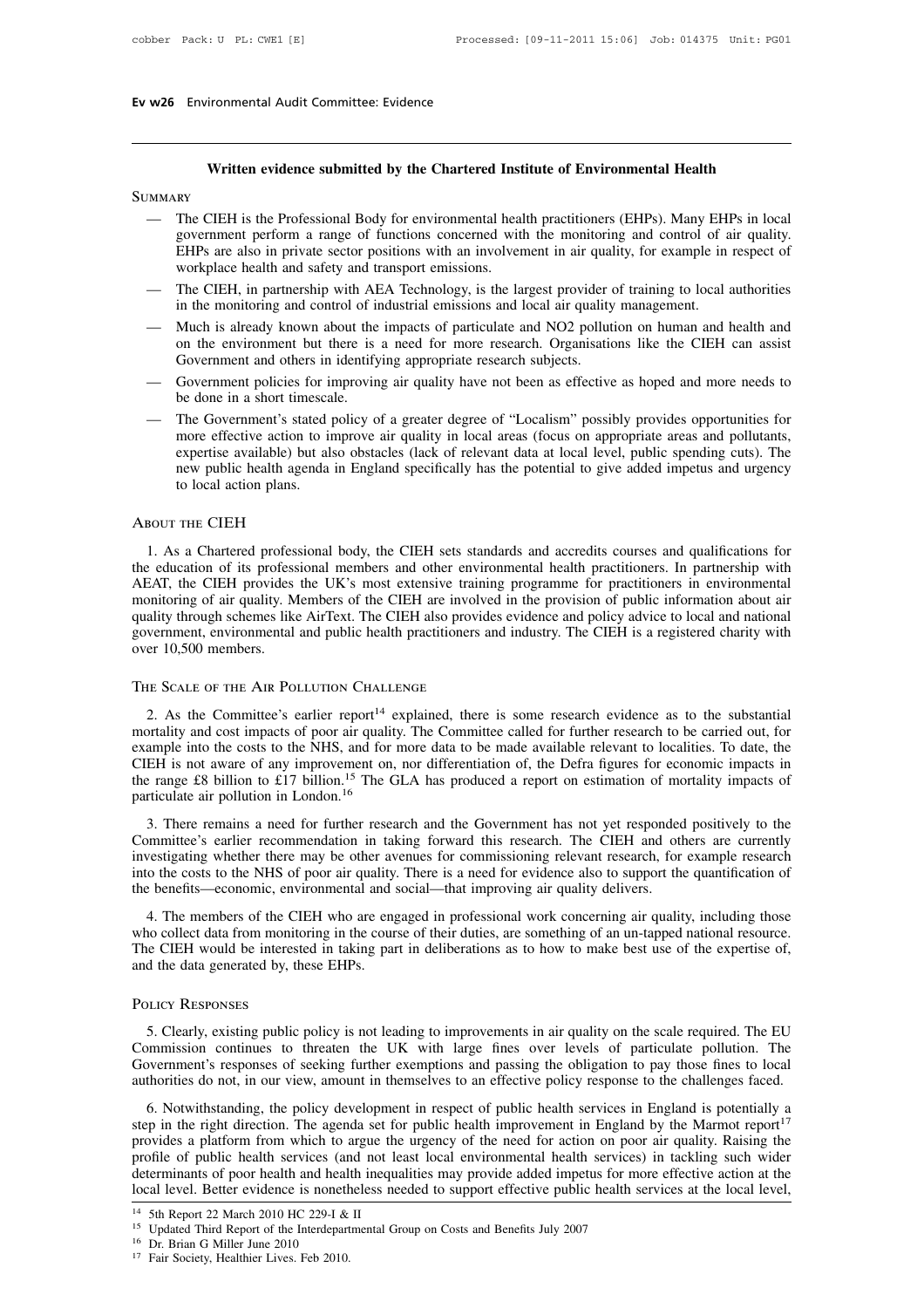## Written evidence submitted by the Chartered Institute of Environmental Health

### Summary

- The CIEH is the Professional Body for environmental health practitioners (EHPs). Many EHPs in local government perform a range of functions concerned with the monitoring and control of air quality. EHPs are also in private sector positions with an involvement in air quality, for example in respect of workplace health and safety and transport emissions.
- The CIEH, in partnership with AEA Technology, is the largest provider of training to local authorities in the monitoring and control of industrial emissions and local air quality management.
- Much is already known about the impacts of particulate and NO2 pollution on human and health and on the environment but there is a need for more research. Organisations like the CIEH can assist Government and others in identifying appropriate research subjects.
- Government policies for improving air quality have not been as effective as hoped and more needs to be done in a short timescale.
- The Government's stated policy of a greater degree of "Localism" possibly provides opportunities for more effective action to improve air quality in local areas (focus on appropriate areas and pollutants, expertise available) but also obstacles (lack of relevant data at local level, public spending cuts). The new public health agenda in England specifically has the potential to give added impetus and urgency to local action plans.

### About the CIEH

1. As a Chartered professional body, the CIEH sets standards and accredits courses and qualifications for the education of its professional members and other environmental health practitioners. In partnership with AEAT, the CIEH provides the UK's most extensive training programme for practitioners in environmental monitoring of air quality. Members of the CIEH are involved in the provision of public information about air quality through schemes like AirText. The CIEH also provides evidence and policy advice to local and national government, environmental and public health practitioners and industry. The CIEH is a registered charity with over 10,500 members.

### The Scale of the Air Pollution Challenge

2. As the Committee's earlier report[14] explained, there is some research evidence as to the substantial mortality and cost impacts of poor air quality. The Committee called for further research to be carried out, for example into the costs to the NHS, and for more data to be made available relevant to localities. To date, the CIEH is not aware of any improvement on, nor differentiation of, the Defra figures for economic impacts in the range £8 billion to £17 billion.[15] The GLA has produced a report on estimation of mortality impacts of particulate air pollution in London.[16]

3. There remains a need for further research and the Government has not yet responded positively to the Committee's earlier recommendation in taking forward this research. The CIEH and others are currently investigating whether there may be other avenues for commissioning relevant research, for example research into the costs to the NHS of poor air quality. There is a need for evidence also to support the quantification of the benefits—economic, environmental and social—that improving air quality delivers.

4. The members of the CIEH who are engaged in professional work concerning air quality, including those who collect data from monitoring in the course of their duties, are something of an un-tapped national resource. The CIEH would be interested in taking part in deliberations as to how to make best use of the expertise of, and the data generated by, these EHPs.

### Policy Responses

5. Clearly, existing public policy is not leading to improvements in air quality on the scale required. The EU Commission continues to threaten the UK with large fines over levels of particulate pollution. The Government's responses of seeking further exemptions and passing the obligation to pay those fines to local authorities do not, in our view, amount in themselves to an effective policy response to the challenges faced.

6. Notwithstanding, the policy development in respect of public health services in England is potentially a step in the right direction. The agenda set for public health improvement in England by the Marmot report[17] provides a platform from which to argue the urgency of the need for action on poor air quality. Raising the profile of public health services (and not least local environmental health services) in tackling such wider determinants of poor health and health inequalities may provide added impetus for more effective action at the local level. Better evidence is nonetheless needed to support effective public health services at the local level,

[14] 5th Report 22 March 2010 HC 229-I & II
[15] Updated Third Report of the Interdepartmental Group on Costs and Benefits July 2007
[16] Dr. Brian G Miller June 2010
[17] Fair Society, Healthier Lives. Feb 2010.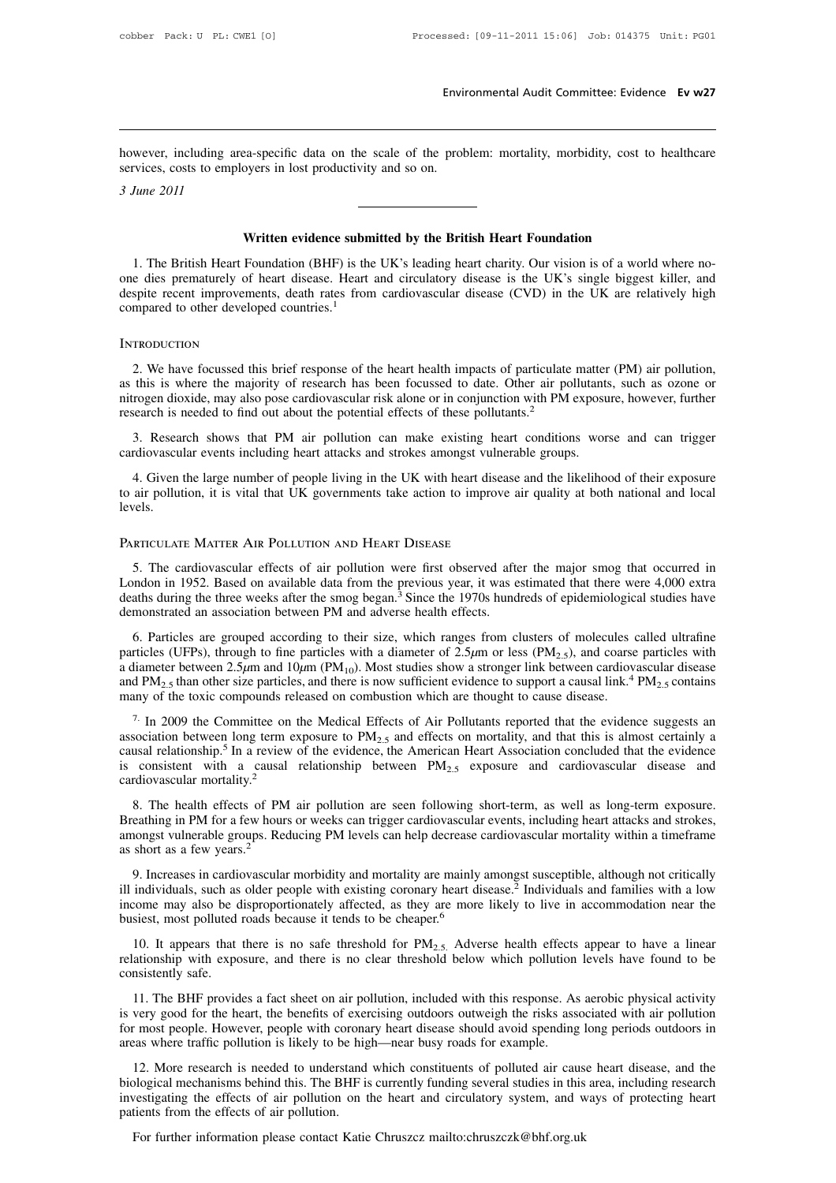however, including area-specific data on the scale of the problem: mortality, morbidity, cost to healthcare services, costs to employers in lost productivity and so on.

*3 June 2011*

---

## Written evidence submitted by the British Heart Foundation

1. The British Heart Foundation (BHF) is the UK's leading heart charity. Our vision is of a world where no-one dies prematurely of heart disease. Heart and circulatory disease is the UK's single biggest killer, and despite recent improvements, death rates from cardiovascular disease (CVD) in the UK are relatively high compared to other developed countries.[1]

### Introduction

2. We have focussed this brief response of the heart health impacts of particulate matter (PM) air pollution, as this is where the majority of research has been focussed to date. Other air pollutants, such as ozone or nitrogen dioxide, may also pose cardiovascular risk alone or in conjunction with PM exposure, however, further research is needed to find out about the potential effects of these pollutants.[2]

3. Research shows that PM air pollution can make existing heart conditions worse and can trigger cardiovascular events including heart attacks and strokes amongst vulnerable groups.

4. Given the large number of people living in the UK with heart disease and the likelihood of their exposure to air pollution, it is vital that UK governments take action to improve air quality at both national and local levels.

### Particulate Matter Air Pollution and Heart Disease

5. The cardiovascular effects of air pollution were first observed after the major smog that occurred in London in 1952. Based on available data from the previous year, it was estimated that there were 4,000 extra deaths during the three weeks after the smog began.[3] Since the 1970s hundreds of epidemiological studies have demonstrated an association between PM and adverse health effects.

6. Particles are grouped according to their size, which ranges from clusters of molecules called ultrafine particles (UFPs), through to fine particles with a diameter of 2.5$\mu$m or less ($PM_{2.5}$), and coarse particles with a diameter between 2.5$\mu$m and 10$\mu$m ($PM_{10}$). Most studies show a stronger link between cardiovascular disease and $PM_{2.5}$ than other size particles, and there is now sufficient evidence to support a causal link.[4] $PM_{2.5}$ contains many of the toxic compounds released on combustion which are thought to cause disease.

7. In 2009 the Committee on the Medical Effects of Air Pollutants reported that the evidence suggests an association between long term exposure to $PM_{2.5}$ and effects on mortality, and that this is almost certainly a causal relationship.[5] In a review of the evidence, the American Heart Association concluded that the evidence is consistent with a causal relationship between $PM_{2.5}$ exposure and cardiovascular disease and cardiovascular mortality.[2]

8. The health effects of PM air pollution are seen following short-term, as well as long-term exposure. Breathing in PM for a few hours or weeks can trigger cardiovascular events, including heart attacks and strokes, amongst vulnerable groups. Reducing PM levels can help decrease cardiovascular mortality within a timeframe as short as a few years.[2]

9. Increases in cardiovascular morbidity and mortality are mainly amongst susceptible, although not critically ill individuals, such as older people with existing coronary heart disease.[2] Individuals and families with a low income may also be disproportionately affected, as they are more likely to live in accommodation near the busiest, most polluted roads because it tends to be cheaper.[6]

10. It appears that there is no safe threshold for $PM_{2.5}$. Adverse health effects appear to have a linear relationship with exposure, and there is no clear threshold below which pollution levels have found to be consistently safe.

11. The BHF provides a fact sheet on air pollution, included with this response. As aerobic physical activity is very good for the heart, the benefits of exercising outdoors outweigh the risks associated with air pollution for most people. However, people with coronary heart disease should avoid spending long periods outdoors in areas where traffic pollution is likely to be high—near busy roads for example.

12. More research is needed to understand which constituents of polluted air cause heart disease, and the biological mechanisms behind this. The BHF is currently funding several studies in this area, including research investigating the effects of air pollution on the heart and circulatory system, and ways of protecting heart patients from the effects of air pollution.

For further information please contact Katie Chruszcz mailto:chruszczk@bhf.org.uk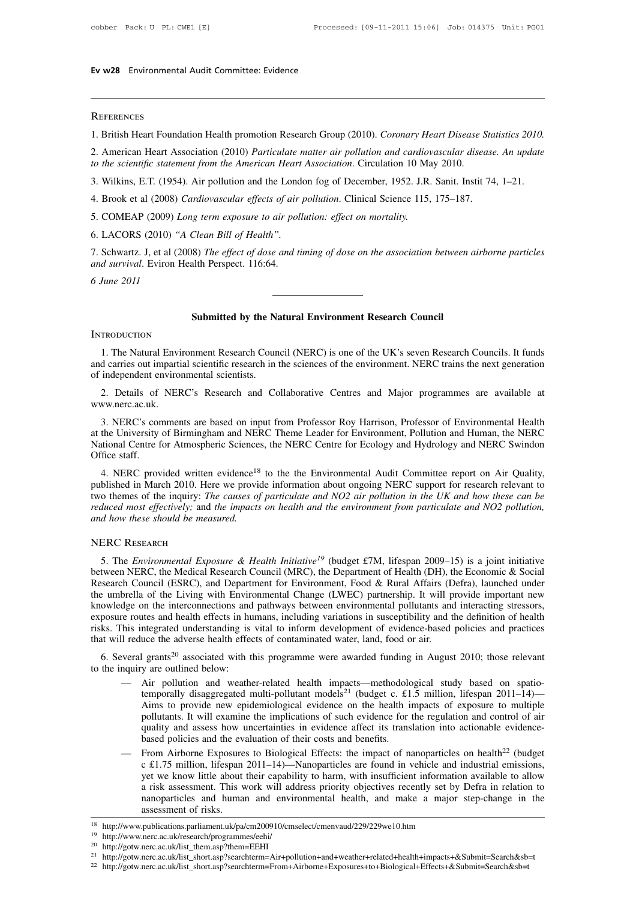### References

1. British Heart Foundation Health promotion Research Group (2010). *Coronary Heart Disease Statistics 2010.*

2. American Heart Association (2010) *Particulate matter air pollution and cardiovascular disease. An update to the scientific statement from the American Heart Association*. Circulation 10 May 2010.

3. Wilkins, E.T. (1954). Air pollution and the London fog of December, 1952. J.R. Sanit. Instit 74, 1–21.

4. Brook et al (2008) *Cardiovascular effects of air pollution*. Clinical Science 115, 175–187.

5. COMEAP (2009) *Long term exposure to air pollution: effect on mortality.*

6. LACORS (2010) *"A Clean Bill of Health"*.

7. Schwartz. J, et al (2008) *The effect of dose and timing of dose on the association between airborne particles and survival*. Eviron Health Perspect. 116:64.

*6 June 2011*

---

## Submitted by the Natural Environment Research Council

### Introduction

1. The Natural Environment Research Council (NERC) is one of the UK's seven Research Councils. It funds and carries out impartial scientific research in the sciences of the environment. NERC trains the next generation of independent environmental scientists.

2. Details of NERC's Research and Collaborative Centres and Major programmes are available at www.nerc.ac.uk.

3. NERC's comments are based on input from Professor Roy Harrison, Professor of Environmental Health at the University of Birmingham and NERC Theme Leader for Environment, Pollution and Human, the NERC National Centre for Atmospheric Sciences, the NERC Centre for Ecology and Hydrology and NERC Swindon Office staff.

4. NERC provided written evidence[18] to the the Environmental Audit Committee report on Air Quality, published in March 2010. Here we provide information about ongoing NERC support for research relevant to two themes of the inquiry: *The causes of particulate and NO2 air pollution in the UK and how these can be reduced most effectively;* and *the impacts on health and the environment from particulate and NO2 pollution, and how these should be measured.*

### NERC Research

5. The *Environmental Exposure & Health Initiative*[19] (budget £7M, lifespan 2009–15) is a joint initiative between NERC, the Medical Research Council (MRC), the Department of Health (DH), the Economic & Social Research Council (ESRC), and Department for Environment, Food & Rural Affairs (Defra), launched under the umbrella of the Living with Environmental Change (LWEC) partnership. It will provide important new knowledge on the interconnections and pathways between environmental pollutants and interacting stressors, exposure routes and health effects in humans, including variations in susceptibility and the definition of health risks. This integrated understanding is vital to inform development of evidence-based policies and practices that will reduce the adverse health effects of contaminated water, land, food or air.

6. Several grants[20] associated with this programme were awarded funding in August 2010; those relevant to the inquiry are outlined below:

- Air pollution and weather-related health impacts—methodological study based on spatio-temporally disaggregated multi-pollutant models[21] (budget c. £1.5 million, lifespan 2011–14)—Aims to provide new epidemiological evidence on the health impacts of exposure to multiple pollutants. It will examine the implications of such evidence for the regulation and control of air quality and assess how uncertainties in evidence affect its translation into actionable evidence-based policies and the evaluation of their costs and benefits.
- From Airborne Exposures to Biological Effects: the impact of nanoparticles on health[22] (budget c £1.75 million, lifespan 2011–14)—Nanoparticles are found in vehicle and industrial emissions, yet we know little about their capability to harm, with insufficient information available to allow a risk assessment. This work will address priority objectives recently set by Defra in relation to nanoparticles and human and environmental health, and make a major step-change in the assessment of risks.

---

[18] http://www.publications.parliament.uk/pa/cm200910/cmselect/cmenvaud/229/229we10.htm

[19] http://www.nerc.ac.uk/research/programmes/eehi/

[20] http://gotw.nerc.ac.uk/list_them.asp?them=EEHI

[21] http://gotw.nerc.ac.uk/list_short.asp?searchterm=Air+pollution+and+weather+related+health+impacts+&Submit=Search&sb=t

[22] http://gotw.nerc.ac.uk/list_short.asp?searchterm=From+Airborne+Exposures+to+Biological+Effects+&Submit=Search&sb=t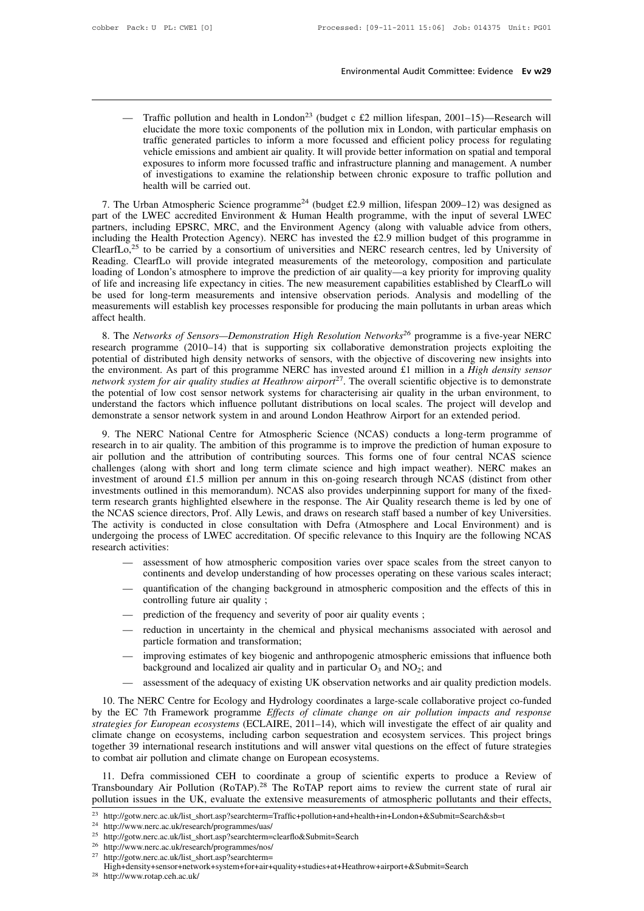- Traffic pollution and health in London[23] (budget c £2 million lifespan, 2001–15)—Research will elucidate the more toxic components of the pollution mix in London, with particular emphasis on traffic generated particles to inform a more focussed and efficient policy process for regulating vehicle emissions and ambient air quality. It will provide better information on spatial and temporal exposures to inform more focussed traffic and infrastructure planning and management. A number of investigations to examine the relationship between chronic exposure to traffic pollution and health will be carried out.

7. The Urban Atmospheric Science programme[24] (budget £2.9 million, lifespan 2009–12) was designed as part of the LWEC accredited Environment & Human Health programme, with the input of several LWEC partners, including EPSRC, MRC, and the Environment Agency (along with valuable advice from others, including the Health Protection Agency). NERC has invested the £2.9 million budget of this programme in ClearfLo,[25] to be carried by a consortium of universities and NERC research centres, led by University of Reading. ClearfLo will provide integrated measurements of the meteorology, composition and particulate loading of London's atmosphere to improve the prediction of air quality—a key priority for improving quality of life and increasing life expectancy in cities. The new measurement capabilities established by ClearfLo will be used for long-term measurements and intensive observation periods. Analysis and modelling of the measurements will establish key processes responsible for producing the main pollutants in urban areas which affect health.

8. The *Networks of Sensors—Demonstration High Resolution Networks*[26] programme is a five-year NERC research programme (2010–14) that is supporting six collaborative demonstration projects exploiting the potential of distributed high density networks of sensors, with the objective of discovering new insights into the environment. As part of this programme NERC has invested around £1 million in a *High density sensor network system for air quality studies at Heathrow airport*[27]. The overall scientific objective is to demonstrate the potential of low cost sensor network systems for characterising air quality in the urban environment, to understand the factors which influence pollutant distributions on local scales. The project will develop and demonstrate a sensor network system in and around London Heathrow Airport for an extended period.

9. The NERC National Centre for Atmospheric Science (NCAS) conducts a long-term programme of research in to air quality. The ambition of this programme is to improve the prediction of human exposure to air pollution and the attribution of contributing sources. This forms one of four central NCAS science challenges (along with short and long term climate science and high impact weather). NERC makes an investment of around £1.5 million per annum in this on-going research through NCAS (distinct from other investments outlined in this memorandum). NCAS also provides underpinning support for many of the fixed-term research grants highlighted elsewhere in the response. The Air Quality research theme is led by one of the NCAS science directors, Prof. Ally Lewis, and draws on research staff based a number of key Universities. The activity is conducted in close consultation with Defra (Atmosphere and Local Environment) and is undergoing the process of LWEC accreditation. Of specific relevance to this Inquiry are the following NCAS research activities:

- assessment of how atmospheric composition varies over space scales from the street canyon to continents and develop understanding of how processes operating on these various scales interact;
- quantification of the changing background in atmospheric composition and the effects of this in controlling future air quality ;
- prediction of the frequency and severity of poor air quality events ;
- reduction in uncertainty in the chemical and physical mechanisms associated with aerosol and particle formation and transformation;
- improving estimates of key biogenic and anthropogenic atmospheric emissions that influence both background and localized air quality and in particular $O_3$ and $NO_2$; and
- assessment of the adequacy of existing UK observation networks and air quality prediction models.

10. The NERC Centre for Ecology and Hydrology coordinates a large-scale collaborative project co-funded by the EC 7th Framework programme *Effects of climate change on air pollution impacts and response strategies for European ecosystems* (ECLAIRE, 2011–14), which will investigate the effect of air quality and climate change on ecosystems, including carbon sequestration and ecosystem services. This project brings together 39 international research institutions and will answer vital questions on the effect of future strategies to combat air pollution and climate change on European ecosystems.

11. Defra commissioned CEH to coordinate a group of scientific experts to produce a Review of Transboundary Air Pollution (RoTAP).[28] The RoTAP report aims to review the current state of rural air pollution issues in the UK, evaluate the extensive measurements of atmospheric pollutants and their effects,

[23] http://gotw.nerc.ac.uk/list_short.asp?searchterm=Traffic+pollution+and+health+in+London+&Submit=Search&sb=t
[24] http://www.nerc.ac.uk/research/programmes/uas/
[25] http://gotw.nerc.ac.uk/list_short.asp?searchterm=clearflo&Submit=Search
[26] http://www.nerc.ac.uk/research/programmes/nos/
[27] http://gotw.nerc.ac.uk/list_short.asp?searchterm=High+density+sensor+network+system+for+air+quality+studies+at+Heathrow+airport+&Submit=Search
[28] http://www.rotap.ceh.ac.uk/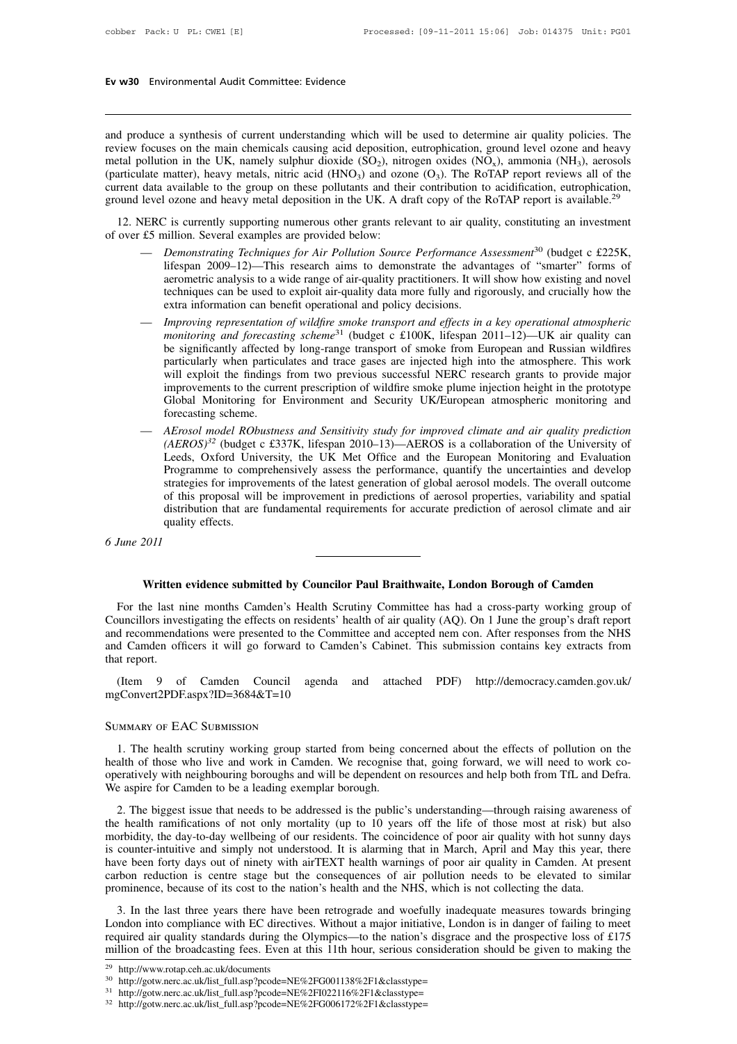and produce a synthesis of current understanding which will be used to determine air quality policies. The review focuses on the main chemicals causing acid deposition, eutrophication, ground level ozone and heavy metal pollution in the UK, namely sulphur dioxide ($SO_2$), nitrogen oxides ($NO_x$), ammonia ($NH_3$), aerosols (particulate matter), heavy metals, nitric acid ($HNO_3$) and ozone ($O_3$). The RoTAP report reviews all of the current data available to the group on these pollutants and their contribution to acidification, eutrophication, ground level ozone and heavy metal deposition in the UK. A draft copy of the RoTAP report is available.[29]

12. NERC is currently supporting numerous other grants relevant to air quality, constituting an investment of over £5 million. Several examples are provided below:

— *Demonstrating Techniques for Air Pollution Source Performance Assessment*[30] (budget c £225K, lifespan 2009–12)—This research aims to demonstrate the advantages of "smarter" forms of aerometric analysis to a wide range of air-quality practitioners. It will show how existing and novel techniques can be used to exploit air-quality data more fully and rigorously, and crucially how the extra information can benefit operational and policy decisions.

— *Improving representation of wildfire smoke transport and effects in a key operational atmospheric monitoring and forecasting scheme*[31] (budget c £100K, lifespan 2011–12)—UK air quality can be significantly affected by long-range transport of smoke from European and Russian wildfires particularly when particulates and trace gases are injected high into the atmosphere. This work will exploit the findings from two previous successful NERC research grants to provide major improvements to the current prescription of wildfire smoke plume injection height in the prototype Global Monitoring for Environment and Security UK/European atmospheric monitoring and forecasting scheme.

— *AErosol model RObustness and Sensitivity study for improved climate and air quality prediction (AEROS)*[32] (budget c £337K, lifespan 2010–13)—AEROS is a collaboration of the University of Leeds, Oxford University, the UK Met Office and the European Monitoring and Evaluation Programme to comprehensively assess the performance, quantify the uncertainties and develop strategies for improvements of the latest generation of global aerosol models. The overall outcome of this proposal will be improvement in predictions of aerosol properties, variability and spatial distribution that are fundamental requirements for accurate prediction of aerosol climate and air quality effects.

*6 June 2011*

---

## Written evidence submitted by Councilor Paul Braithwaite, London Borough of Camden

For the last nine months Camden's Health Scrutiny Committee has had a cross-party working group of Councillors investigating the effects on residents' health of air quality (AQ). On 1 June the group's draft report and recommendations were presented to the Committee and accepted nem con. After responses from the NHS and Camden officers it will go forward to Camden's Cabinet. This submission contains key extracts from that report.

(Item 9 of Camden Council agenda and attached PDF) http://democracy.camden.gov.uk/mgConvert2PDF.aspx?ID=3684&T=10

### Summary of EAC Submission

1. The health scrutiny working group started from being concerned about the effects of pollution on the health of those who live and work in Camden. We recognise that, going forward, we will need to work co-operatively with neighbouring boroughs and will be dependent on resources and help both from TfL and Defra. We aspire for Camden to be a leading exemplar borough.

2. The biggest issue that needs to be addressed is the public's understanding—through raising awareness of the health ramifications of not only mortality (up to 10 years off the life of those most at risk) but also morbidity, the day-to-day wellbeing of our residents. The coincidence of poor air quality with hot sunny days is counter-intuitive and simply not understood. It is alarming that in March, April and May this year, there have been forty days out of ninety with airTEXT health warnings of poor air quality in Camden. At present carbon reduction is centre stage but the consequences of air pollution needs to be elevated to similar prominence, because of its cost to the nation's health and the NHS, which is not collecting the data.

3. In the last three years there have been retrograde and woefully inadequate measures towards bringing London into compliance with EC directives. Without a major initiative, London is in danger of failing to meet required air quality standards during the Olympics—to the nation's disgrace and the prospective loss of £175 million of the broadcasting fees. Even at this 11th hour, serious consideration should be given to making the

[29] http://www.rotap.ceh.ac.uk/documents

[30] http://gotw.nerc.ac.uk/list_full.asp?pcode=NE%2FG001138%2F1&classtype=

[31] http://gotw.nerc.ac.uk/list_full.asp?pcode=NE%2FI022116%2F1&classtype=

[32] http://gotw.nerc.ac.uk/list_full.asp?pcode=NE%2FG006172%2F1&classtype=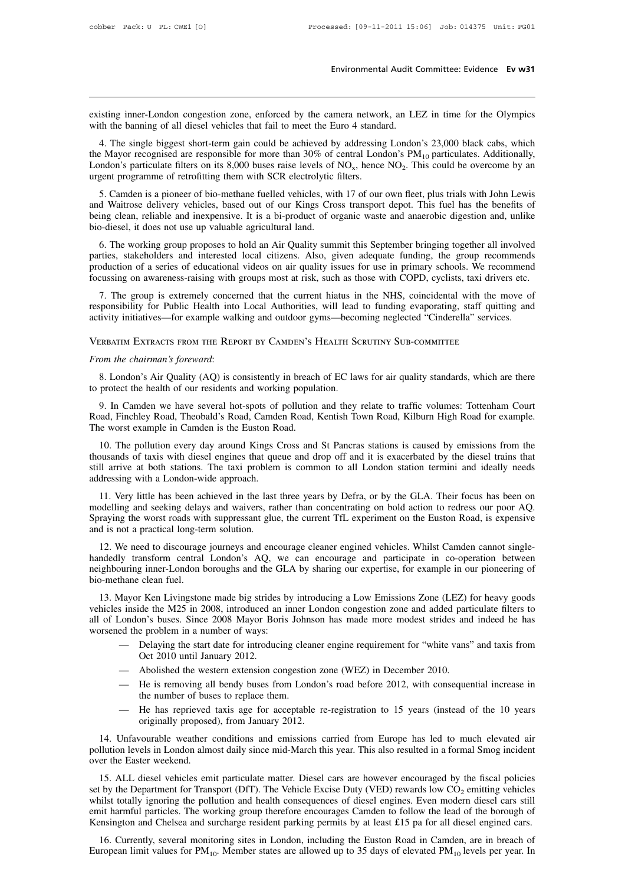existing inner-London congestion zone, enforced by the camera network, an LEZ in time for the Olympics with the banning of all diesel vehicles that fail to meet the Euro 4 standard.

4. The single biggest short-term gain could be achieved by addressing London's 23,000 black cabs, which the Mayor recognised are responsible for more than 30% of central London's $PM_{10}$ particulates. Additionally, London's particulate filters on its 8,000 buses raise levels of $NO_x$, hence $NO_2$. This could be overcome by an urgent programme of retrofitting them with SCR electrolytic filters.

5. Camden is a pioneer of bio-methane fuelled vehicles, with 17 of our own fleet, plus trials with John Lewis and Waitrose delivery vehicles, based out of our Kings Cross transport depot. This fuel has the benefits of being clean, reliable and inexpensive. It is a bi-product of organic waste and anaerobic digestion and, unlike bio-diesel, it does not use up valuable agricultural land.

6. The working group proposes to hold an Air Quality summit this September bringing together all involved parties, stakeholders and interested local citizens. Also, given adequate funding, the group recommends production of a series of educational videos on air quality issues for use in primary schools. We recommend focussing on awareness-raising with groups most at risk, such as those with COPD, cyclists, taxi drivers etc.

7. The group is extremely concerned that the current hiatus in the NHS, coincidental with the move of responsibility for Public Health into Local Authorities, will lead to funding evaporating, staff quitting and activity initiatives—for example walking and outdoor gyms—becoming neglected "Cinderella" services.

## Verbatim Extracts from the Report by Camden's Health Scrutiny Sub-committee

*From the chairman's foreward*:

8. London's Air Quality (AQ) is consistently in breach of EC laws for air quality standards, which are there to protect the health of our residents and working population.

9. In Camden we have several hot-spots of pollution and they relate to traffic volumes: Tottenham Court Road, Finchley Road, Theobald's Road, Camden Road, Kentish Town Road, Kilburn High Road for example. The worst example in Camden is the Euston Road.

10. The pollution every day around Kings Cross and St Pancras stations is caused by emissions from the thousands of taxis with diesel engines that queue and drop off and it is exacerbated by the diesel trains that still arrive at both stations. The taxi problem is common to all London station termini and ideally needs addressing with a London-wide approach.

11. Very little has been achieved in the last three years by Defra, or by the GLA. Their focus has been on modelling and seeking delays and waivers, rather than concentrating on bold action to redress our poor AQ. Spraying the worst roads with suppressant glue, the current TfL experiment on the Euston Road, is expensive and is not a practical long-term solution.

12. We need to discourage journeys and encourage cleaner engined vehicles. Whilst Camden cannot single-handedly transform central London's AQ, we can encourage and participate in co-operation between neighbouring inner-London boroughs and the GLA by sharing our expertise, for example in our pioneering of bio-methane clean fuel.

13. Mayor Ken Livingstone made big strides by introducing a Low Emissions Zone (LEZ) for heavy goods vehicles inside the M25 in 2008, introduced an inner London congestion zone and added particulate filters to all of London's buses. Since 2008 Mayor Boris Johnson has made more modest strides and indeed he has worsened the problem in a number of ways:

- Delaying the start date for introducing cleaner engine requirement for "white vans" and taxis from Oct 2010 until January 2012.
- Abolished the western extension congestion zone (WEZ) in December 2010.
- He is removing all bendy buses from London's road before 2012, with consequential increase in the number of buses to replace them.
- He has reprieved taxis age for acceptable re-registration to 15 years (instead of the 10 years originally proposed), from January 2012.

14. Unfavourable weather conditions and emissions carried from Europe has led to much elevated air pollution levels in London almost daily since mid-March this year. This also resulted in a formal Smog incident over the Easter weekend.

15. ALL diesel vehicles emit particulate matter. Diesel cars are however encouraged by the fiscal policies set by the Department for Transport (DfT). The Vehicle Excise Duty (VED) rewards low $CO_2$ emitting vehicles whilst totally ignoring the pollution and health consequences of diesel engines. Even modern diesel cars still emit harmful particles. The working group therefore encourages Camden to follow the lead of the borough of Kensington and Chelsea and surcharge resident parking permits by at least £15 pa for all diesel engined cars.

16. Currently, several monitoring sites in London, including the Euston Road in Camden, are in breach of European limit values for $PM_{10}$. Member states are allowed up to 35 days of elevated $PM_{10}$ levels per year. In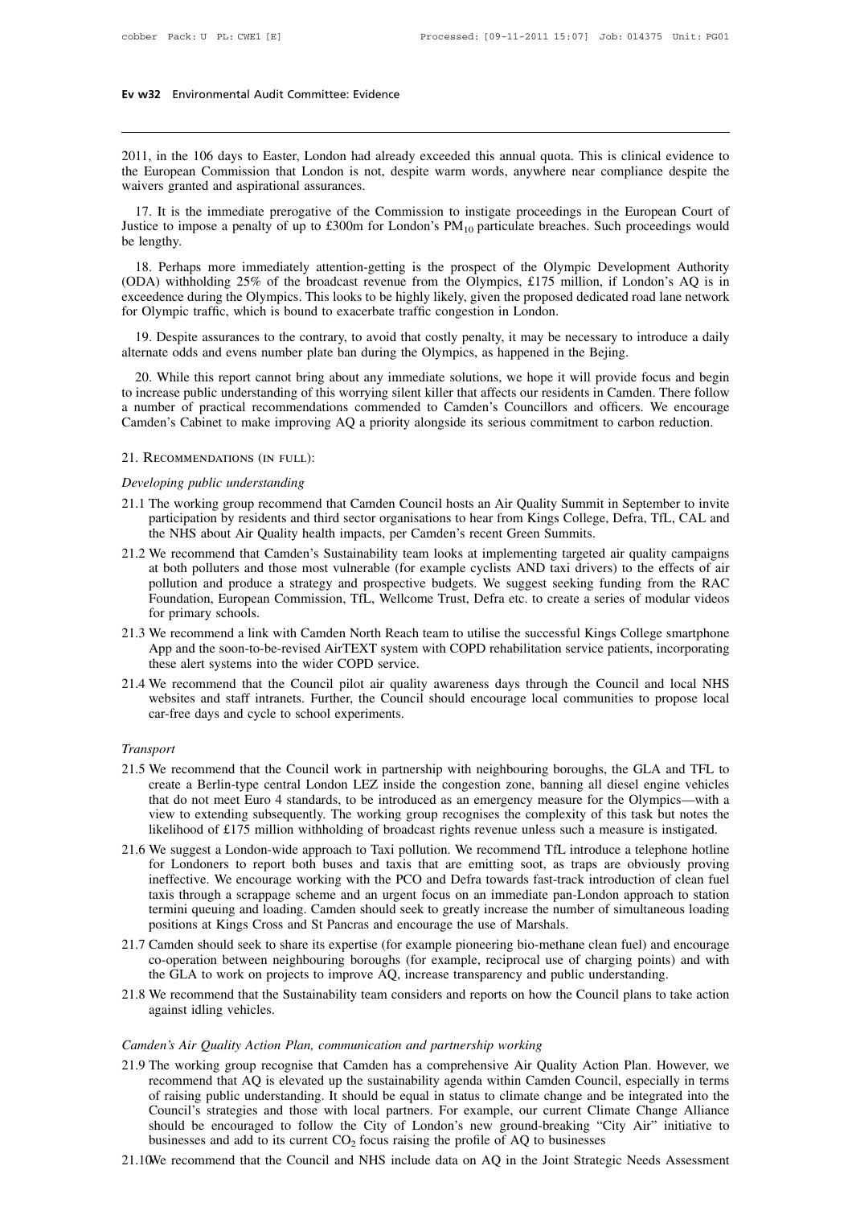2011, in the 106 days to Easter, London had already exceeded this annual quota. This is clinical evidence to the European Commission that London is not, despite warm words, anywhere near compliance despite the waivers granted and aspirational assurances.

17. It is the immediate prerogative of the Commission to instigate proceedings in the European Court of Justice to impose a penalty of up to £300m for London's $PM_{10}$ particulate breaches. Such proceedings would be lengthy.

18. Perhaps more immediately attention-getting is the prospect of the Olympic Development Authority (ODA) withholding 25% of the broadcast revenue from the Olympics, £175 million, if London's AQ is in exceedence during the Olympics. This looks to be highly likely, given the proposed dedicated road lane network for Olympic traffic, which is bound to exacerbate traffic congestion in London.

19. Despite assurances to the contrary, to avoid that costly penalty, it may be necessary to introduce a daily alternate odds and evens number plate ban during the Olympics, as happened in the Bejing.

20. While this report cannot bring about any immediate solutions, we hope it will provide focus and begin to increase public understanding of this worrying silent killer that affects our residents in Camden. There follow a number of practical recommendations commended to Camden's Councillors and officers. We encourage Camden's Cabinet to make improving AQ a priority alongside its serious commitment to carbon reduction.

21. Recommendations (in full):

*Developing public understanding*

21.1 The working group recommend that Camden Council hosts an Air Quality Summit in September to invite participation by residents and third sector organisations to hear from Kings College, Defra, TfL, CAL and the NHS about Air Quality health impacts, per Camden's recent Green Summits.

21.2 We recommend that Camden's Sustainability team looks at implementing targeted air quality campaigns at both polluters and those most vulnerable (for example cyclists AND taxi drivers) to the effects of air pollution and produce a strategy and prospective budgets. We suggest seeking funding from the RAC Foundation, European Commission, TfL, Wellcome Trust, Defra etc. to create a series of modular videos for primary schools.

21.3 We recommend a link with Camden North Reach team to utilise the successful Kings College smartphone App and the soon-to-be-revised AirTEXT system with COPD rehabilitation service patients, incorporating these alert systems into the wider COPD service.

21.4 We recommend that the Council pilot air quality awareness days through the Council and local NHS websites and staff intranets. Further, the Council should encourage local communities to propose local car-free days and cycle to school experiments.

*Transport*

21.5 We recommend that the Council work in partnership with neighbouring boroughs, the GLA and TFL to create a Berlin-type central London LEZ inside the congestion zone, banning all diesel engine vehicles that do not meet Euro 4 standards, to be introduced as an emergency measure for the Olympics—with a view to extending subsequently. The working group recognises the complexity of this task but notes the likelihood of £175 million withholding of broadcast rights revenue unless such a measure is instigated.

21.6 We suggest a London-wide approach to Taxi pollution. We recommend TfL introduce a telephone hotline for Londoners to report both buses and taxis that are emitting soot, as traps are obviously proving ineffective. We encourage working with the PCO and Defra towards fast-track introduction of clean fuel taxis through a scrappage scheme and an urgent focus on an immediate pan-London approach to station termini queuing and loading. Camden should seek to greatly increase the number of simultaneous loading positions at Kings Cross and St Pancras and encourage the use of Marshals.

21.7 Camden should seek to share its expertise (for example pioneering bio-methane clean fuel) and encourage co-operation between neighbouring boroughs (for example, reciprocal use of charging points) and with the GLA to work on projects to improve AQ, increase transparency and public understanding.

21.8 We recommend that the Sustainability team considers and reports on how the Council plans to take action against idling vehicles.

*Camden's Air Quality Action Plan, communication and partnership working*

21.9 The working group recognise that Camden has a comprehensive Air Quality Action Plan. However, we recommend that AQ is elevated up the sustainability agenda within Camden Council, especially in terms of raising public understanding. It should be equal in status to climate change and be integrated into the Council's strategies and those with local partners. For example, our current Climate Change Alliance should be encouraged to follow the City of London's new ground-breaking "City Air" initiative to businesses and add to its current $CO_2$ focus raising the profile of AQ to businesses

21.10 We recommend that the Council and NHS include data on AQ in the Joint Strategic Needs Assessment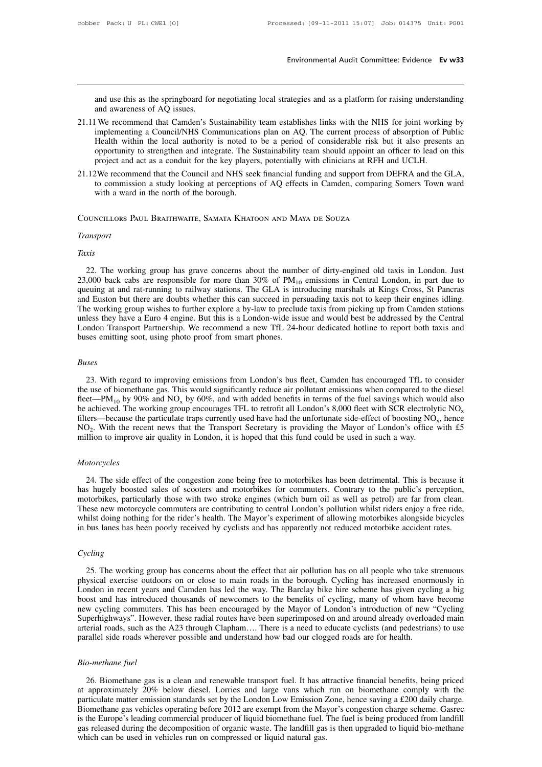and use this as the springboard for negotiating local strategies and as a platform for raising understanding and awareness of AQ issues.

21.11 We recommend that Camden's Sustainability team establishes links with the NHS for joint working by implementing a Council/NHS Communications plan on AQ. The current process of absorption of Public Health within the local authority is noted to be a period of considerable risk but it also presents an opportunity to strengthen and integrate. The Sustainability team should appoint an officer to lead on this project and act as a conduit for the key players, potentially with clinicians at RFH and UCLH.

21.12 We recommend that the Council and NHS seek financial funding and support from DEFRA and the GLA, to commission a study looking at perceptions of AQ effects in Camden, comparing Somers Town ward with a ward in the north of the borough.

## Councillors Paul Braithwaite, Samata Khatoon and Maya de Souza

### *Transport*

#### *Taxis*

22. The working group has grave concerns about the number of dirty-engined old taxis in London. Just 23,000 back cabs are responsible for more than 30% of $PM_{10}$ emissions in Central London, in part due to queuing at and rat-running to railway stations. The GLA is introducing marshals at Kings Cross, St Pancras and Euston but there are doubts whether this can succeed in persuading taxis not to keep their engines idling. The working group wishes to further explore a by-law to preclude taxis from picking up from Camden stations unless they have a Euro 4 engine. But this is a London-wide issue and would best be addressed by the Central London Transport Partnership. We recommend a new TfL 24-hour dedicated hotline to report both taxis and buses emitting soot, using photo proof from smart phones.

#### *Buses*

23. With regard to improving emissions from London's bus fleet, Camden has encouraged TfL to consider the use of biomethane gas. This would significantly reduce air pollutant emissions when compared to the diesel fleet—$PM_{10}$ by 90% and $NO_x$ by 60%, and with added benefits in terms of the fuel savings which would also be achieved. The working group encourages TFL to retrofit all London's 8,000 fleet with SCR electrolytic $NO_x$ filters—because the particulate traps currently used have had the unfortunate side-effect of boosting $NO_x$, hence $NO_2$. With the recent news that the Transport Secretary is providing the Mayor of London's office with £5 million to improve air quality in London, it is hoped that this fund could be used in such a way.

#### *Motorcycles*

24. The side effect of the congestion zone being free to motorbikes has been detrimental. This is because it has hugely boosted sales of scooters and motorbikes for commuters. Contrary to the public's perception, motorbikes, particularly those with two stroke engines (which burn oil as well as petrol) are far from clean. These new motorcycle commuters are contributing to central London's pollution whilst riders enjoy a free ride, whilst doing nothing for the rider's health. The Mayor's experiment of allowing motorbikes alongside bicycles in bus lanes has been poorly received by cyclists and has apparently not reduced motorbike accident rates.

#### *Cycling*

25. The working group has concerns about the effect that air pollution has on all people who take strenuous physical exercise outdoors on or close to main roads in the borough. Cycling has increased enormously in London in recent years and Camden has led the way. The Barclay bike hire scheme has given cycling a big boost and has introduced thousands of newcomers to the benefits of cycling, many of whom have become new cycling commuters. This has been encouraged by the Mayor of London's introduction of new "Cycling Superhighways". However, these radial routes have been superimposed on and around already overloaded main arterial roads, such as the A23 through Clapham…. There is a need to educate cyclists (and pedestrians) to use parallel side roads wherever possible and understand how bad our clogged roads are for health.

#### *Bio-methane fuel*

26. Biomethane gas is a clean and renewable transport fuel. It has attractive financial benefits, being priced at approximately 20% below diesel. Lorries and large vans which run on biomethane comply with the particulate matter emission standards set by the London Low Emission Zone, hence saving a £200 daily charge. Biomethane gas vehicles operating before 2012 are exempt from the Mayor's congestion charge scheme. Gasrec is the Europe's leading commercial producer of liquid biomethane fuel. The fuel is being produced from landfill gas released during the decomposition of organic waste. The landfill gas is then upgraded to liquid bio-methane which can be used in vehicles run on compressed or liquid natural gas.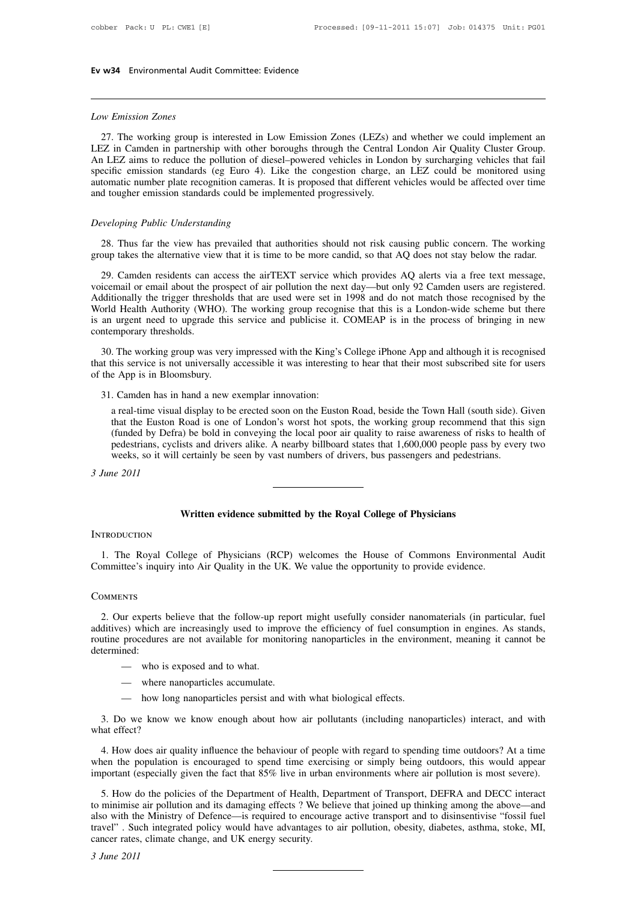*Low Emission Zones*

27. The working group is interested in Low Emission Zones (LEZs) and whether we could implement an LEZ in Camden in partnership with other boroughs through the Central London Air Quality Cluster Group. An LEZ aims to reduce the pollution of diesel–powered vehicles in London by surcharging vehicles that fail specific emission standards (eg Euro 4). Like the congestion charge, an LEZ could be monitored using automatic number plate recognition cameras. It is proposed that different vehicles would be affected over time and tougher emission standards could be implemented progressively.

*Developing Public Understanding*

28. Thus far the view has prevailed that authorities should not risk causing public concern. The working group takes the alternative view that it is time to be more candid, so that AQ does not stay below the radar.

29. Camden residents can access the airTEXT service which provides AQ alerts via a free text message, voicemail or email about the prospect of air pollution the next day—but only 92 Camden users are registered. Additionally the trigger thresholds that are used were set in 1998 and do not match those recognised by the World Health Authority (WHO). The working group recognise that this is a London-wide scheme but there is an urgent need to upgrade this service and publicise it. COMEAP is in the process of bringing in new contemporary thresholds.

30. The working group was very impressed with the King's College iPhone App and although it is recognised that this service is not universally accessible it was interesting to hear that their most subscribed site for users of the App is in Bloomsbury.

31. Camden has in hand a new exemplar innovation:

> a real-time visual display to be erected soon on the Euston Road, beside the Town Hall (south side). Given that the Euston Road is one of London's worst hot spots, the working group recommend that this sign (funded by Defra) be bold in conveying the local poor air quality to raise awareness of risks to health of pedestrians, cyclists and drivers alike. A nearby billboard states that 1,600,000 people pass by every two weeks, so it will certainly be seen by vast numbers of drivers, bus passengers and pedestrians.

*3 June 2011*

---

## Written evidence submitted by the Royal College of Physicians

### Introduction

1. The Royal College of Physicians (RCP) welcomes the House of Commons Environmental Audit Committee's inquiry into Air Quality in the UK. We value the opportunity to provide evidence.

### Comments

2. Our experts believe that the follow-up report might usefully consider nanomaterials (in particular, fuel additives) which are increasingly used to improve the efficiency of fuel consumption in engines. As stands, routine procedures are not available for monitoring nanoparticles in the environment, meaning it cannot be determined:

- — who is exposed and to what.
- — where nanoparticles accumulate.
- — how long nanoparticles persist and with what biological effects.

3. Do we know we know enough about how air pollutants (including nanoparticles) interact, and with what effect?

4. How does air quality influence the behaviour of people with regard to spending time outdoors? At a time when the population is encouraged to spend time exercising or simply being outdoors, this would appear important (especially given the fact that 85% live in urban environments where air pollution is most severe).

5. How do the policies of the Department of Health, Department of Transport, DEFRA and DECC interact to minimise air pollution and its damaging effects ? We believe that joined up thinking among the above—and also with the Ministry of Defence—is required to encourage active transport and to disinsentivise "fossil fuel travel" . Such integrated policy would have advantages to air pollution, obesity, diabetes, asthma, stoke, MI, cancer rates, climate change, and UK energy security.

*3 June 2011*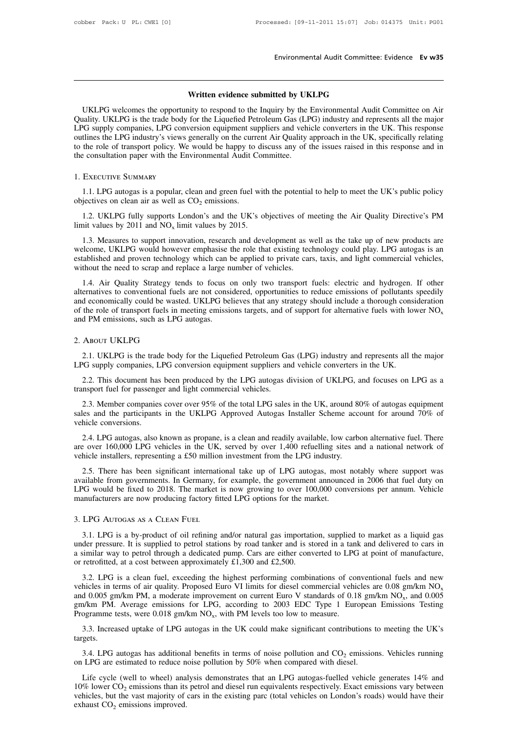## Written evidence submitted by UKLPG

UKLPG welcomes the opportunity to respond to the Inquiry by the Environmental Audit Committee on Air Quality. UKLPG is the trade body for the Liquefied Petroleum Gas (LPG) industry and represents all the major LPG supply companies, LPG conversion equipment suppliers and vehicle converters in the UK. This response outlines the LPG industry's views generally on the current Air Quality approach in the UK, specifically relating to the role of transport policy. We would be happy to discuss any of the issues raised in this response and in the consultation paper with the Environmental Audit Committee.

### 1. Executive Summary

1.1. LPG autogas is a popular, clean and green fuel with the potential to help to meet the UK's public policy objectives on clean air as well as $CO_2$ emissions.

1.2. UKLPG fully supports London's and the UK's objectives of meeting the Air Quality Directive's PM limit values by 2011 and $NO_x$ limit values by 2015.

1.3. Measures to support innovation, research and development as well as the take up of new products are welcome, UKLPG would however emphasise the role that existing technology could play. LPG autogas is an established and proven technology which can be applied to private cars, taxis, and light commercial vehicles, without the need to scrap and replace a large number of vehicles.

1.4. Air Quality Strategy tends to focus on only two transport fuels: electric and hydrogen. If other alternatives to conventional fuels are not considered, opportunities to reduce emissions of pollutants speedily and economically could be wasted. UKLPG believes that any strategy should include a thorough consideration of the role of transport fuels in meeting emissions targets, and of support for alternative fuels with lower $NO_x$ and PM emissions, such as LPG autogas.

### 2. About UKLPG

2.1. UKLPG is the trade body for the Liquefied Petroleum Gas (LPG) industry and represents all the major LPG supply companies, LPG conversion equipment suppliers and vehicle converters in the UK.

2.2. This document has been produced by the LPG autogas division of UKLPG, and focuses on LPG as a transport fuel for passenger and light commercial vehicles.

2.3. Member companies cover over 95% of the total LPG sales in the UK, around 80% of autogas equipment sales and the participants in the UKLPG Approved Autogas Installer Scheme account for around 70% of vehicle conversions.

2.4. LPG autogas, also known as propane, is a clean and readily available, low carbon alternative fuel. There are over 160,000 LPG vehicles in the UK, served by over 1,400 refuelling sites and a national network of vehicle installers, representing a £50 million investment from the LPG industry.

2.5. There has been significant international take up of LPG autogas, most notably where support was available from governments. In Germany, for example, the government announced in 2006 that fuel duty on LPG would be fixed to 2018. The market is now growing to over 100,000 conversions per annum. Vehicle manufacturers are now producing factory fitted LPG options for the market.

### 3. LPG Autogas as a Clean Fuel

3.1. LPG is a by-product of oil refining and/or natural gas importation, supplied to market as a liquid gas under pressure. It is supplied to petrol stations by road tanker and is stored in a tank and delivered to cars in a similar way to petrol through a dedicated pump. Cars are either converted to LPG at point of manufacture, or retrofitted, at a cost between approximately £1,300 and £2,500.

3.2. LPG is a clean fuel, exceeding the highest performing combinations of conventional fuels and new vehicles in terms of air quality. Proposed Euro VI limits for diesel commercial vehicles are 0.08 gm/km $NO_x$ and 0.005 gm/km PM, a moderate improvement on current Euro V standards of 0.18 gm/km $NO_x$, and 0.005 gm/km PM. Average emissions for LPG, according to 2003 EDC Type 1 European Emissions Testing Programme tests, were 0.018 gm/km $NO_x$, with PM levels too low to measure.

3.3. Increased uptake of LPG autogas in the UK could make significant contributions to meeting the UK's targets.

3.4. LPG autogas has additional benefits in terms of noise pollution and $CO_2$ emissions. Vehicles running on LPG are estimated to reduce noise pollution by 50% when compared with diesel.

Life cycle (well to wheel) analysis demonstrates that an LPG autogas-fuelled vehicle generates 14% and 10% lower $CO_2$ emissions than its petrol and diesel run equivalents respectively. Exact emissions vary between vehicles, but the vast majority of cars in the existing parc (total vehicles on London's roads) would have their exhaust $CO_2$ emissions improved.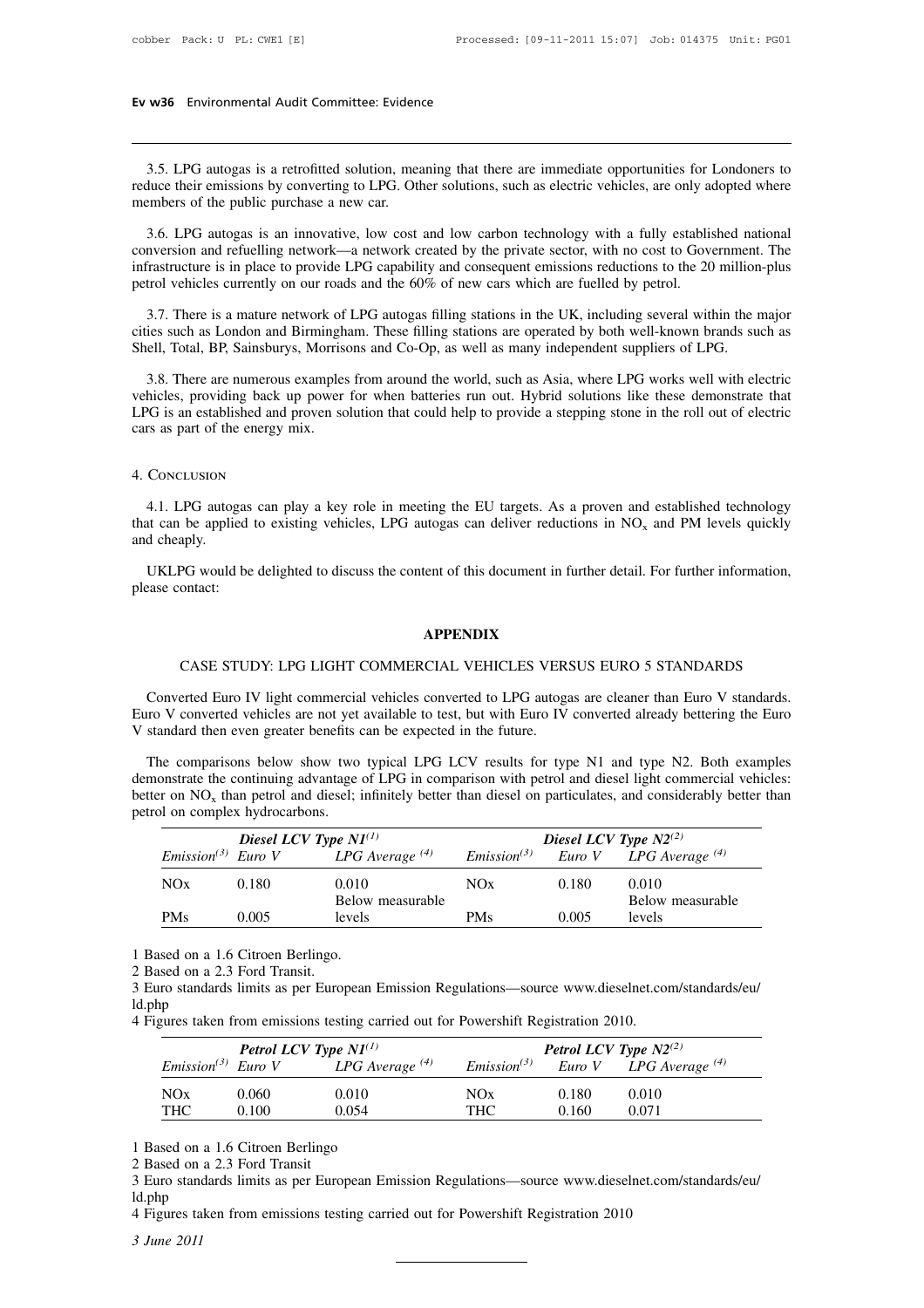3.5. LPG autogas is a retrofitted solution, meaning that there are immediate opportunities for Londoners to reduce their emissions by converting to LPG. Other solutions, such as electric vehicles, are only adopted where members of the public purchase a new car.

3.6. LPG autogas is an innovative, low cost and low carbon technology with a fully established national conversion and refuelling network—a network created by the private sector, with no cost to Government. The infrastructure is in place to provide LPG capability and consequent emissions reductions to the 20 million-plus petrol vehicles currently on our roads and the 60% of new cars which are fuelled by petrol.

3.7. There is a mature network of LPG autogas filling stations in the UK, including several within the major cities such as London and Birmingham. These filling stations are operated by both well-known brands such as Shell, Total, BP, Sainsburys, Morrisons and Co-Op, as well as many independent suppliers of LPG.

3.8. There are numerous examples from around the world, such as Asia, where LPG works well with electric vehicles, providing back up power for when batteries run out. Hybrid solutions like these demonstrate that LPG is an established and proven solution that could help to provide a stepping stone in the roll out of electric cars as part of the energy mix.

## 4. Conclusion

4.1. LPG autogas can play a key role in meeting the EU targets. As a proven and established technology that can be applied to existing vehicles, LPG autogas can deliver reductions in $NO_x$ and PM levels quickly and cheaply.

UKLPG would be delighted to discuss the content of this document in further detail. For further information, please contact:

## APPENDIX

### CASE STUDY: LPG LIGHT COMMERCIAL VEHICLES VERSUS EURO 5 STANDARDS

Converted Euro IV light commercial vehicles converted to LPG autogas are cleaner than Euro V standards. Euro V converted vehicles are not yet available to test, but with Euro IV converted already bettering the Euro V standard then even greater benefits can be expected in the future.

The comparisons below show two typical LPG LCV results for type N1 and type N2. Both examples demonstrate the continuing advantage of LPG in comparison with petrol and diesel light commercial vehicles: better on $NO_x$ than petrol and diesel; infinitely better than diesel on particulates, and considerably better than petrol on complex hydrocarbons.

| *Diesel LCV Type N1*[(1)] | | | *Diesel LCV Type N2*[(2)] | | |
|---|---|---|---|---|---|
| *Emission*[(3)] | *Euro V* | *LPG Average* [(4)] | *Emission*[(3)] | *Euro V* | *LPG Average* [(4)] |
| NOx | 0.180 | 0.010 | NOx | 0.180 | 0.010 |
| PMs | 0.005 | Below measurable levels | PMs | 0.005 | Below measurable levels |

1 Based on a 1.6 Citroen Berlingo.
2 Based on a 2.3 Ford Transit.
3 Euro standards limits as per European Emission Regulations—source www.dieselnet.com/standards/eu/ld.php
4 Figures taken from emissions testing carried out for Powershift Registration 2010.

| *Petrol LCV Type N1*[(1)] | | | *Petrol LCV Type N2*[(2)] | | |
|---|---|---|---|---|---|
| *Emission*[(3)] | *Euro V* | *LPG Average* [(4)] | *Emission*[(3)] | *Euro V* | *LPG Average* [(4)] |
| NOx | 0.060 | 0.010 | NOx | 0.180 | 0.010 |
| THC | 0.100 | 0.054 | THC | 0.160 | 0.071 |

1 Based on a 1.6 Citroen Berlingo
2 Based on a 2.3 Ford Transit
3 Euro standards limits as per European Emission Regulations—source www.dieselnet.com/standards/eu/ld.php
4 Figures taken from emissions testing carried out for Powershift Registration 2010

*3 June 2011*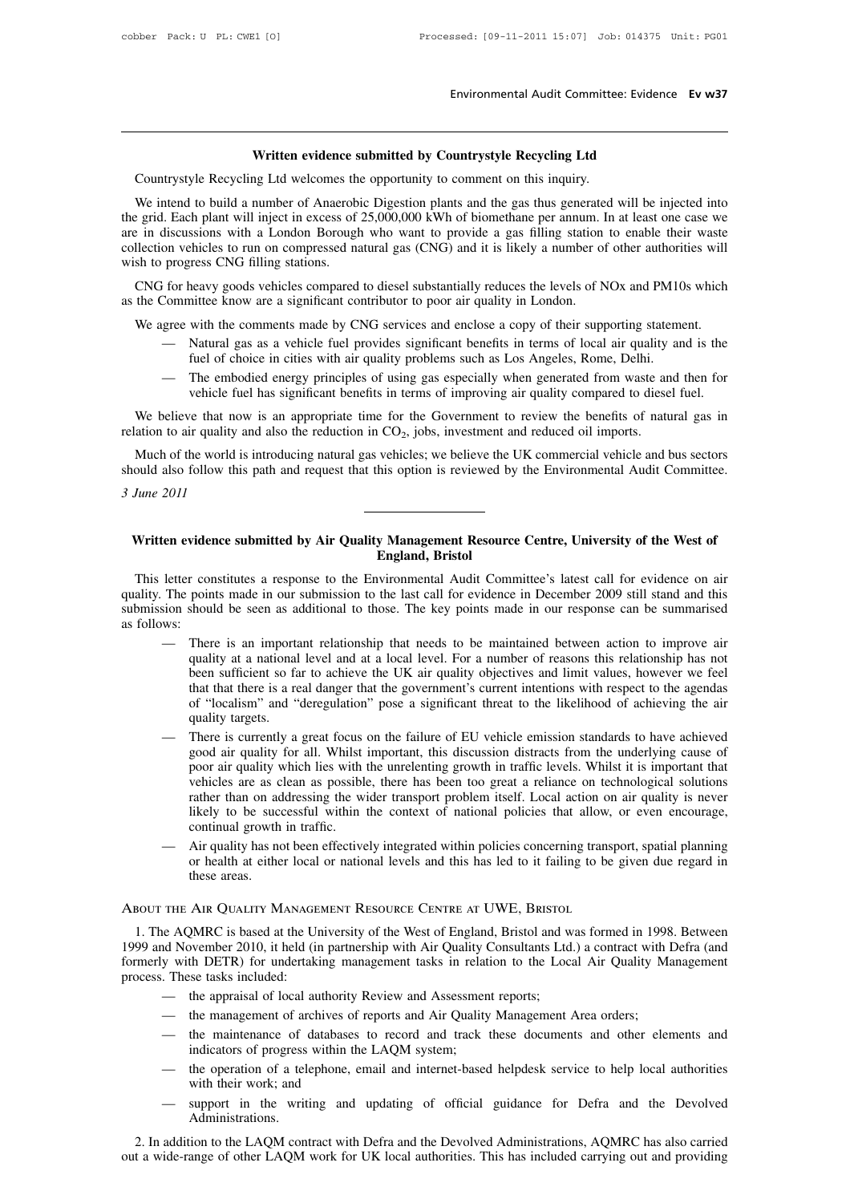## Written evidence submitted by Countrystyle Recycling Ltd

Countrystyle Recycling Ltd welcomes the opportunity to comment on this inquiry.

We intend to build a number of Anaerobic Digestion plants and the gas thus generated will be injected into the grid. Each plant will inject in excess of 25,000,000 kWh of biomethane per annum. In at least one case we are in discussions with a London Borough who want to provide a gas filling station to enable their waste collection vehicles to run on compressed natural gas (CNG) and it is likely a number of other authorities will wish to progress CNG filling stations.

CNG for heavy goods vehicles compared to diesel substantially reduces the levels of NOx and PM10s which as the Committee know are a significant contributor to poor air quality in London.

We agree with the comments made by CNG services and enclose a copy of their supporting statement.

- Natural gas as a vehicle fuel provides significant benefits in terms of local air quality and is the fuel of choice in cities with air quality problems such as Los Angeles, Rome, Delhi.
- The embodied energy principles of using gas especially when generated from waste and then for vehicle fuel has significant benefits in terms of improving air quality compared to diesel fuel.

We believe that now is an appropriate time for the Government to review the benefits of natural gas in relation to air quality and also the reduction in $CO_2$, jobs, investment and reduced oil imports.

Much of the world is introducing natural gas vehicles; we believe the UK commercial vehicle and bus sectors should also follow this path and request that this option is reviewed by the Environmental Audit Committee.

*3 June 2011*

---

## Written evidence submitted by Air Quality Management Resource Centre, University of the West of England, Bristol

This letter constitutes a response to the Environmental Audit Committee's latest call for evidence on air quality. The points made in our submission to the last call for evidence in December 2009 still stand and this submission should be seen as additional to those. The key points made in our response can be summarised as follows:

- There is an important relationship that needs to be maintained between action to improve air quality at a national level and at a local level. For a number of reasons this relationship has not been sufficient so far to achieve the UK air quality objectives and limit values, however we feel that that there is a real danger that the government's current intentions with respect to the agendas of "localism" and "deregulation" pose a significant threat to the likelihood of achieving the air quality targets.
- There is currently a great focus on the failure of EU vehicle emission standards to have achieved good air quality for all. Whilst important, this discussion distracts from the underlying cause of poor air quality which lies with the unrelenting growth in traffic levels. Whilst it is important that vehicles are as clean as possible, there has been too great a reliance on technological solutions rather than on addressing the wider transport problem itself. Local action on air quality is never likely to be successful within the context of national policies that allow, or even encourage, continual growth in traffic.
- Air quality has not been effectively integrated within policies concerning transport, spatial planning or health at either local or national levels and this has led to it failing to be given due regard in these areas.

### About the Air Quality Management Resource Centre at UWE, Bristol

1. The AQMRC is based at the University of the West of England, Bristol and was formed in 1998. Between 1999 and November 2010, it held (in partnership with Air Quality Consultants Ltd.) a contract with Defra (and formerly with DETR) for undertaking management tasks in relation to the Local Air Quality Management process. These tasks included:

- the appraisal of local authority Review and Assessment reports;
- the management of archives of reports and Air Quality Management Area orders;
- the maintenance of databases to record and track these documents and other elements and indicators of progress within the LAQM system;
- the operation of a telephone, email and internet-based helpdesk service to help local authorities with their work; and
- support in the writing and updating of official guidance for Defra and the Devolved Administrations.

2. In addition to the LAQM contract with Defra and the Devolved Administrations, AQMRC has also carried out a wide-range of other LAQM work for UK local authorities. This has included carrying out and providing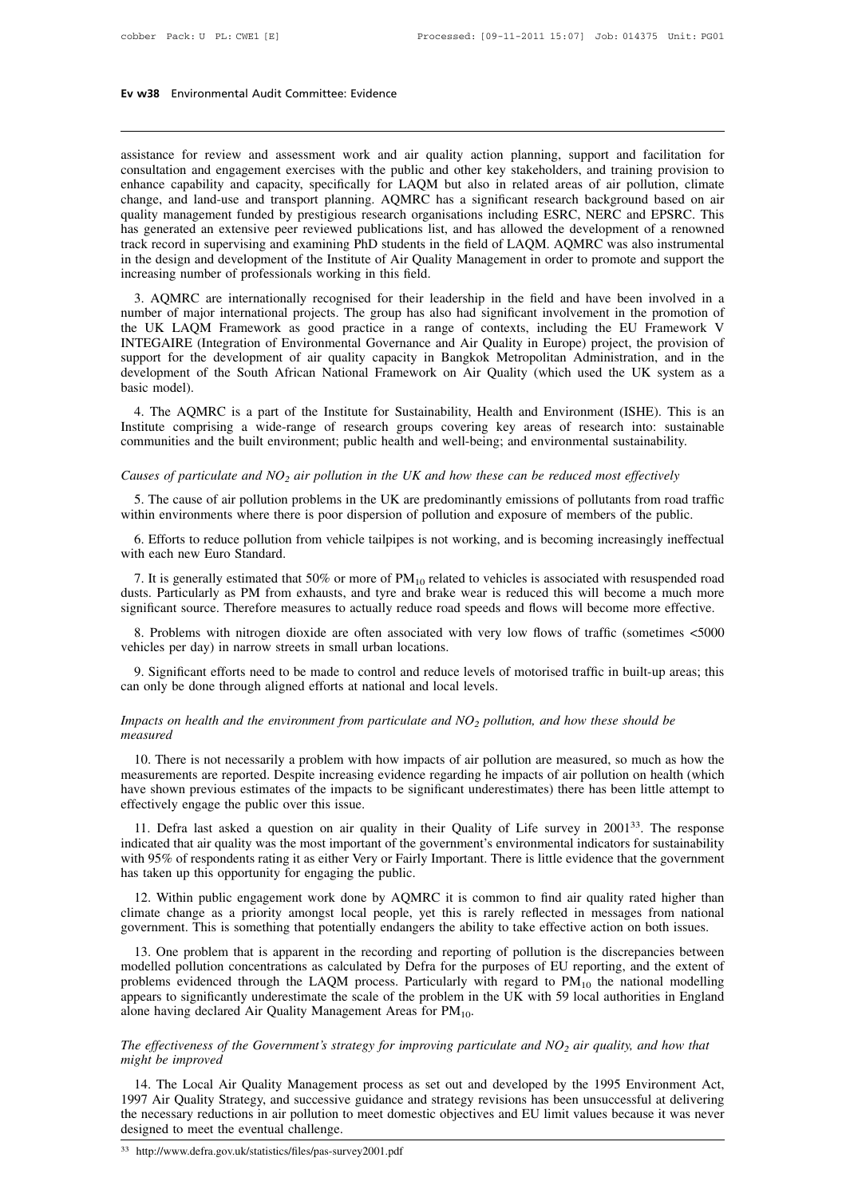assistance for review and assessment work and air quality action planning, support and facilitation for consultation and engagement exercises with the public and other key stakeholders, and training provision to enhance capability and capacity, specifically for LAQM but also in related areas of air pollution, climate change, and land-use and transport planning. AQMRC has a significant research background based on air quality management funded by prestigious research organisations including ESRC, NERC and EPSRC. This has generated an extensive peer reviewed publications list, and has allowed the development of a renowned track record in supervising and examining PhD students in the field of LAQM. AQMRC was also instrumental in the design and development of the Institute of Air Quality Management in order to promote and support the increasing number of professionals working in this field.

3. AQMRC are internationally recognised for their leadership in the field and have been involved in a number of major international projects. The group has also had significant involvement in the promotion of the UK LAQM Framework as good practice in a range of contexts, including the EU Framework V INTEGAIRE (Integration of Environmental Governance and Air Quality in Europe) project, the provision of support for the development of air quality capacity in Bangkok Metropolitan Administration, and in the development of the South African National Framework on Air Quality (which used the UK system as a basic model).

4. The AQMRC is a part of the Institute for Sustainability, Health and Environment (ISHE). This is an Institute comprising a wide-range of research groups covering key areas of research into: sustainable communities and the built environment; public health and well-being; and environmental sustainability.

*Causes of particulate and $NO_2$ air pollution in the UK and how these can be reduced most effectively*

5. The cause of air pollution problems in the UK are predominantly emissions of pollutants from road traffic within environments where there is poor dispersion of pollution and exposure of members of the public.

6. Efforts to reduce pollution from vehicle tailpipes is not working, and is becoming increasingly ineffectual with each new Euro Standard.

7. It is generally estimated that 50% or more of $PM_{10}$ related to vehicles is associated with resuspended road dusts. Particularly as PM from exhausts, and tyre and brake wear is reduced this will become a much more significant source. Therefore measures to actually reduce road speeds and flows will become more effective.

8. Problems with nitrogen dioxide are often associated with very low flows of traffic (sometimes <5000 vehicles per day) in narrow streets in small urban locations.

9. Significant efforts need to be made to control and reduce levels of motorised traffic in built-up areas; this can only be done through aligned efforts at national and local levels.

*Impacts on health and the environment from particulate and $NO_2$ pollution, and how these should be measured*

10. There is not necessarily a problem with how impacts of air pollution are measured, so much as how the measurements are reported. Despite increasing evidence regarding he impacts of air pollution on health (which have shown previous estimates of the impacts to be significant underestimates) there has been little attempt to effectively engage the public over this issue.

11. Defra last asked a question on air quality in their Quality of Life survey in 2001[33]. The response indicated that air quality was the most important of the government's environmental indicators for sustainability with 95% of respondents rating it as either Very or Fairly Important. There is little evidence that the government has taken up this opportunity for engaging the public.

12. Within public engagement work done by AQMRC it is common to find air quality rated higher than climate change as a priority amongst local people, yet this is rarely reflected in messages from national government. This is something that potentially endangers the ability to take effective action on both issues.

13. One problem that is apparent in the recording and reporting of pollution is the discrepancies between modelled pollution concentrations as calculated by Defra for the purposes of EU reporting, and the extent of problems evidenced through the LAQM process. Particularly with regard to $PM_{10}$ the national modelling appears to significantly underestimate the scale of the problem in the UK with 59 local authorities in England alone having declared Air Quality Management Areas for $PM_{10}$.

*The effectiveness of the Government's strategy for improving particulate and $NO_2$ air quality, and how that might be improved*

14. The Local Air Quality Management process as set out and developed by the 1995 Environment Act, 1997 Air Quality Strategy, and successive guidance and strategy revisions has been unsuccessful at delivering the necessary reductions in air pollution to meet domestic objectives and EU limit values because it was never designed to meet the eventual challenge.

[33] http://www.defra.gov.uk/statistics/files/pas-survey2001.pdf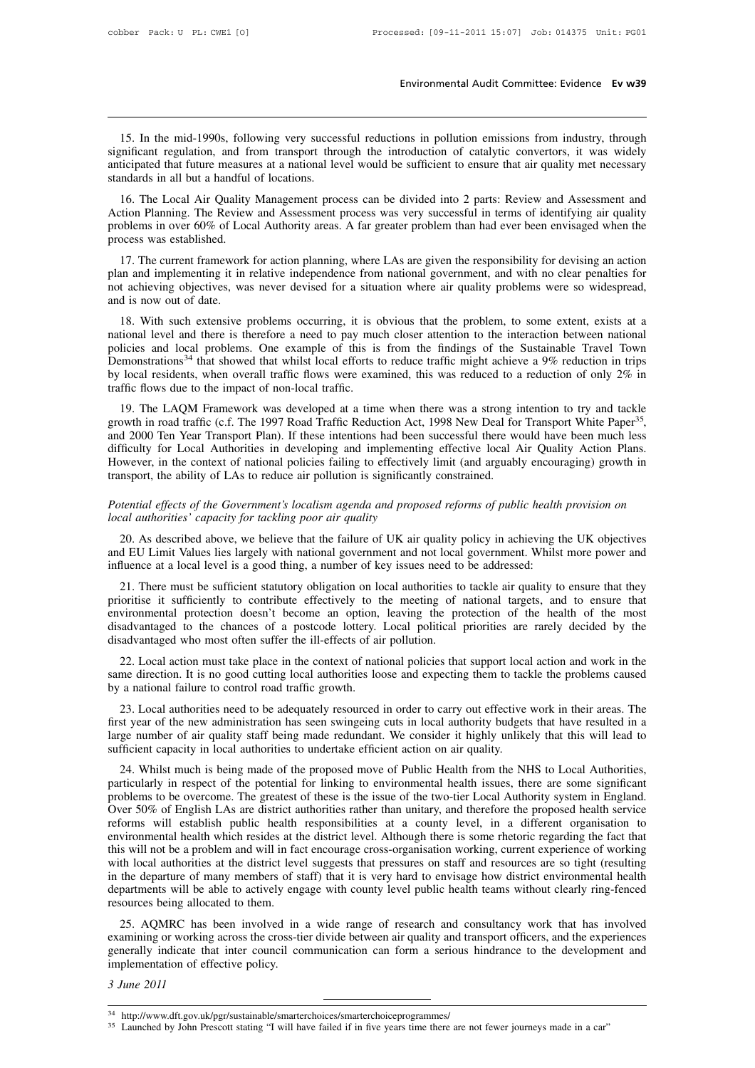15. In the mid-1990s, following very successful reductions in pollution emissions from industry, through significant regulation, and from transport through the introduction of catalytic convertors, it was widely anticipated that future measures at a national level would be sufficient to ensure that air quality met necessary standards in all but a handful of locations.

16. The Local Air Quality Management process can be divided into 2 parts: Review and Assessment and Action Planning. The Review and Assessment process was very successful in terms of identifying air quality problems in over 60% of Local Authority areas. A far greater problem than had ever been envisaged when the process was established.

17. The current framework for action planning, where LAs are given the responsibility for devising an action plan and implementing it in relative independence from national government, and with no clear penalties for not achieving objectives, was never devised for a situation where air quality problems were so widespread, and is now out of date.

18. With such extensive problems occurring, it is obvious that the problem, to some extent, exists at a national level and there is therefore a need to pay much closer attention to the interaction between national policies and local problems. One example of this is from the findings of the Sustainable Travel Town Demonstrations[34] that showed that whilst local efforts to reduce traffic might achieve a 9% reduction in trips by local residents, when overall traffic flows were examined, this was reduced to a reduction of only 2% in traffic flows due to the impact of non-local traffic.

19. The LAQM Framework was developed at a time when there was a strong intention to try and tackle growth in road traffic (c.f. The 1997 Road Traffic Reduction Act, 1998 New Deal for Transport White Paper[35], and 2000 Ten Year Transport Plan). If these intentions had been successful there would have been much less difficulty for Local Authorities in developing and implementing effective local Air Quality Action Plans. However, in the context of national policies failing to effectively limit (and arguably encouraging) growth in transport, the ability of LAs to reduce air pollution is significantly constrained.

*Potential effects of the Government's localism agenda and proposed reforms of public health provision on local authorities' capacity for tackling poor air quality*

20. As described above, we believe that the failure of UK air quality policy in achieving the UK objectives and EU Limit Values lies largely with national government and not local government. Whilst more power and influence at a local level is a good thing, a number of key issues need to be addressed:

21. There must be sufficient statutory obligation on local authorities to tackle air quality to ensure that they prioritise it sufficiently to contribute effectively to the meeting of national targets, and to ensure that environmental protection doesn't become an option, leaving the protection of the health of the most disadvantaged to the chances of a postcode lottery. Local political priorities are rarely decided by the disadvantaged who most often suffer the ill-effects of air pollution.

22. Local action must take place in the context of national policies that support local action and work in the same direction. It is no good cutting local authorities loose and expecting them to tackle the problems caused by a national failure to control road traffic growth.

23. Local authorities need to be adequately resourced in order to carry out effective work in their areas. The first year of the new administration has seen swingeing cuts in local authority budgets that have resulted in a large number of air quality staff being made redundant. We consider it highly unlikely that this will lead to sufficient capacity in local authorities to undertake efficient action on air quality.

24. Whilst much is being made of the proposed move of Public Health from the NHS to Local Authorities, particularly in respect of the potential for linking to environmental health issues, there are some significant problems to be overcome. The greatest of these is the issue of the two-tier Local Authority system in England. Over 50% of English LAs are district authorities rather than unitary, and therefore the proposed health service reforms will establish public health responsibilities at a county level, in a different organisation to environmental health which resides at the district level. Although there is some rhetoric regarding the fact that this will not be a problem and will in fact encourage cross-organisation working, current experience of working with local authorities at the district level suggests that pressures on staff and resources are so tight (resulting in the departure of many members of staff) that it is very hard to envisage how district environmental health departments will be able to actively engage with county level public health teams without clearly ring-fenced resources being allocated to them.

25. AQMRC has been involved in a wide range of research and consultancy work that has involved examining or working across the cross-tier divide between air quality and transport officers, and the experiences generally indicate that inter council communication can form a serious hindrance to the development and implementation of effective policy.

*3 June 2011*

---

[34] http://www.dft.gov.uk/pgr/sustainable/smarterchoices/smarterchoiceprogrammes/

[35] Launched by John Prescott stating "I will have failed if in five years time there are not fewer journeys made in a car"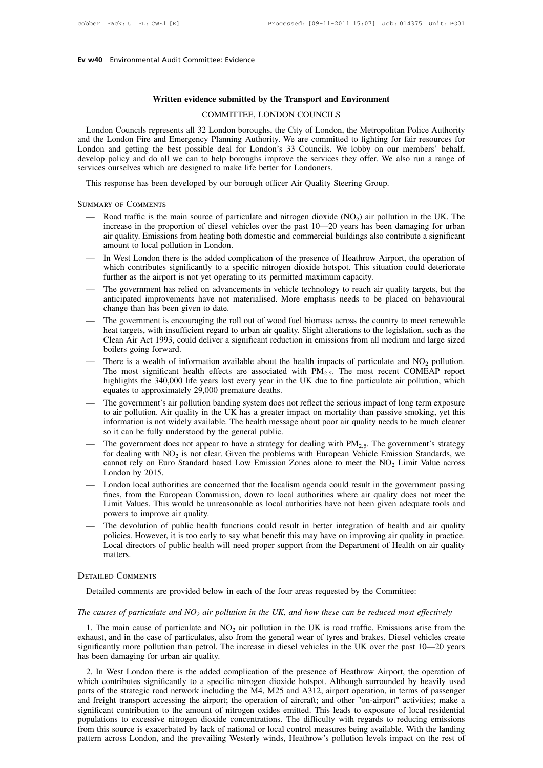## Written evidence submitted by the Transport and Environment COMMITTEE, LONDON COUNCILS

London Councils represents all 32 London boroughs, the City of London, the Metropolitan Police Authority and the London Fire and Emergency Planning Authority. We are committed to fighting for fair resources for London and getting the best possible deal for London's 33 Councils. We lobby on our members' behalf, develop policy and do all we can to help boroughs improve the services they offer. We also run a range of services ourselves which are designed to make life better for Londoners.

This response has been developed by our borough officer Air Quality Steering Group.

### Summary of Comments

- Road traffic is the main source of particulate and nitrogen dioxide ($NO_2$) air pollution in the UK. The increase in the proportion of diesel vehicles over the past 10—20 years has been damaging for urban air quality. Emissions from heating both domestic and commercial buildings also contribute a significant amount to local pollution in London.
- In West London there is the added complication of the presence of Heathrow Airport, the operation of which contributes significantly to a specific nitrogen dioxide hotspot. This situation could deteriorate further as the airport is not yet operating to its permitted maximum capacity.
- The government has relied on advancements in vehicle technology to reach air quality targets, but the anticipated improvements have not materialised. More emphasis needs to be placed on behavioural change than has been given to date.
- The government is encouraging the roll out of wood fuel biomass across the country to meet renewable heat targets, with insufficient regard to urban air quality. Slight alterations to the legislation, such as the Clean Air Act 1993, could deliver a significant reduction in emissions from all medium and large sized boilers going forward.
- There is a wealth of information available about the health impacts of particulate and $NO_2$ pollution. The most significant health effects are associated with $PM_{2.5}$. The most recent COMEAP report highlights the 340,000 life years lost every year in the UK due to fine particulate air pollution, which equates to approximately 29,000 premature deaths.
- The government's air pollution banding system does not reflect the serious impact of long term exposure to air pollution. Air quality in the UK has a greater impact on mortality than passive smoking, yet this information is not widely available. The health message about poor air quality needs to be much clearer so it can be fully understood by the general public.
- The government does not appear to have a strategy for dealing with $PM_{2.5}$. The government's strategy for dealing with $NO_2$ is not clear. Given the problems with European Vehicle Emission Standards, we cannot rely on Euro Standard based Low Emission Zones alone to meet the $NO_2$ Limit Value across London by 2015.
- London local authorities are concerned that the localism agenda could result in the government passing fines, from the European Commission, down to local authorities where air quality does not meet the Limit Values. This would be unreasonable as local authorities have not been given adequate tools and powers to improve air quality.
- The devolution of public health functions could result in better integration of health and air quality policies. However, it is too early to say what benefit this may have on improving air quality in practice. Local directors of public health will need proper support from the Department of Health on air quality matters.

### Detailed Comments

Detailed comments are provided below in each of the four areas requested by the Committee:

*The causes of particulate and $NO_2$ air pollution in the UK, and how these can be reduced most effectively*

1. The main cause of particulate and $NO_2$ air pollution in the UK is road traffic. Emissions arise from the exhaust, and in the case of particulates, also from the general wear of tyres and brakes. Diesel vehicles create significantly more pollution than petrol. The increase in diesel vehicles in the UK over the past 10—20 years has been damaging for urban air quality.

2. In West London there is the added complication of the presence of Heathrow Airport, the operation of which contributes significantly to a specific nitrogen dioxide hotspot. Although surrounded by heavily used parts of the strategic road network including the M4, M25 and A312, airport operation, in terms of passenger and freight transport accessing the airport; the operation of aircraft; and other "on-airport" activities; make a significant contribution to the amount of nitrogen oxides emitted. This leads to exposure of local residential populations to excessive nitrogen dioxide concentrations. The difficulty with regards to reducing emissions from this source is exacerbated by lack of national or local control measures being available. With the landing pattern across London, and the prevailing Westerly winds, Heathrow's pollution levels impact on the rest of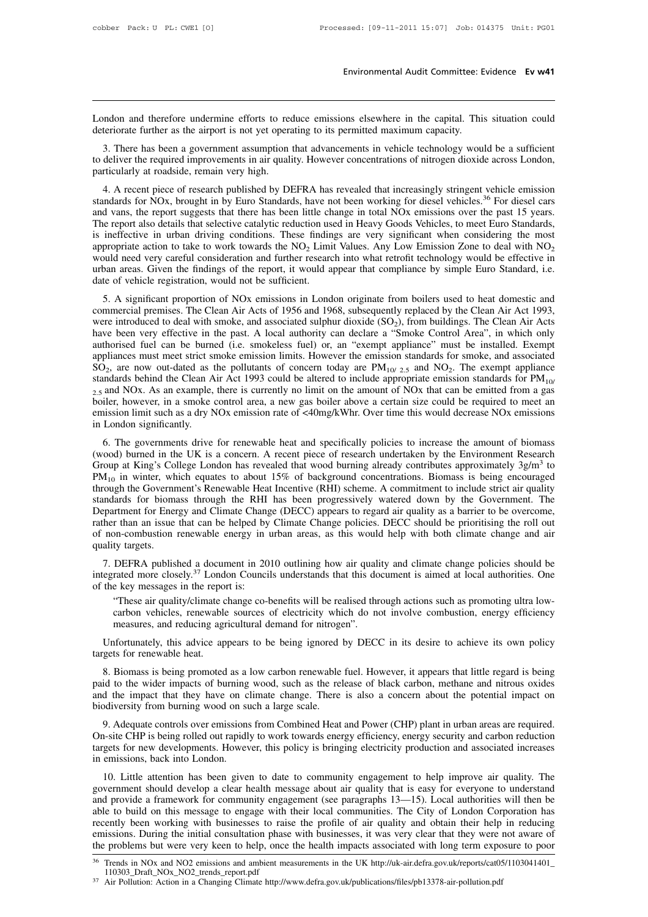London and therefore undermine efforts to reduce emissions elsewhere in the capital. This situation could deteriorate further as the airport is not yet operating to its permitted maximum capacity.

3. There has been a government assumption that advancements in vehicle technology would be a sufficient to deliver the required improvements in air quality. However concentrations of nitrogen dioxide across London, particularly at roadside, remain very high.

4. A recent piece of research published by DEFRA has revealed that increasingly stringent vehicle emission standards for NOx, brought in by Euro Standards, have not been working for diesel vehicles.[36] For diesel cars and vans, the report suggests that there has been little change in total NOx emissions over the past 15 years. The report also details that selective catalytic reduction used in Heavy Goods Vehicles, to meet Euro Standards, is ineffective in urban driving conditions. These findings are very significant when considering the most appropriate action to take to work towards the $NO_2$ Limit Values. Any Low Emission Zone to deal with $NO_2$ would need very careful consideration and further research into what retrofit technology would be effective in urban areas. Given the findings of the report, it would appear that compliance by simple Euro Standard, i.e. date of vehicle registration, would not be sufficient.

5. A significant proportion of NOx emissions in London originate from boilers used to heat domestic and commercial premises. The Clean Air Acts of 1956 and 1968, subsequently replaced by the Clean Air Act 1993, were introduced to deal with smoke, and associated sulphur dioxide ($SO_2$), from buildings. The Clean Air Acts have been very effective in the past. A local authority can declare a "Smoke Control Area", in which only authorised fuel can be burned (i.e. smokeless fuel) or, an "exempt appliance" must be installed. Exempt appliances must meet strict smoke emission limits. However the emission standards for smoke, and associated $SO_2$, are now out-dated as the pollutants of concern today are $PM_{10/\ 2.5}$ and $NO_2$. The exempt appliance standards behind the Clean Air Act 1993 could be altered to include appropriate emission standards for $PM_{10/\ 2.5}$ and NOx. As an example, there is currently no limit on the amount of NOx that can be emitted from a gas boiler, however, in a smoke control area, a new gas boiler above a certain size could be required to meet an emission limit such as a dry NOx emission rate of <40mg/kWhr. Over time this would decrease NOx emissions in London significantly.

6. The governments drive for renewable heat and specifically policies to increase the amount of biomass (wood) burned in the UK is a concern. A recent piece of research undertaken by the Environment Research Group at King's College London has revealed that wood burning already contributes approximately $3g/m^3$ to $PM_{10}$ in winter, which equates to about 15% of background concentrations. Biomass is being encouraged through the Government's Renewable Heat Incentive (RHI) scheme. A commitment to include strict air quality standards for biomass through the RHI has been progressively watered down by the Government. The Department for Energy and Climate Change (DECC) appears to regard air quality as a barrier to be overcome, rather than an issue that can be helped by Climate Change policies. DECC should be prioritising the roll out of non-combustion renewable energy in urban areas, as this would help with both climate change and air quality targets.

7. DEFRA published a document in 2010 outlining how air quality and climate change policies should be integrated more closely.[37] London Councils understands that this document is aimed at local authorities. One of the key messages in the report is:

> "These air quality/climate change co-benefits will be realised through actions such as promoting ultra low-carbon vehicles, renewable sources of electricity which do not involve combustion, energy efficiency measures, and reducing agricultural demand for nitrogen".

Unfortunately, this advice appears to be being ignored by DECC in its desire to achieve its own policy targets for renewable heat.

8. Biomass is being promoted as a low carbon renewable fuel. However, it appears that little regard is being paid to the wider impacts of burning wood, such as the release of black carbon, methane and nitrous oxides and the impact that they have on climate change. There is also a concern about the potential impact on biodiversity from burning wood on such a large scale.

9. Adequate controls over emissions from Combined Heat and Power (CHP) plant in urban areas are required. On-site CHP is being rolled out rapidly to work towards energy efficiency, energy security and carbon reduction targets for new developments. However, this policy is bringing electricity production and associated increases in emissions, back into London.

10. Little attention has been given to date to community engagement to help improve air quality. The government should develop a clear health message about air quality that is easy for everyone to understand and provide a framework for community engagement (see paragraphs 13—15). Local authorities will then be able to build on this message to engage with their local communities. The City of London Corporation has recently been working with businesses to raise the profile of air quality and obtain their help in reducing emissions. During the initial consultation phase with businesses, it was very clear that they were not aware of the problems but were very keen to help, once the health impacts associated with long term exposure to poor

---

[36] Trends in NOx and NO2 emissions and ambient measurements in the UK http://uk-air.defra.gov.uk/reports/cat05/1103041401_110303_Draft_NOx_NO2_trends_report.pdf

[37] Air Pollution: Action in a Changing Climate http://www.defra.gov.uk/publications/files/pb13378-air-pollution.pdf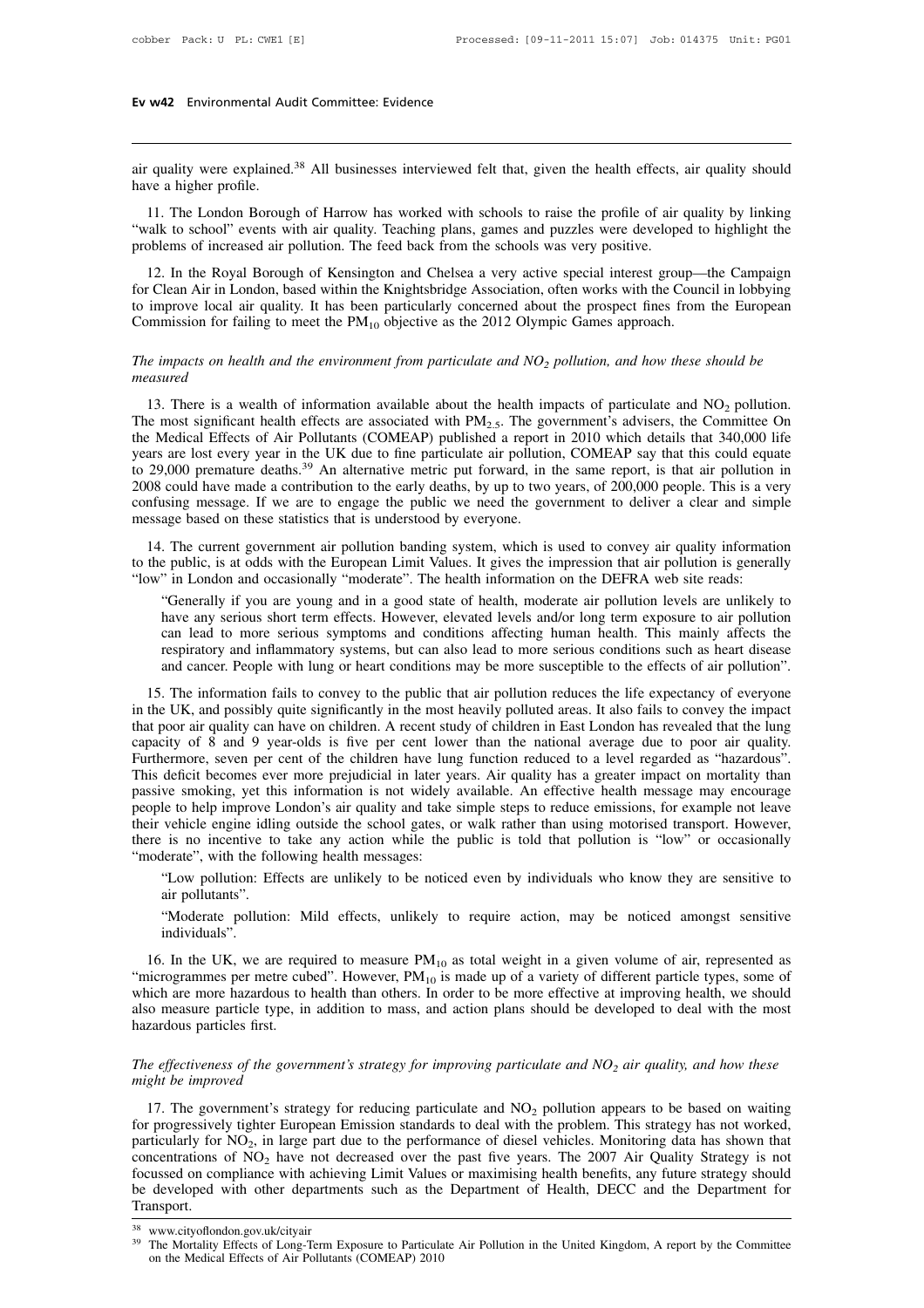air quality were explained.[38] All businesses interviewed felt that, given the health effects, air quality should have a higher profile.

11. The London Borough of Harrow has worked with schools to raise the profile of air quality by linking "walk to school" events with air quality. Teaching plans, games and puzzles were developed to highlight the problems of increased air pollution. The feed back from the schools was very positive.

12. In the Royal Borough of Kensington and Chelsea a very active special interest group—the Campaign for Clean Air in London, based within the Knightsbridge Association, often works with the Council in lobbying to improve local air quality. It has been particularly concerned about the prospect fines from the European Commission for failing to meet the $PM_{10}$ objective as the 2012 Olympic Games approach.

*The impacts on health and the environment from particulate and $NO_2$ pollution, and how these should be measured*

13. There is a wealth of information available about the health impacts of particulate and $NO_2$ pollution. The most significant health effects are associated with $PM_{2.5}$. The government's advisers, the Committee On the Medical Effects of Air Pollutants (COMEAP) published a report in 2010 which details that 340,000 life years are lost every year in the UK due to fine particulate air pollution, COMEAP say that this could equate to 29,000 premature deaths.[39] An alternative metric put forward, in the same report, is that air pollution in 2008 could have made a contribution to the early deaths, by up to two years, of 200,000 people. This is a very confusing message. If we are to engage the public we need the government to deliver a clear and simple message based on these statistics that is understood by everyone.

14. The current government air pollution banding system, which is used to convey air quality information to the public, is at odds with the European Limit Values. It gives the impression that air pollution is generally "low" in London and occasionally "moderate". The health information on the DEFRA web site reads:

> "Generally if you are young and in a good state of health, moderate air pollution levels are unlikely to have any serious short term effects. However, elevated levels and/or long term exposure to air pollution can lead to more serious symptoms and conditions affecting human health. This mainly affects the respiratory and inflammatory systems, but can also lead to more serious conditions such as heart disease and cancer. People with lung or heart conditions may be more susceptible to the effects of air pollution".

15. The information fails to convey to the public that air pollution reduces the life expectancy of everyone in the UK, and possibly quite significantly in the most heavily polluted areas. It also fails to convey the impact that poor air quality can have on children. A recent study of children in East London has revealed that the lung capacity of 8 and 9 year-olds is five per cent lower than the national average due to poor air quality. Furthermore, seven per cent of the children have lung function reduced to a level regarded as "hazardous". This deficit becomes ever more prejudicial in later years. Air quality has a greater impact on mortality than passive smoking, yet this information is not widely available. An effective health message may encourage people to help improve London's air quality and take simple steps to reduce emissions, for example not leave their vehicle engine idling outside the school gates, or walk rather than using motorised transport. However, there is no incentive to take any action while the public is told that pollution is "low" or occasionally "moderate", with the following health messages:

> "Low pollution: Effects are unlikely to be noticed even by individuals who know they are sensitive to air pollutants".
>
> "Moderate pollution: Mild effects, unlikely to require action, may be noticed amongst sensitive individuals".

16. In the UK, we are required to measure $PM_{10}$ as total weight in a given volume of air, represented as "microgrammes per metre cubed". However, $PM_{10}$ is made up of a variety of different particle types, some of which are more hazardous to health than others. In order to be more effective at improving health, we should also measure particle type, in addition to mass, and action plans should be developed to deal with the most hazardous particles first.

*The effectiveness of the government's strategy for improving particulate and $NO_2$ air quality, and how these might be improved*

17. The government's strategy for reducing particulate and $NO_2$ pollution appears to be based on waiting for progressively tighter European Emission standards to deal with the problem. This strategy has not worked, particularly for $NO_2$, in large part due to the performance of diesel vehicles. Monitoring data has shown that concentrations of $NO_2$ have not decreased over the past five years. The 2007 Air Quality Strategy is not focussed on compliance with achieving Limit Values or maximising health benefits, any future strategy should be developed with other departments such as the Department of Health, DECC and the Department for Transport.

---

[38] www.cityoflondon.gov.uk/cityair

[39] The Mortality Effects of Long-Term Exposure to Particulate Air Pollution in the United Kingdom, A report by the Committee on the Medical Effects of Air Pollutants (COMEAP) 2010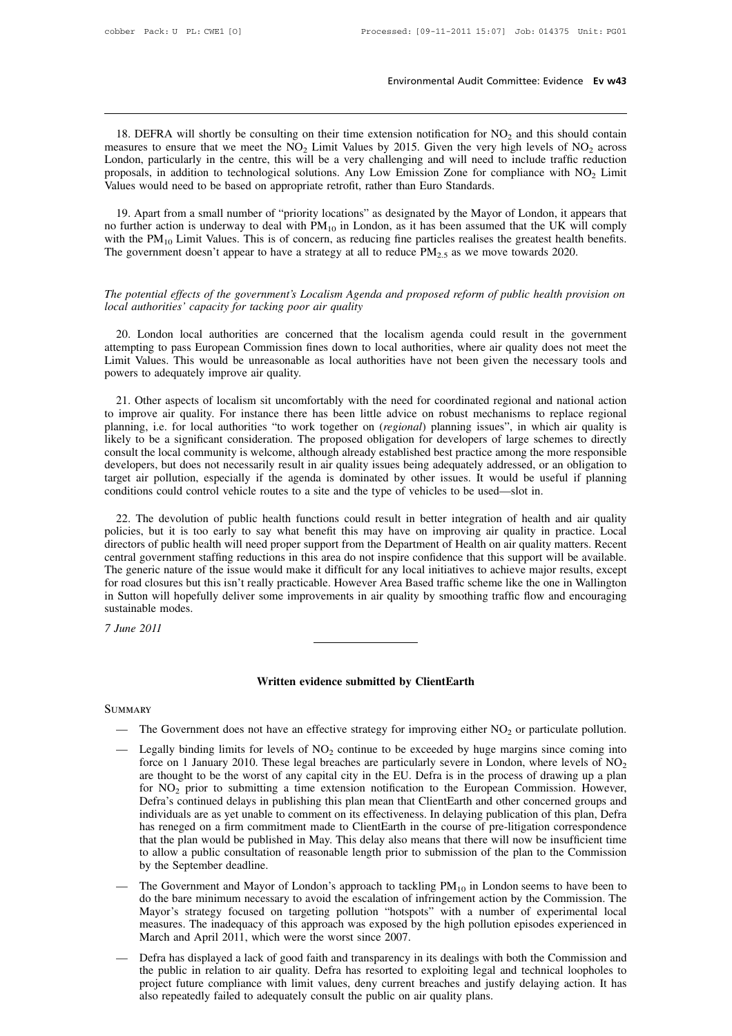18. DEFRA will shortly be consulting on their time extension notification for $NO_2$ and this should contain measures to ensure that we meet the $NO_2$ Limit Values by 2015. Given the very high levels of $NO_2$ across London, particularly in the centre, this will be a very challenging and will need to include traffic reduction proposals, in addition to technological solutions. Any Low Emission Zone for compliance with $NO_2$ Limit Values would need to be based on appropriate retrofit, rather than Euro Standards.

19. Apart from a small number of "priority locations" as designated by the Mayor of London, it appears that no further action is underway to deal with $PM_{10}$ in London, as it has been assumed that the UK will comply with the $PM_{10}$ Limit Values. This is of concern, as reducing fine particles realises the greatest health benefits. The government doesn't appear to have a strategy at all to reduce $PM_{2.5}$ as we move towards 2020.

*The potential effects of the government's Localism Agenda and proposed reform of public health provision on local authorities' capacity for tacking poor air quality*

20. London local authorities are concerned that the localism agenda could result in the government attempting to pass European Commission fines down to local authorities, where air quality does not meet the Limit Values. This would be unreasonable as local authorities have not been given the necessary tools and powers to adequately improve air quality.

21. Other aspects of localism sit uncomfortably with the need for coordinated regional and national action to improve air quality. For instance there has been little advice on robust mechanisms to replace regional planning, i.e. for local authorities "to work together on (*regional*) planning issues", in which air quality is likely to be a significant consideration. The proposed obligation for developers of large schemes to directly consult the local community is welcome, although already established best practice among the more responsible developers, but does not necessarily result in air quality issues being adequately addressed, or an obligation to target air pollution, especially if the agenda is dominated by other issues. It would be useful if planning conditions could control vehicle routes to a site and the type of vehicles to be used—slot in.

22. The devolution of public health functions could result in better integration of health and air quality policies, but it is too early to say what benefit this may have on improving air quality in practice. Local directors of public health will need proper support from the Department of Health on air quality matters. Recent central government staffing reductions in this area do not inspire confidence that this support will be available. The generic nature of the issue would make it difficult for any local initiatives to achieve major results, except for road closures but this isn't really practicable. However Area Based traffic scheme like the one in Wallington in Sutton will hopefully deliver some improvements in air quality by smoothing traffic flow and encouraging sustainable modes.

*7 June 2011*

---

## Written evidence submitted by ClientEarth

Summary

- The Government does not have an effective strategy for improving either $NO_2$ or particulate pollution.
- Legally binding limits for levels of $NO_2$ continue to be exceeded by huge margins since coming into force on 1 January 2010. These legal breaches are particularly severe in London, where levels of $NO_2$ are thought to be the worst of any capital city in the EU. Defra is in the process of drawing up a plan for $NO_2$ prior to submitting a time extension notification to the European Commission. However, Defra's continued delays in publishing this plan mean that ClientEarth and other concerned groups and individuals are as yet unable to comment on its effectiveness. In delaying publication of this plan, Defra has reneged on a firm commitment made to ClientEarth in the course of pre-litigation correspondence that the plan would be published in May. This delay also means that there will now be insufficient time to allow a public consultation of reasonable length prior to submission of the plan to the Commission by the September deadline.
- The Government and Mayor of London's approach to tackling $PM_{10}$ in London seems to have been to do the bare minimum necessary to avoid the escalation of infringement action by the Commission. The Mayor's strategy focused on targeting pollution "hotspots" with a number of experimental local measures. The inadequacy of this approach was exposed by the high pollution episodes experienced in March and April 2011, which were the worst since 2007.
- Defra has displayed a lack of good faith and transparency in its dealings with both the Commission and the public in relation to air quality. Defra has resorted to exploiting legal and technical loopholes to project future compliance with limit values, deny current breaches and justify delaying action. It has also repeatedly failed to adequately consult the public on air quality plans.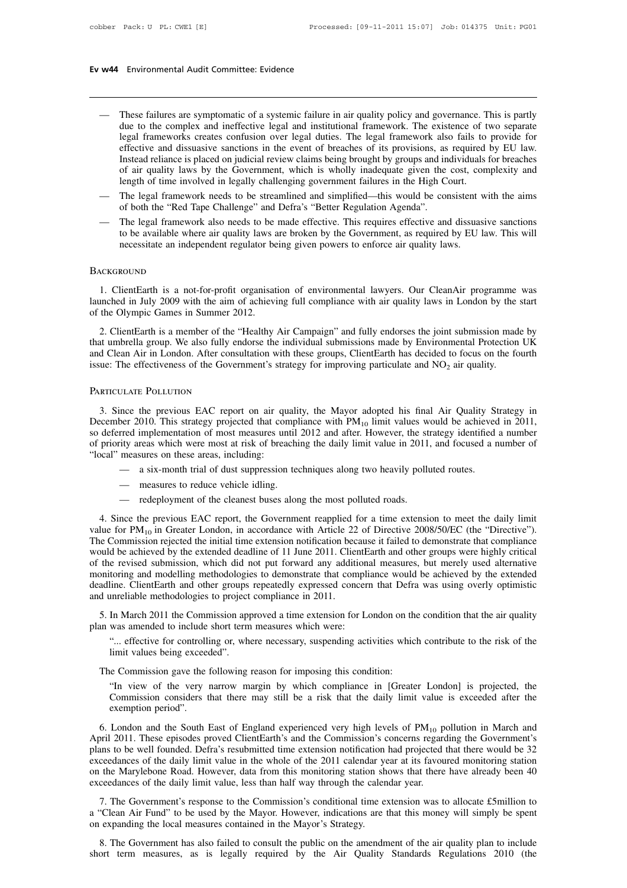- These failures are symptomatic of a systemic failure in air quality policy and governance. This is partly due to the complex and ineffective legal and institutional framework. The existence of two separate legal frameworks creates confusion over legal duties. The legal framework also fails to provide for effective and dissuasive sanctions in the event of breaches of its provisions, as required by EU law. Instead reliance is placed on judicial review claims being brought by groups and individuals for breaches of air quality laws by the Government, which is wholly inadequate given the cost, complexity and length of time involved in legally challenging government failures in the High Court.
- The legal framework needs to be streamlined and simplified—this would be consistent with the aims of both the "Red Tape Challenge" and Defra's "Better Regulation Agenda".
- The legal framework also needs to be made effective. This requires effective and dissuasive sanctions to be available where air quality laws are broken by the Government, as required by EU law. This will necessitate an independent regulator being given powers to enforce air quality laws.

## Background

1. ClientEarth is a not-for-profit organisation of environmental lawyers. Our CleanAir programme was launched in July 2009 with the aim of achieving full compliance with air quality laws in London by the start of the Olympic Games in Summer 2012.

2. ClientEarth is a member of the "Healthy Air Campaign" and fully endorses the joint submission made by that umbrella group. We also fully endorse the individual submissions made by Environmental Protection UK and Clean Air in London. After consultation with these groups, ClientEarth has decided to focus on the fourth issue: The effectiveness of the Government's strategy for improving particulate and $NO_2$ air quality.

## Particulate Pollution

3. Since the previous EAC report on air quality, the Mayor adopted his final Air Quality Strategy in December 2010. This strategy projected that compliance with $PM_{10}$ limit values would be achieved in 2011, so deferred implementation of most measures until 2012 and after. However, the strategy identified a number of priority areas which were most at risk of breaching the daily limit value in 2011, and focused a number of "local" measures on these areas, including:

- a six-month trial of dust suppression techniques along two heavily polluted routes.
- measures to reduce vehicle idling.
- redeployment of the cleanest buses along the most polluted roads.

4. Since the previous EAC report, the Government reapplied for a time extension to meet the daily limit value for $PM_{10}$ in Greater London, in accordance with Article 22 of Directive 2008/50/EC (the "Directive"). The Commission rejected the initial time extension notification because it failed to demonstrate that compliance would be achieved by the extended deadline of 11 June 2011. ClientEarth and other groups were highly critical of the revised submission, which did not put forward any additional measures, but merely used alternative monitoring and modelling methodologies to demonstrate that compliance would be achieved by the extended deadline. ClientEarth and other groups repeatedly expressed concern that Defra was using overly optimistic and unreliable methodologies to project compliance in 2011.

5. In March 2011 the Commission approved a time extension for London on the condition that the air quality plan was amended to include short term measures which were:

> "... effective for controlling or, where necessary, suspending activities which contribute to the risk of the limit values being exceeded".

The Commission gave the following reason for imposing this condition:

> "In view of the very narrow margin by which compliance in [Greater London] is projected, the Commission considers that there may still be a risk that the daily limit value is exceeded after the exemption period".

6. London and the South East of England experienced very high levels of $PM_{10}$ pollution in March and April 2011. These episodes proved ClientEarth's and the Commission's concerns regarding the Government's plans to be well founded. Defra's resubmitted time extension notification had projected that there would be 32 exceedances of the daily limit value in the whole of the 2011 calendar year at its favoured monitoring station on the Marylebone Road. However, data from this monitoring station shows that there have already been 40 exceedances of the daily limit value, less than half way through the calendar year.

7. The Government's response to the Commission's conditional time extension was to allocate £5million to a "Clean Air Fund" to be used by the Mayor. However, indications are that this money will simply be spent on expanding the local measures contained in the Mayor's Strategy.

8. The Government has also failed to consult the public on the amendment of the air quality plan to include short term measures, as is legally required by the Air Quality Standards Regulations 2010 (the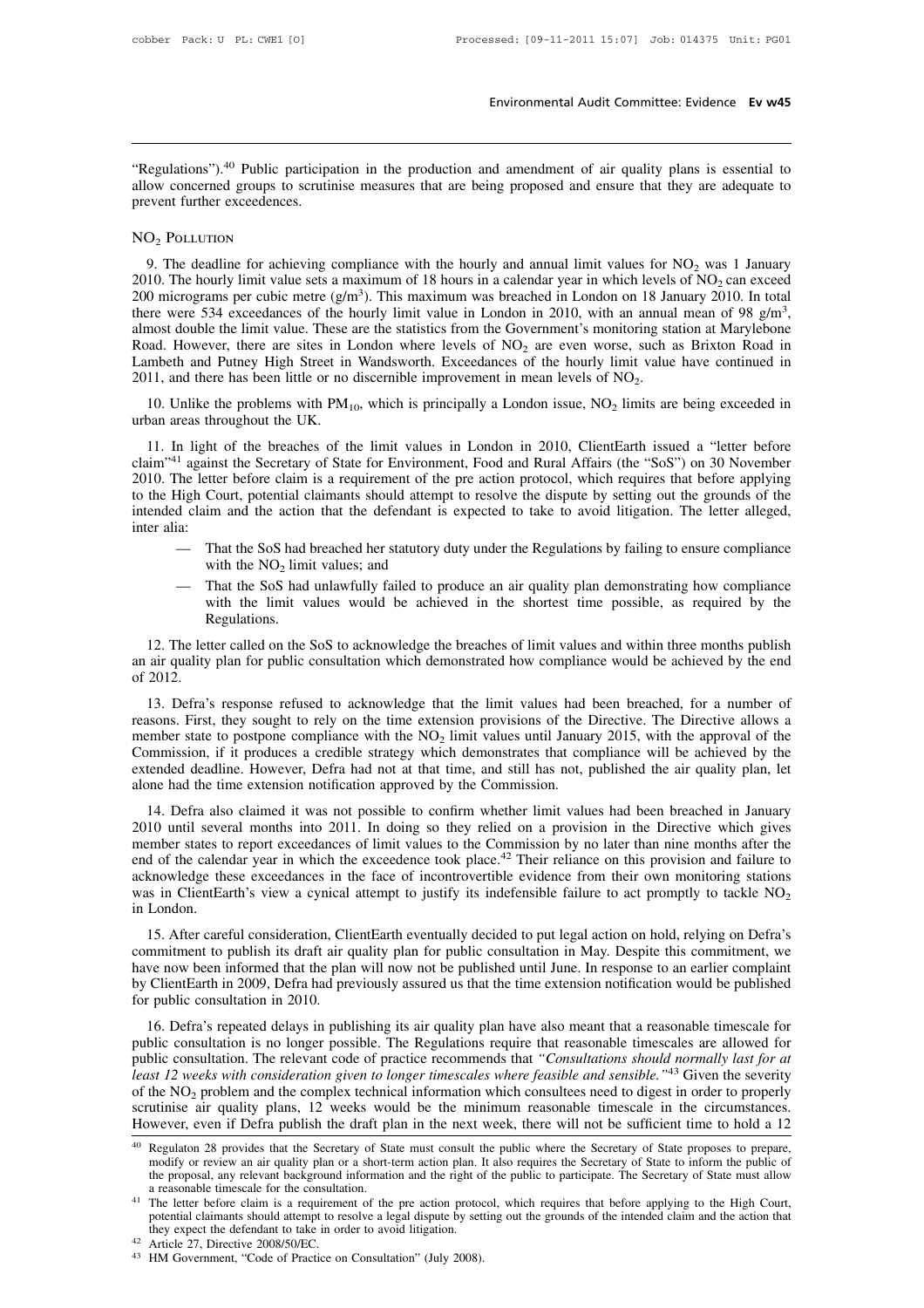"Regulations").[40] Public participation in the production and amendment of air quality plans is essential to allow concerned groups to scrutinise measures that are being proposed and ensure that they are adequate to prevent further exceedences.

## $NO_2$ Pollution

9. The deadline for achieving compliance with the hourly and annual limit values for $NO_2$ was 1 January 2010. The hourly limit value sets a maximum of 18 hours in a calendar year in which levels of $NO_2$ can exceed 200 micrograms per cubic metre ($g/m^3$). This maximum was breached in London on 18 January 2010. In total there were 534 exceedances of the hourly limit value in London in 2010, with an annual mean of 98 $g/m^3$, almost double the limit value. These are the statistics from the Government's monitoring station at Marylebone Road. However, there are sites in London where levels of $NO_2$ are even worse, such as Brixton Road in Lambeth and Putney High Street in Wandsworth. Exceedances of the hourly limit value have continued in 2011, and there has been little or no discernible improvement in mean levels of $NO_2$.

10. Unlike the problems with $PM_{10}$, which is principally a London issue, $NO_2$ limits are being exceeded in urban areas throughout the UK.

11. In light of the breaches of the limit values in London in 2010, ClientEarth issued a "letter before claim"[41] against the Secretary of State for Environment, Food and Rural Affairs (the "SoS") on 30 November 2010. The letter before claim is a requirement of the pre action protocol, which requires that before applying to the High Court, potential claimants should attempt to resolve the dispute by setting out the grounds of the intended claim and the action that the defendant is expected to take to avoid litigation. The letter alleged, inter alia:

- That the SoS had breached her statutory duty under the Regulations by failing to ensure compliance with the $NO_2$ limit values; and
- That the SoS had unlawfully failed to produce an air quality plan demonstrating how compliance with the limit values would be achieved in the shortest time possible, as required by the Regulations.

12. The letter called on the SoS to acknowledge the breaches of limit values and within three months publish an air quality plan for public consultation which demonstrated how compliance would be achieved by the end of 2012.

13. Defra's response refused to acknowledge that the limit values had been breached, for a number of reasons. First, they sought to rely on the time extension provisions of the Directive. The Directive allows a member state to postpone compliance with the $NO_2$ limit values until January 2015, with the approval of the Commission, if it produces a credible strategy which demonstrates that compliance will be achieved by the extended deadline. However, Defra had not at that time, and still has not, published the air quality plan, let alone had the time extension notification approved by the Commission.

14. Defra also claimed it was not possible to confirm whether limit values had been breached in January 2010 until several months into 2011. In doing so they relied on a provision in the Directive which gives member states to report exceedances of limit values to the Commission by no later than nine months after the end of the calendar year in which the exceedence took place.[42] Their reliance on this provision and failure to acknowledge these exceedances in the face of incontrovertible evidence from their own monitoring stations was in ClientEarth's view a cynical attempt to justify its indefensible failure to act promptly to tackle $NO_2$ in London.

15. After careful consideration, ClientEarth eventually decided to put legal action on hold, relying on Defra's commitment to publish its draft air quality plan for public consultation in May. Despite this commitment, we have now been informed that the plan will now not be published until June. In response to an earlier complaint by ClientEarth in 2009, Defra had previously assured us that the time extension notification would be published for public consultation in 2010.

16. Defra's repeated delays in publishing its air quality plan have also meant that a reasonable timescale for public consultation is no longer possible. The Regulations require that reasonable timescales are allowed for public consultation. The relevant code of practice recommends that *"Consultations should normally last for at least 12 weeks with consideration given to longer timescales where feasible and sensible."*[43] Given the severity of the $NO_2$ problem and the complex technical information which consultees need to digest in order to properly scrutinise air quality plans, 12 weeks would be the minimum reasonable timescale in the circumstances. However, even if Defra publish the draft plan in the next week, there will not be sufficient time to hold a 12

---

[40] Regulaton 28 provides that the Secretary of State must consult the public where the Secretary of State proposes to prepare, modify or review an air quality plan or a short-term action plan. It also requires the Secretary of State to inform the public of the proposal, any relevant background information and the right of the public to participate. The Secretary of State must allow a reasonable timescale for the consultation.

[41] The letter before claim is a requirement of the pre action protocol, which requires that before applying to the High Court, potential claimants should attempt to resolve a legal dispute by setting out the grounds of the intended claim and the action that they expect the defendant to take in order to avoid litigation.

[42] Article 27, Directive 2008/50/EC.

[43] HM Government, "Code of Practice on Consultation" (July 2008).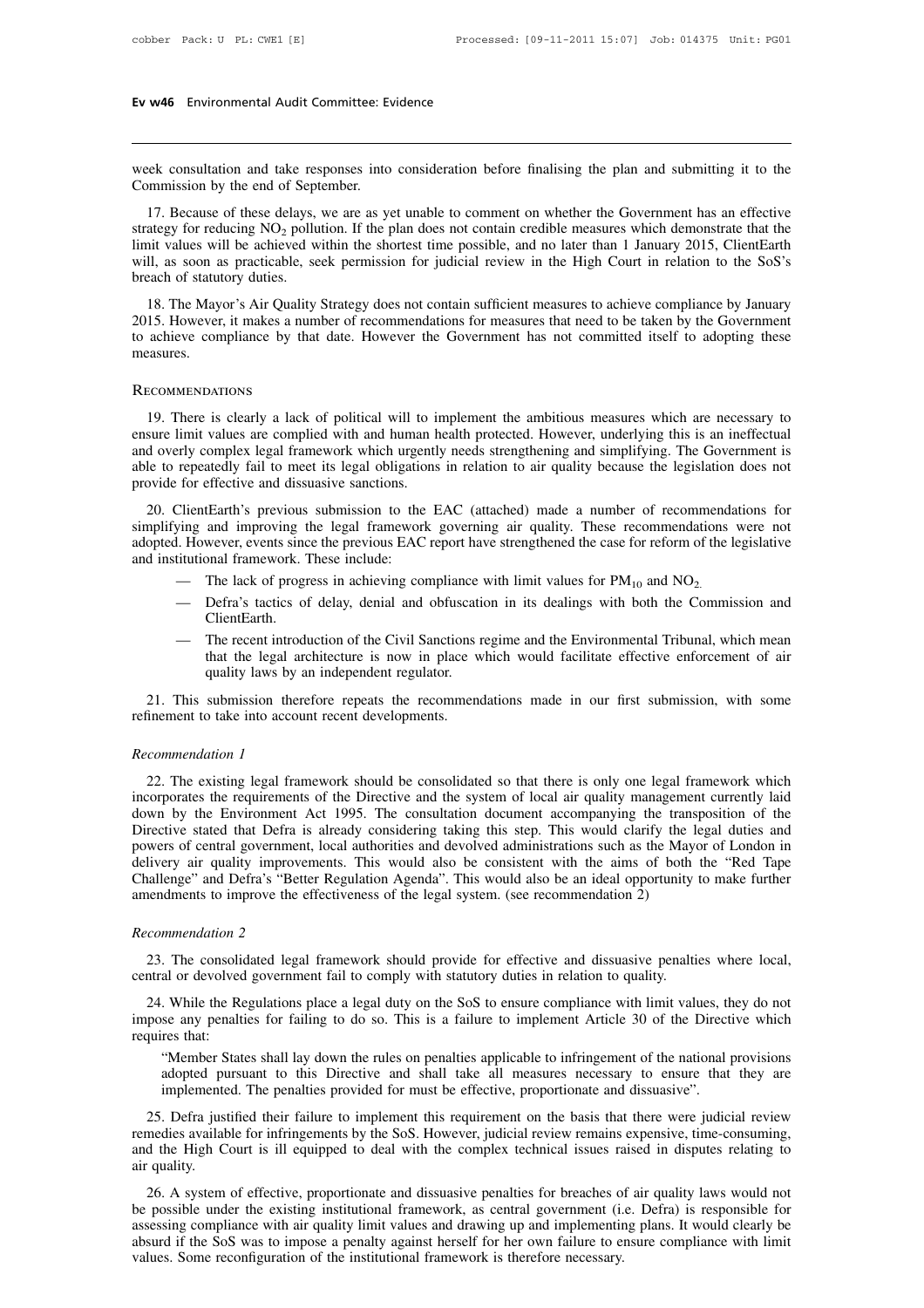week consultation and take responses into consideration before finalising the plan and submitting it to the Commission by the end of September.

17. Because of these delays, we are as yet unable to comment on whether the Government has an effective strategy for reducing $NO_2$ pollution. If the plan does not contain credible measures which demonstrate that the limit values will be achieved within the shortest time possible, and no later than 1 January 2015, ClientEarth will, as soon as practicable, seek permission for judicial review in the High Court in relation to the SoS's breach of statutory duties.

18. The Mayor's Air Quality Strategy does not contain sufficient measures to achieve compliance by January 2015. However, it makes a number of recommendations for measures that need to be taken by the Government to achieve compliance by that date. However the Government has not committed itself to adopting these measures.

## Recommendations

19. There is clearly a lack of political will to implement the ambitious measures which are necessary to ensure limit values are complied with and human health protected. However, underlying this is an ineffectual and overly complex legal framework which urgently needs strengthening and simplifying. The Government is able to repeatedly fail to meet its legal obligations in relation to air quality because the legislation does not provide for effective and dissuasive sanctions.

20. ClientEarth's previous submission to the EAC (attached) made a number of recommendations for simplifying and improving the legal framework governing air quality. These recommendations were not adopted. However, events since the previous EAC report have strengthened the case for reform of the legislative and institutional framework. These include:

- The lack of progress in achieving compliance with limit values for $PM_{10}$ and $NO_2$.
- Defra's tactics of delay, denial and obfuscation in its dealings with both the Commission and ClientEarth.
- The recent introduction of the Civil Sanctions regime and the Environmental Tribunal, which mean that the legal architecture is now in place which would facilitate effective enforcement of air quality laws by an independent regulator.

21. This submission therefore repeats the recommendations made in our first submission, with some refinement to take into account recent developments.

### *Recommendation 1*

22. The existing legal framework should be consolidated so that there is only one legal framework which incorporates the requirements of the Directive and the system of local air quality management currently laid down by the Environment Act 1995. The consultation document accompanying the transposition of the Directive stated that Defra is already considering taking this step. This would clarify the legal duties and powers of central government, local authorities and devolved administrations such as the Mayor of London in delivery air quality improvements. This would also be consistent with the aims of both the "Red Tape Challenge" and Defra's "Better Regulation Agenda". This would also be an ideal opportunity to make further amendments to improve the effectiveness of the legal system. (see recommendation 2)

### *Recommendation 2*

23. The consolidated legal framework should provide for effective and dissuasive penalties where local, central or devolved government fail to comply with statutory duties in relation to quality.

24. While the Regulations place a legal duty on the SoS to ensure compliance with limit values, they do not impose any penalties for failing to do so. This is a failure to implement Article 30 of the Directive which requires that:

> "Member States shall lay down the rules on penalties applicable to infringement of the national provisions adopted pursuant to this Directive and shall take all measures necessary to ensure that they are implemented. The penalties provided for must be effective, proportionate and dissuasive".

25. Defra justified their failure to implement this requirement on the basis that there were judicial review remedies available for infringements by the SoS. However, judicial review remains expensive, time-consuming, and the High Court is ill equipped to deal with the complex technical issues raised in disputes relating to air quality.

26. A system of effective, proportionate and dissuasive penalties for breaches of air quality laws would not be possible under the existing institutional framework, as central government (i.e. Defra) is responsible for assessing compliance with air quality limit values and drawing up and implementing plans. It would clearly be absurd if the SoS was to impose a penalty against herself for her own failure to ensure compliance with limit values. Some reconfiguration of the institutional framework is therefore necessary.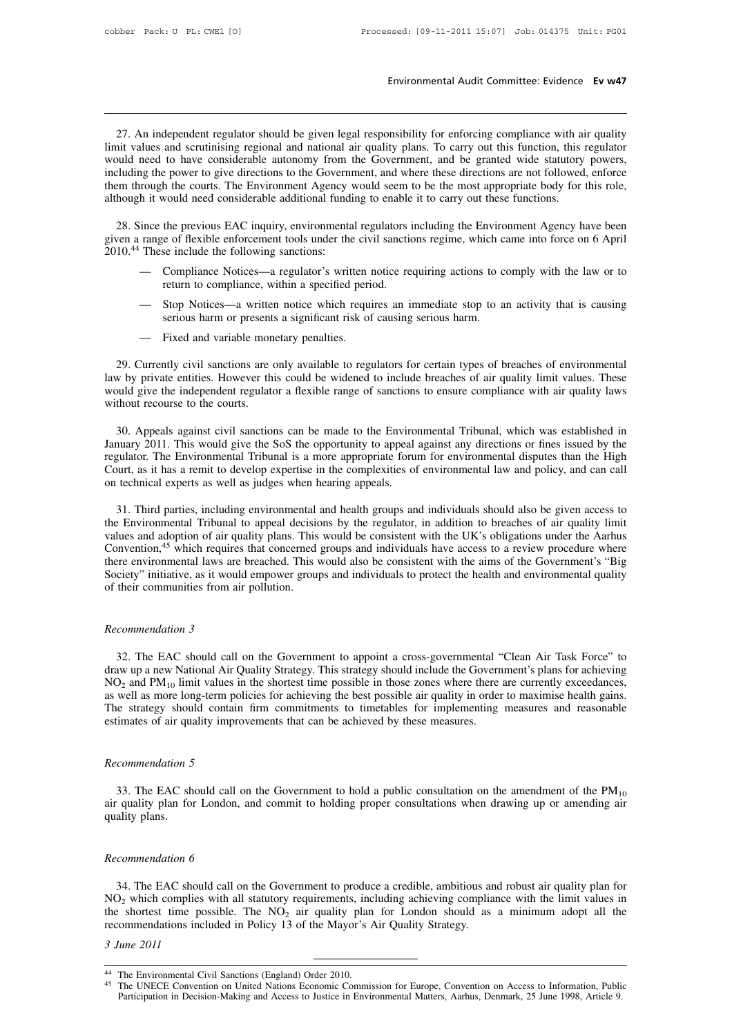27. An independent regulator should be given legal responsibility for enforcing compliance with air quality limit values and scrutinising regional and national air quality plans. To carry out this function, this regulator would need to have considerable autonomy from the Government, and be granted wide statutory powers, including the power to give directions to the Government, and where these directions are not followed, enforce them through the courts. The Environment Agency would seem to be the most appropriate body for this role, although it would need considerable additional funding to enable it to carry out these functions.

28. Since the previous EAC inquiry, environmental regulators including the Environment Agency have been given a range of flexible enforcement tools under the civil sanctions regime, which came into force on 6 April 2010.[44] These include the following sanctions:

- Compliance Notices—a regulator's written notice requiring actions to comply with the law or to return to compliance, within a specified period.
- Stop Notices—a written notice which requires an immediate stop to an activity that is causing serious harm or presents a significant risk of causing serious harm.
- Fixed and variable monetary penalties.

29. Currently civil sanctions are only available to regulators for certain types of breaches of environmental law by private entities. However this could be widened to include breaches of air quality limit values. These would give the independent regulator a flexible range of sanctions to ensure compliance with air quality laws without recourse to the courts.

30. Appeals against civil sanctions can be made to the Environmental Tribunal, which was established in January 2011. This would give the SoS the opportunity to appeal against any directions or fines issued by the regulator. The Environmental Tribunal is a more appropriate forum for environmental disputes than the High Court, as it has a remit to develop expertise in the complexities of environmental law and policy, and can call on technical experts as well as judges when hearing appeals.

31. Third parties, including environmental and health groups and individuals should also be given access to the Environmental Tribunal to appeal decisions by the regulator, in addition to breaches of air quality limit values and adoption of air quality plans. This would be consistent with the UK's obligations under the Aarhus Convention,[45] which requires that concerned groups and individuals have access to a review procedure where there environmental laws are breached. This would also be consistent with the aims of the Government's "Big Society" initiative, as it would empower groups and individuals to protect the health and environmental quality of their communities from air pollution.

*Recommendation 3*

32. The EAC should call on the Government to appoint a cross-governmental "Clean Air Task Force" to draw up a new National Air Quality Strategy. This strategy should include the Government's plans for achieving $NO_2$ and $PM_{10}$ limit values in the shortest time possible in those zones where there are currently exceedances, as well as more long-term policies for achieving the best possible air quality in order to maximise health gains. The strategy should contain firm commitments to timetables for implementing measures and reasonable estimates of air quality improvements that can be achieved by these measures.

*Recommendation 5*

33. The EAC should call on the Government to hold a public consultation on the amendment of the $PM_{10}$ air quality plan for London, and commit to holding proper consultations when drawing up or amending air quality plans.

*Recommendation 6*

34. The EAC should call on the Government to produce a credible, ambitious and robust air quality plan for $NO_2$ which complies with all statutory requirements, including achieving compliance with the limit values in the shortest time possible. The $NO_2$ air quality plan for London should as a minimum adopt all the recommendations included in Policy 13 of the Mayor's Air Quality Strategy.

*3 June 2011*

---

[44] The Environmental Civil Sanctions (England) Order 2010.

[45] The UNECE Convention on United Nations Economic Commission for Europe, Convention on Access to Information, Public Participation in Decision-Making and Access to Justice in Environmental Matters, Aarhus, Denmark, 25 June 1998, Article 9.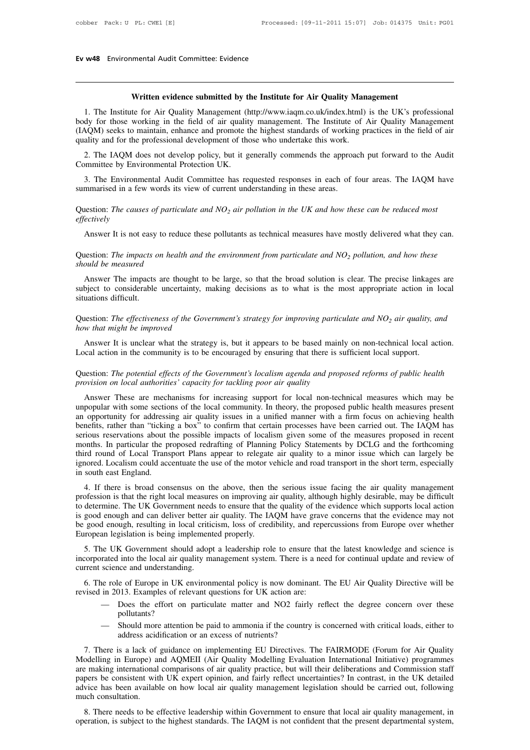## Written evidence submitted by the Institute for Air Quality Management

1. The Institute for Air Quality Management (http://www.iaqm.co.uk/index.html) is the UK's professional body for those working in the field of air quality management. The Institute of Air Quality Management (IAQM) seeks to maintain, enhance and promote the highest standards of working practices in the field of air quality and for the professional development of those who undertake this work.

2. The IAQM does not develop policy, but it generally commends the approach put forward to the Audit Committee by Environmental Protection UK.

3. The Environmental Audit Committee has requested responses in each of four areas. The IAQM have summarised in a few words its view of current understanding in these areas.

Question: *The causes of particulate and $NO_2$ air pollution in the UK and how these can be reduced most effectively*

Answer It is not easy to reduce these pollutants as technical measures have mostly delivered what they can.

Question: *The impacts on health and the environment from particulate and $NO_2$ pollution, and how these should be measured*

Answer The impacts are thought to be large, so that the broad solution is clear. The precise linkages are subject to considerable uncertainty, making decisions as to what is the most appropriate action in local situations difficult.

Question: *The effectiveness of the Government's strategy for improving particulate and $NO_2$ air quality, and how that might be improved*

Answer It is unclear what the strategy is, but it appears to be based mainly on non-technical local action. Local action in the community is to be encouraged by ensuring that there is sufficient local support.

Question: *The potential effects of the Government's localism agenda and proposed reforms of public health provision on local authorities' capacity for tackling poor air quality*

Answer These are mechanisms for increasing support for local non-technical measures which may be unpopular with some sections of the local community. In theory, the proposed public health measures present an opportunity for addressing air quality issues in a unified manner with a firm focus on achieving health benefits, rather than "ticking a box" to confirm that certain processes have been carried out. The IAQM has serious reservations about the possible impacts of localism given some of the measures proposed in recent months. In particular the proposed redrafting of Planning Policy Statements by DCLG and the forthcoming third round of Local Transport Plans appear to relegate air quality to a minor issue which can largely be ignored. Localism could accentuate the use of the motor vehicle and road transport in the short term, especially in south east England.

4. If there is broad consensus on the above, then the serious issue facing the air quality management profession is that the right local measures on improving air quality, although highly desirable, may be difficult to determine. The UK Government needs to ensure that the quality of the evidence which supports local action is good enough and can deliver better air quality. The IAQM have grave concerns that the evidence may not be good enough, resulting in local criticism, loss of credibility, and repercussions from Europe over whether European legislation is being implemented properly.

5. The UK Government should adopt a leadership role to ensure that the latest knowledge and science is incorporated into the local air quality management system. There is a need for continual update and review of current science and understanding.

6. The role of Europe in UK environmental policy is now dominant. The EU Air Quality Directive will be revised in 2013. Examples of relevant questions for UK action are:

- Does the effort on particulate matter and NO2 fairly reflect the degree concern over these pollutants?
- Should more attention be paid to ammonia if the country is concerned with critical loads, either to address acidification or an excess of nutrients?

7. There is a lack of guidance on implementing EU Directives. The FAIRMODE (Forum for Air Quality Modelling in Europe) and AQMEII (Air Quality Modelling Evaluation International Initiative) programmes are making international comparisons of air quality practice, but will their deliberations and Commission staff papers be consistent with UK expert opinion, and fairly reflect uncertainties? In contrast, in the UK detailed advice has been available on how local air quality management legislation should be carried out, following much consultation.

8. There needs to be effective leadership within Government to ensure that local air quality management, in operation, is subject to the highest standards. The IAQM is not confident that the present departmental system,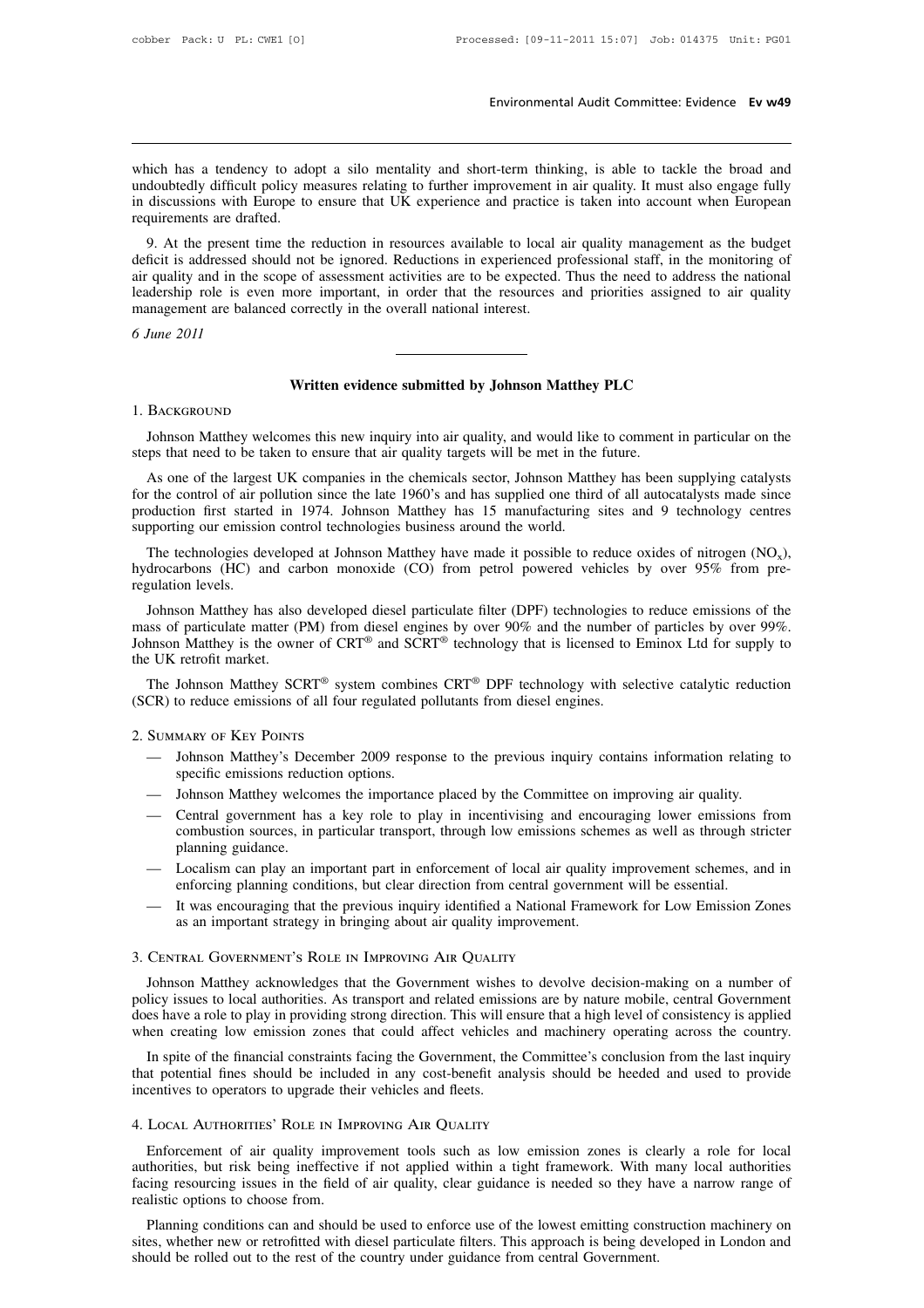which has a tendency to adopt a silo mentality and short-term thinking, is able to tackle the broad and undoubtedly difficult policy measures relating to further improvement in air quality. It must also engage fully in discussions with Europe to ensure that UK experience and practice is taken into account when European requirements are drafted.

9. At the present time the reduction in resources available to local air quality management as the budget deficit is addressed should not be ignored. Reductions in experienced professional staff, in the monitoring of air quality and in the scope of assessment activities are to be expected. Thus the need to address the national leadership role is even more important, in order that the resources and priorities assigned to air quality management are balanced correctly in the overall national interest.

*6 June 2011*

---

## Written evidence submitted by Johnson Matthey PLC

### 1. Background

Johnson Matthey welcomes this new inquiry into air quality, and would like to comment in particular on the steps that need to be taken to ensure that air quality targets will be met in the future.

As one of the largest UK companies in the chemicals sector, Johnson Matthey has been supplying catalysts for the control of air pollution since the late 1960's and has supplied one third of all autocatalysts made since production first started in 1974. Johnson Matthey has 15 manufacturing sites and 9 technology centres supporting our emission control technologies business around the world.

The technologies developed at Johnson Matthey have made it possible to reduce oxides of nitrogen ($NO_x$), hydrocarbons (HC) and carbon monoxide (CO) from petrol powered vehicles by over 95% from pre-regulation levels.

Johnson Matthey has also developed diesel particulate filter (DPF) technologies to reduce emissions of the mass of particulate matter (PM) from diesel engines by over 90% and the number of particles by over 99%. Johnson Matthey is the owner of CRT® and SCRT® technology that is licensed to Eminox Ltd for supply to the UK retrofit market.

The Johnson Matthey SCRT® system combines CRT® DPF technology with selective catalytic reduction (SCR) to reduce emissions of all four regulated pollutants from diesel engines.

### 2. Summary of Key Points

- Johnson Matthey's December 2009 response to the previous inquiry contains information relating to specific emissions reduction options.
- Johnson Matthey welcomes the importance placed by the Committee on improving air quality.
- Central government has a key role to play in incentivising and encouraging lower emissions from combustion sources, in particular transport, through low emissions schemes as well as through stricter planning guidance.
- Localism can play an important part in enforcement of local air quality improvement schemes, and in enforcing planning conditions, but clear direction from central government will be essential.
- It was encouraging that the previous inquiry identified a National Framework for Low Emission Zones as an important strategy in bringing about air quality improvement.

### 3. Central Government's Role in Improving Air Quality

Johnson Matthey acknowledges that the Government wishes to devolve decision-making on a number of policy issues to local authorities. As transport and related emissions are by nature mobile, central Government does have a role to play in providing strong direction. This will ensure that a high level of consistency is applied when creating low emission zones that could affect vehicles and machinery operating across the country.

In spite of the financial constraints facing the Government, the Committee's conclusion from the last inquiry that potential fines should be included in any cost-benefit analysis should be heeded and used to provide incentives to operators to upgrade their vehicles and fleets.

### 4. Local Authorities' Role in Improving Air Quality

Enforcement of air quality improvement tools such as low emission zones is clearly a role for local authorities, but risk being ineffective if not applied within a tight framework. With many local authorities facing resourcing issues in the field of air quality, clear guidance is needed so they have a narrow range of realistic options to choose from.

Planning conditions can and should be used to enforce use of the lowest emitting construction machinery on sites, whether new or retrofitted with diesel particulate filters. This approach is being developed in London and should be rolled out to the rest of the country under guidance from central Government.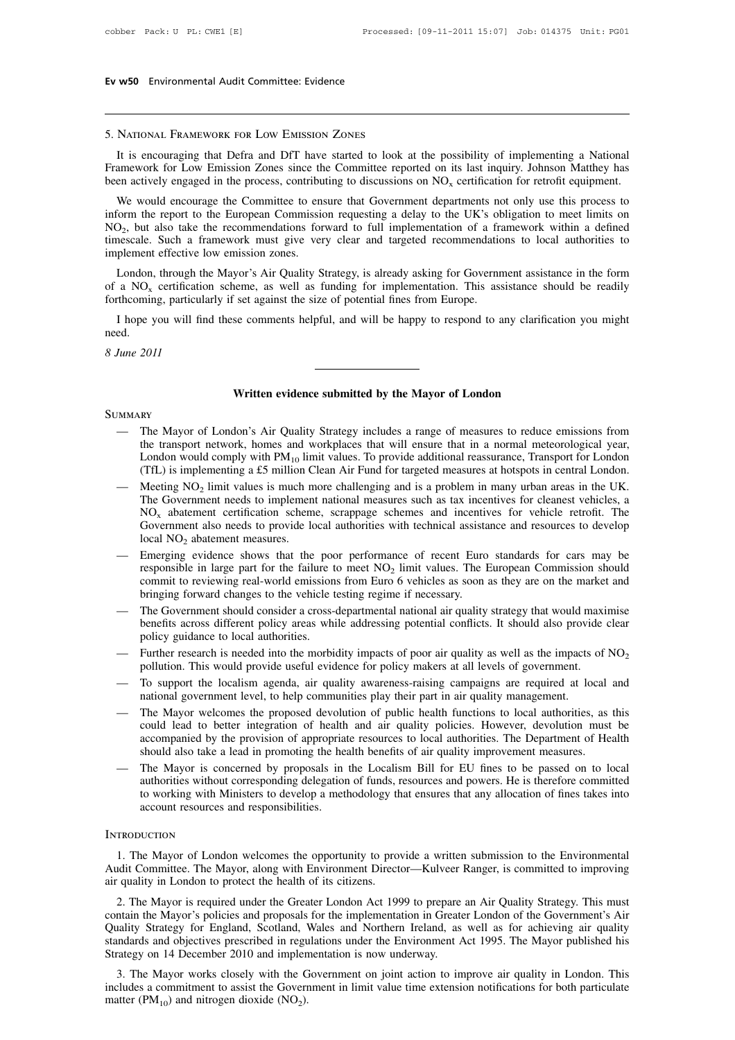5. National Framework for Low Emission Zones

It is encouraging that Defra and DfT have started to look at the possibility of implementing a National Framework for Low Emission Zones since the Committee reported on its last inquiry. Johnson Matthey has been actively engaged in the process, contributing to discussions on $NO_x$ certification for retrofit equipment.

We would encourage the Committee to ensure that Government departments not only use this process to inform the report to the European Commission requesting a delay to the UK's obligation to meet limits on $NO_2$, but also take the recommendations forward to full implementation of a framework within a defined timescale. Such a framework must give very clear and targeted recommendations to local authorities to implement effective low emission zones.

London, through the Mayor's Air Quality Strategy, is already asking for Government assistance in the form of a $NO_x$ certification scheme, as well as funding for implementation. This assistance should be readily forthcoming, particularly if set against the size of potential fines from Europe.

I hope you will find these comments helpful, and will be happy to respond to any clarification you might need.

*8 June 2011*

## Written evidence submitted by the Mayor of London

Summary

- The Mayor of London's Air Quality Strategy includes a range of measures to reduce emissions from the transport network, homes and workplaces that will ensure that in a normal meteorological year, London would comply with $PM_{10}$ limit values. To provide additional reassurance, Transport for London (TfL) is implementing a £5 million Clean Air Fund for targeted measures at hotspots in central London.
- Meeting $NO_2$ limit values is much more challenging and is a problem in many urban areas in the UK. The Government needs to implement national measures such as tax incentives for cleanest vehicles, a $NO_x$ abatement certification scheme, scrappage schemes and incentives for vehicle retrofit. The Government also needs to provide local authorities with technical assistance and resources to develop local $NO_2$ abatement measures.
- Emerging evidence shows that the poor performance of recent Euro standards for cars may be responsible in large part for the failure to meet $NO_2$ limit values. The European Commission should commit to reviewing real-world emissions from Euro 6 vehicles as soon as they are on the market and bringing forward changes to the vehicle testing regime if necessary.
- The Government should consider a cross-departmental national air quality strategy that would maximise benefits across different policy areas while addressing potential conflicts. It should also provide clear policy guidance to local authorities.
- Further research is needed into the morbidity impacts of poor air quality as well as the impacts of $NO_2$ pollution. This would provide useful evidence for policy makers at all levels of government.
- To support the localism agenda, air quality awareness-raising campaigns are required at local and national government level, to help communities play their part in air quality management.
- The Mayor welcomes the proposed devolution of public health functions to local authorities, as this could lead to better integration of health and air quality policies. However, devolution must be accompanied by the provision of appropriate resources to local authorities. The Department of Health should also take a lead in promoting the health benefits of air quality improvement measures.
- The Mayor is concerned by proposals in the Localism Bill for EU fines to be passed on to local authorities without corresponding delegation of funds, resources and powers. He is therefore committed to working with Ministers to develop a methodology that ensures that any allocation of fines takes into account resources and responsibilities.

Introduction

1. The Mayor of London welcomes the opportunity to provide a written submission to the Environmental Audit Committee. The Mayor, along with Environment Director—Kulveer Ranger, is committed to improving air quality in London to protect the health of its citizens.

2. The Mayor is required under the Greater London Act 1999 to prepare an Air Quality Strategy. This must contain the Mayor's policies and proposals for the implementation in Greater London of the Government's Air Quality Strategy for England, Scotland, Wales and Northern Ireland, as well as for achieving air quality standards and objectives prescribed in regulations under the Environment Act 1995. The Mayor published his Strategy on 14 December 2010 and implementation is now underway.

3. The Mayor works closely with the Government on joint action to improve air quality in London. This includes a commitment to assist the Government in limit value time extension notifications for both particulate matter ($PM_{10}$) and nitrogen dioxide ($NO_2$).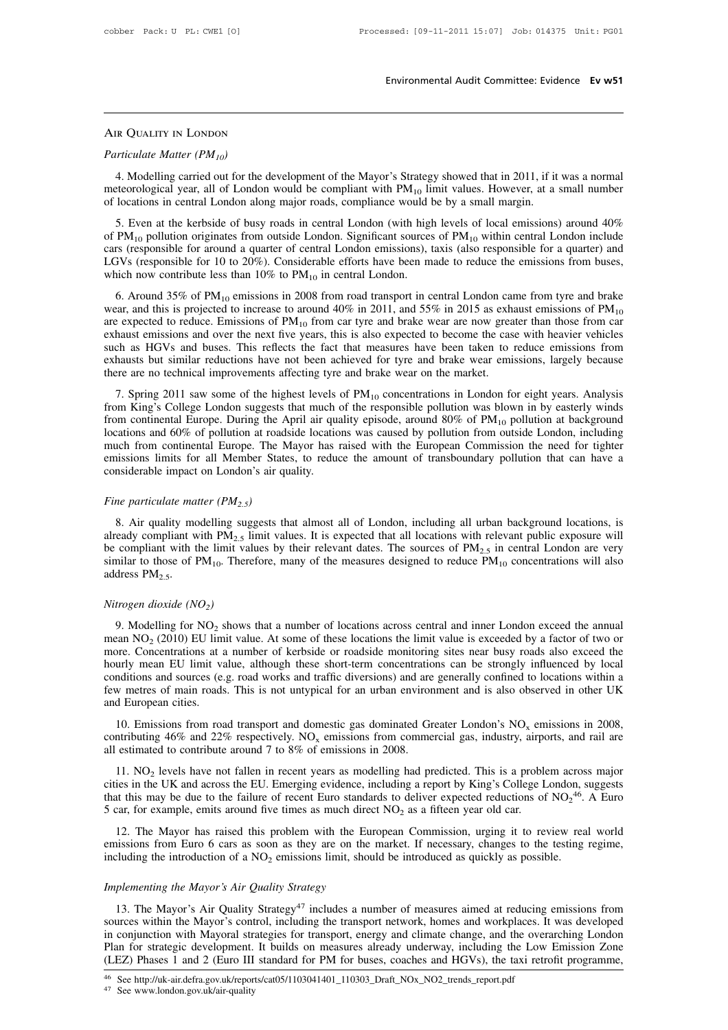## Air Quality in London

### *Particulate Matter ($PM_{10}$)*

4. Modelling carried out for the development of the Mayor's Strategy showed that in 2011, if it was a normal meteorological year, all of London would be compliant with $PM_{10}$ limit values. However, at a small number of locations in central London along major roads, compliance would be by a small margin.

5. Even at the kerbside of busy roads in central London (with high levels of local emissions) around 40% of $PM_{10}$ pollution originates from outside London. Significant sources of $PM_{10}$ within central London include cars (responsible for around a quarter of central London emissions), taxis (also responsible for a quarter) and LGVs (responsible for 10 to 20%). Considerable efforts have been made to reduce the emissions from buses, which now contribute less than 10% to $PM_{10}$ in central London.

6. Around 35% of $PM_{10}$ emissions in 2008 from road transport in central London came from tyre and brake wear, and this is projected to increase to around 40% in 2011, and 55% in 2015 as exhaust emissions of $PM_{10}$ are expected to reduce. Emissions of $PM_{10}$ from car tyre and brake wear are now greater than those from car exhaust emissions and over the next five years, this is also expected to become the case with heavier vehicles such as HGVs and buses. This reflects the fact that measures have been taken to reduce emissions from exhausts but similar reductions have not been achieved for tyre and brake wear emissions, largely because there are no technical improvements affecting tyre and brake wear on the market.

7. Spring 2011 saw some of the highest levels of $PM_{10}$ concentrations in London for eight years. Analysis from King's College London suggests that much of the responsible pollution was blown in by easterly winds from continental Europe. During the April air quality episode, around 80% of $PM_{10}$ pollution at background locations and 60% of pollution at roadside locations was caused by pollution from outside London, including much from continental Europe. The Mayor has raised with the European Commission the need for tighter emissions limits for all Member States, to reduce the amount of transboundary pollution that can have a considerable impact on London's air quality.

### *Fine particulate matter ($PM_{2.5}$)*

8. Air quality modelling suggests that almost all of London, including all urban background locations, is already compliant with $PM_{2.5}$ limit values. It is expected that all locations with relevant public exposure will be compliant with the limit values by their relevant dates. The sources of $PM_{2.5}$ in central London are very similar to those of $PM_{10}$. Therefore, many of the measures designed to reduce $PM_{10}$ concentrations will also address $PM_{2.5}$.

### *Nitrogen dioxide ($NO_2$)*

9. Modelling for $NO_2$ shows that a number of locations across central and inner London exceed the annual mean $NO_2$ (2010) EU limit value. At some of these locations the limit value is exceeded by a factor of two or more. Concentrations at a number of kerbside or roadside monitoring sites near busy roads also exceed the hourly mean EU limit value, although these short-term concentrations can be strongly influenced by local conditions and sources (e.g. road works and traffic diversions) and are generally confined to locations within a few metres of main roads. This is not untypical for an urban environment and is also observed in other UK and European cities.

10. Emissions from road transport and domestic gas dominated Greater London's $NO_x$ emissions in 2008, contributing 46% and 22% respectively. $NO_x$ emissions from commercial gas, industry, airports, and rail are all estimated to contribute around 7 to 8% of emissions in 2008.

11. $NO_2$ levels have not fallen in recent years as modelling had predicted. This is a problem across major cities in the UK and across the EU. Emerging evidence, including a report by King's College London, suggests that this may be due to the failure of recent Euro standards to deliver expected reductions of $NO_2$[46]. A Euro 5 car, for example, emits around five times as much direct $NO_2$ as a fifteen year old car.

12. The Mayor has raised this problem with the European Commission, urging it to review real world emissions from Euro 6 cars as soon as they are on the market. If necessary, changes to the testing regime, including the introduction of a $NO_2$ emissions limit, should be introduced as quickly as possible.

### *Implementing the Mayor's Air Quality Strategy*

13. The Mayor's Air Quality Strategy[47] includes a number of measures aimed at reducing emissions from sources within the Mayor's control, including the transport network, homes and workplaces. It was developed in conjunction with Mayoral strategies for transport, energy and climate change, and the overarching London Plan for strategic development. It builds on measures already underway, including the Low Emission Zone (LEZ) Phases 1 and 2 (Euro III standard for PM for buses, coaches and HGVs), the taxi retrofit programme,

[46] See http://uk-air.defra.gov.uk/reports/cat05/1103041401_110303_Draft_NOx_NO2_trends_report.pdf

[47] See www.london.gov.uk/air-quality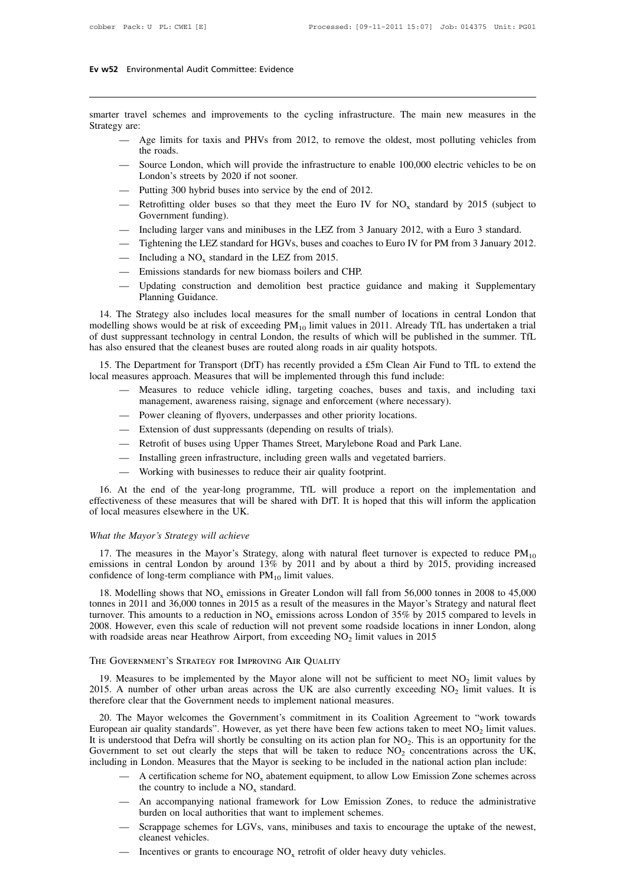smarter travel schemes and improvements to the cycling infrastructure. The main new measures in the Strategy are:

- Age limits for taxis and PHVs from 2012, to remove the oldest, most polluting vehicles from the roads.
- Source London, which will provide the infrastructure to enable 100,000 electric vehicles to be on London's streets by 2020 if not sooner.
- Putting 300 hybrid buses into service by the end of 2012.
- Retrofitting older buses so that they meet the Euro IV for $NO_x$ standard by 2015 (subject to Government funding).
- Including larger vans and minibuses in the LEZ from 3 January 2012, with a Euro 3 standard.
- Tightening the LEZ standard for HGVs, buses and coaches to Euro IV for PM from 3 January 2012.
- Including a $NO_x$ standard in the LEZ from 2015.
- Emissions standards for new biomass boilers and CHP.
- Updating construction and demolition best practice guidance and making it Supplementary Planning Guidance.

14. The Strategy also includes local measures for the small number of locations in central London that modelling shows would be at risk of exceeding $PM_{10}$ limit values in 2011. Already TfL has undertaken a trial of dust suppressant technology in central London, the results of which will be published in the summer. TfL has also ensured that the cleanest buses are routed along roads in air quality hotspots.

15. The Department for Transport (DfT) has recently provided a £5m Clean Air Fund to TfL to extend the local measures approach. Measures that will be implemented through this fund include:

- Measures to reduce vehicle idling, targeting coaches, buses and taxis, and including taxi management, awareness raising, signage and enforcement (where necessary).
- Power cleaning of flyovers, underpasses and other priority locations.
- Extension of dust suppressants (depending on results of trials).
- Retrofit of buses using Upper Thames Street, Marylebone Road and Park Lane.
- Installing green infrastructure, including green walls and vegetated barriers.
- Working with businesses to reduce their air quality footprint.

16. At the end of the year-long programme, TfL will produce a report on the implementation and effectiveness of these measures that will be shared with DfT. It is hoped that this will inform the application of local measures elsewhere in the UK.

*What the Mayor's Strategy will achieve*

17. The measures in the Mayor's Strategy, along with natural fleet turnover is expected to reduce $PM_{10}$ emissions in central London by around 13% by 2011 and by about a third by 2015, providing increased confidence of long-term compliance with $PM_{10}$ limit values.

18. Modelling shows that $NO_x$ emissions in Greater London will fall from 56,000 tonnes in 2008 to 45,000 tonnes in 2011 and 36,000 tonnes in 2015 as a result of the measures in the Mayor's Strategy and natural fleet turnover. This amounts to a reduction in $NO_x$ emissions across London of 35% by 2015 compared to levels in 2008. However, even this scale of reduction will not prevent some roadside locations in inner London, along with roadside areas near Heathrow Airport, from exceeding $NO_2$ limit values in 2015

## The Government's Strategy for Improving Air Quality

19. Measures to be implemented by the Mayor alone will not be sufficient to meet $NO_2$ limit values by 2015. A number of other urban areas across the UK are also currently exceeding $NO_2$ limit values. It is therefore clear that the Government needs to implement national measures.

20. The Mayor welcomes the Government's commitment in its Coalition Agreement to "work towards European air quality standards". However, as yet there have been few actions taken to meet $NO_2$ limit values. It is understood that Defra will shortly be consulting on its action plan for $NO_2$. This is an opportunity for the Government to set out clearly the steps that will be taken to reduce $NO_2$ concentrations across the UK, including in London. Measures that the Mayor is seeking to be included in the national action plan include:

- A certification scheme for $NO_x$ abatement equipment, to allow Low Emission Zone schemes across the country to include a $NO_x$ standard.
- An accompanying national framework for Low Emission Zones, to reduce the administrative burden on local authorities that want to implement schemes.
- Scrappage schemes for LGVs, vans, minibuses and taxis to encourage the uptake of the newest, cleanest vehicles.
- Incentives or grants to encourage $NO_x$ retrofit of older heavy duty vehicles.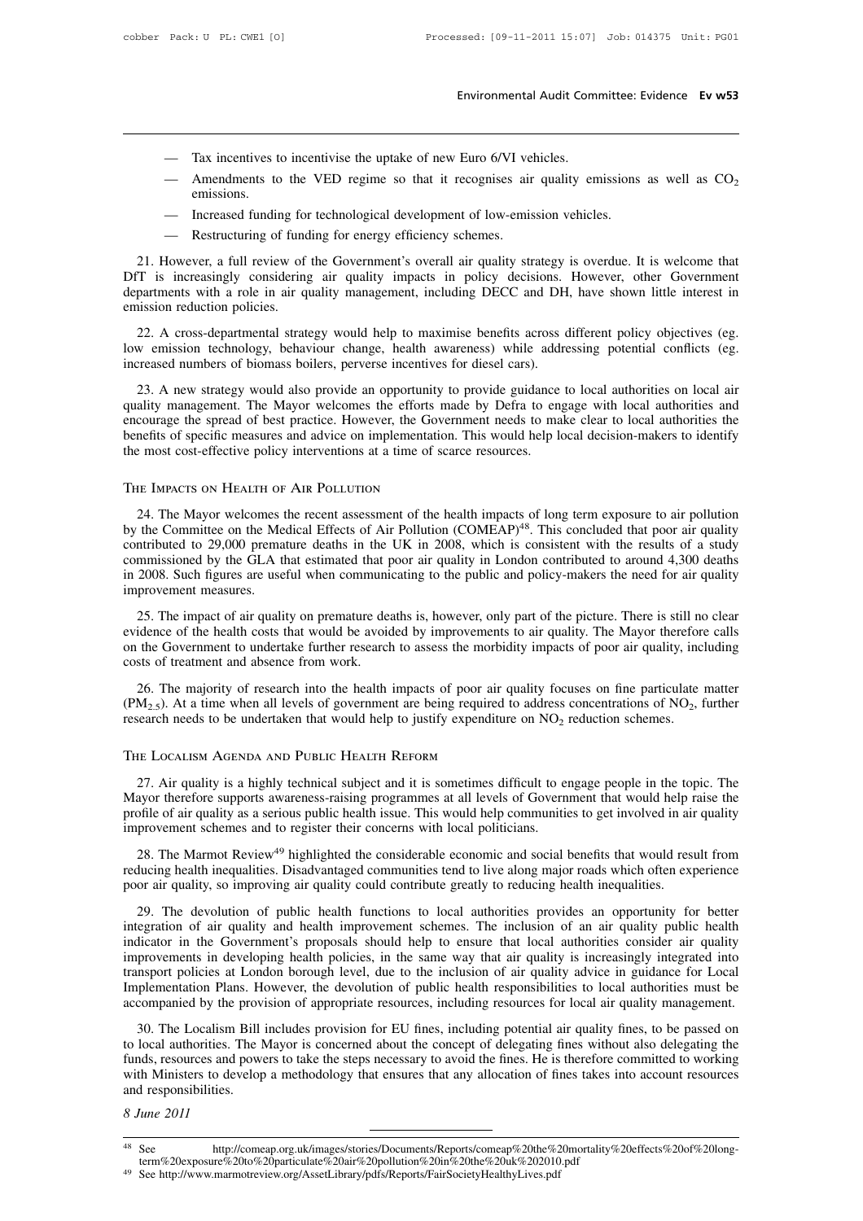- Tax incentives to incentivise the uptake of new Euro 6/VI vehicles.
- Amendments to the VED regime so that it recognises air quality emissions as well as $CO_2$ emissions.
- Increased funding for technological development of low-emission vehicles.
- Restructuring of funding for energy efficiency schemes.

21. However, a full review of the Government's overall air quality strategy is overdue. It is welcome that DfT is increasingly considering air quality impacts in policy decisions. However, other Government departments with a role in air quality management, including DECC and DH, have shown little interest in emission reduction policies.

22. A cross-departmental strategy would help to maximise benefits across different policy objectives (eg. low emission technology, behaviour change, health awareness) while addressing potential conflicts (eg. increased numbers of biomass boilers, perverse incentives for diesel cars).

23. A new strategy would also provide an opportunity to provide guidance to local authorities on local air quality management. The Mayor welcomes the efforts made by Defra to engage with local authorities and encourage the spread of best practice. However, the Government needs to make clear to local authorities the benefits of specific measures and advice on implementation. This would help local decision-makers to identify the most cost-effective policy interventions at a time of scarce resources.

## The Impacts on Health of Air Pollution

24. The Mayor welcomes the recent assessment of the health impacts of long term exposure to air pollution by the Committee on the Medical Effects of Air Pollution (COMEAP)[48]. This concluded that poor air quality contributed to 29,000 premature deaths in the UK in 2008, which is consistent with the results of a study commissioned by the GLA that estimated that poor air quality in London contributed to around 4,300 deaths in 2008. Such figures are useful when communicating to the public and policy-makers the need for air quality improvement measures.

25. The impact of air quality on premature deaths is, however, only part of the picture. There is still no clear evidence of the health costs that would be avoided by improvements to air quality. The Mayor therefore calls on the Government to undertake further research to assess the morbidity impacts of poor air quality, including costs of treatment and absence from work.

26. The majority of research into the health impacts of poor air quality focuses on fine particulate matter ($PM_{2.5}$). At a time when all levels of government are being required to address concentrations of $NO_2$, further research needs to be undertaken that would help to justify expenditure on $NO_2$ reduction schemes.

## The Localism Agenda and Public Health Reform

27. Air quality is a highly technical subject and it is sometimes difficult to engage people in the topic. The Mayor therefore supports awareness-raising programmes at all levels of Government that would help raise the profile of air quality as a serious public health issue. This would help communities to get involved in air quality improvement schemes and to register their concerns with local politicians.

28. The Marmot Review[49] highlighted the considerable economic and social benefits that would result from reducing health inequalities. Disadvantaged communities tend to live along major roads which often experience poor air quality, so improving air quality could contribute greatly to reducing health inequalities.

29. The devolution of public health functions to local authorities provides an opportunity for better integration of air quality and health improvement schemes. The inclusion of an air quality public health indicator in the Government's proposals should help to ensure that local authorities consider air quality improvements in developing health policies, in the same way that air quality is increasingly integrated into transport policies at London borough level, due to the inclusion of air quality advice in guidance for Local Implementation Plans. However, the devolution of public health responsibilities to local authorities must be accompanied by the provision of appropriate resources, including resources for local air quality management.

30. The Localism Bill includes provision for EU fines, including potential air quality fines, to be passed on to local authorities. The Mayor is concerned about the concept of delegating fines without also delegating the funds, resources and powers to take the steps necessary to avoid the fines. He is therefore committed to working with Ministers to develop a methodology that ensures that any allocation of fines takes into account resources and responsibilities.

*8 June 2011*

---

[48] See http://comeap.org.uk/images/stories/Documents/Reports/comeap%20the%20mortality%20effects%20of%20long-term%20exposure%20to%20particulate%20air%20pollution%20in%20the%20uk%202010.pdf

[49] See http://www.marmotreview.org/AssetLibrary/pdfs/Reports/FairSocietyHealthyLives.pdf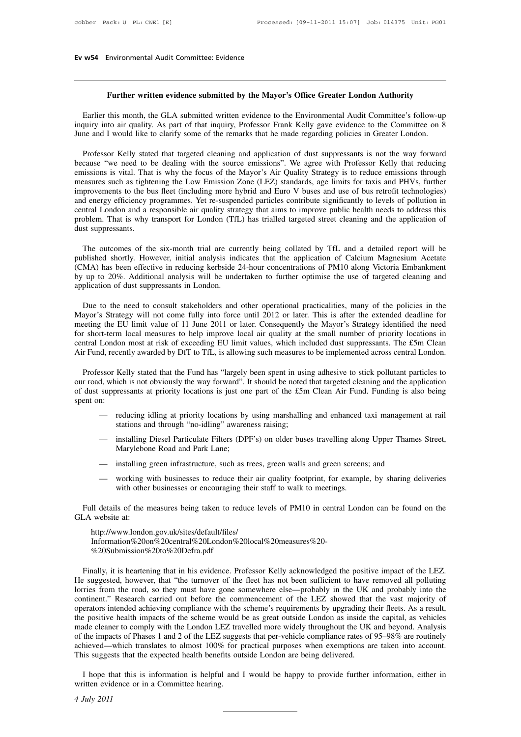## Further written evidence submitted by the Mayor's Office Greater London Authority

Earlier this month, the GLA submitted written evidence to the Environmental Audit Committee's follow-up inquiry into air quality. As part of that inquiry, Professor Frank Kelly gave evidence to the Committee on 8 June and I would like to clarify some of the remarks that he made regarding policies in Greater London.

Professor Kelly stated that targeted cleaning and application of dust suppressants is not the way forward because "we need to be dealing with the source emissions". We agree with Professor Kelly that reducing emissions is vital. That is why the focus of the Mayor's Air Quality Strategy is to reduce emissions through measures such as tightening the Low Emission Zone (LEZ) standards, age limits for taxis and PHVs, further improvements to the bus fleet (including more hybrid and Euro V buses and use of bus retrofit technologies) and energy efficiency programmes. Yet re-suspended particles contribute significantly to levels of pollution in central London and a responsible air quality strategy that aims to improve public health needs to address this problem. That is why transport for London (TfL) has trialled targeted street cleaning and the application of dust suppressants.

The outcomes of the six-month trial are currently being collated by TfL and a detailed report will be published shortly. However, initial analysis indicates that the application of Calcium Magnesium Acetate (CMA) has been effective in reducing kerbside 24-hour concentrations of PM10 along Victoria Embankment by up to 20%. Additional analysis will be undertaken to further optimise the use of targeted cleaning and application of dust suppressants in London.

Due to the need to consult stakeholders and other operational practicalities, many of the policies in the Mayor's Strategy will not come fully into force until 2012 or later. This is after the extended deadline for meeting the EU limit value of 11 June 2011 or later. Consequently the Mayor's Strategy identified the need for short-term local measures to help improve local air quality at the small number of priority locations in central London most at risk of exceeding EU limit values, which included dust suppressants. The £5m Clean Air Fund, recently awarded by DfT to TfL, is allowing such measures to be implemented across central London.

Professor Kelly stated that the Fund has "largely been spent in using adhesive to stick pollutant particles to our road, which is not obviously the way forward". It should be noted that targeted cleaning and the application of dust suppressants at priority locations is just one part of the £5m Clean Air Fund. Funding is also being spent on:

- reducing idling at priority locations by using marshalling and enhanced taxi management at rail stations and through "no-idling" awareness raising;
- installing Diesel Particulate Filters (DPF's) on older buses travelling along Upper Thames Street, Marylebone Road and Park Lane;
- installing green infrastructure, such as trees, green walls and green screens; and
- working with businesses to reduce their air quality footprint, for example, by sharing deliveries with other businesses or encouraging their staff to walk to meetings.

Full details of the measures being taken to reduce levels of PM10 in central London can be found on the GLA website at:

http://www.london.gov.uk/sites/default/files/Information%20on%20central%20London%20local%20measures%20-%20Submission%20to%20Defra.pdf

Finally, it is heartening that in his evidence. Professor Kelly acknowledged the positive impact of the LEZ. He suggested, however, that "the turnover of the fleet has not been sufficient to have removed all polluting lorries from the road, so they must have gone somewhere else—probably in the UK and probably into the continent." Research carried out before the commencement of the LEZ showed that the vast majority of operators intended achieving compliance with the scheme's requirements by upgrading their fleets. As a result, the positive health impacts of the scheme would be as great outside London as inside the capital, as vehicles made cleaner to comply with the London LEZ travelled more widely throughout the UK and beyond. Analysis of the impacts of Phases 1 and 2 of the LEZ suggests that per-vehicle compliance rates of 95–98% are routinely achieved—which translates to almost 100% for practical purposes when exemptions are taken into account. This suggests that the expected health benefits outside London are being delivered.

I hope that this is information is helpful and I would be happy to provide further information, either in written evidence or in a Committee hearing.

*4 July 2011*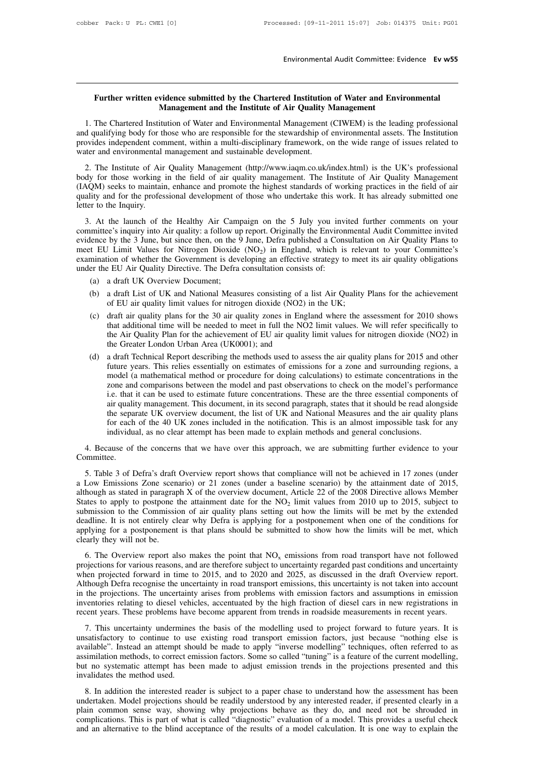## Further written evidence submitted by the Chartered Institution of Water and Environmental Management and the Institute of Air Quality Management

1. The Chartered Institution of Water and Environmental Management (CIWEM) is the leading professional and qualifying body for those who are responsible for the stewardship of environmental assets. The Institution provides independent comment, within a multi-disciplinary framework, on the wide range of issues related to water and environmental management and sustainable development.

2. The Institute of Air Quality Management (http://www.iaqm.co.uk/index.html) is the UK's professional body for those working in the field of air quality management. The Institute of Air Quality Management (IAQM) seeks to maintain, enhance and promote the highest standards of working practices in the field of air quality and for the professional development of those who undertake this work. It has already submitted one letter to the Inquiry.

3. At the launch of the Healthy Air Campaign on the 5 July you invited further comments on your committee's inquiry into Air quality: a follow up report. Originally the Environmental Audit Committee invited evidence by the 3 June, but since then, on the 9 June, Defra published a Consultation on Air Quality Plans to meet EU Limit Values for Nitrogen Dioxide ($NO_2$) in England, which is relevant to your Committee's examination of whether the Government is developing an effective strategy to meet its air quality obligations under the EU Air Quality Directive. The Defra consultation consists of:

(a) a draft UK Overview Document;

(b) a draft List of UK and National Measures consisting of a list Air Quality Plans for the achievement of EU air quality limit values for nitrogen dioxide (NO2) in the UK;

(c) draft air quality plans for the 30 air quality zones in England where the assessment for 2010 shows that additional time will be needed to meet in full the NO2 limit values. We will refer specifically to the Air Quality Plan for the achievement of EU air quality limit values for nitrogen dioxide (NO2) in the Greater London Urban Area (UK0001); and

(d) a draft Technical Report describing the methods used to assess the air quality plans for 2015 and other future years. This relies essentially on estimates of emissions for a zone and surrounding regions, a model (a mathematical method or procedure for doing calculations) to estimate concentrations in the zone and comparisons between the model and past observations to check on the model's performance i.e. that it can be used to estimate future concentrations. These are the three essential components of air quality management. This document, in its second paragraph, states that it should be read alongside the separate UK overview document, the list of UK and National Measures and the air quality plans for each of the 40 UK zones included in the notification. This is an almost impossible task for any individual, as no clear attempt has been made to explain methods and general conclusions.

4. Because of the concerns that we have over this approach, we are submitting further evidence to your Committee.

5. Table 3 of Defra's draft Overview report shows that compliance will not be achieved in 17 zones (under a Low Emissions Zone scenario) or 21 zones (under a baseline scenario) by the attainment date of 2015, although as stated in paragraph X of the overview document, Article 22 of the 2008 Directive allows Member States to apply to postpone the attainment date for the $NO_2$ limit values from 2010 up to 2015, subject to submission to the Commission of air quality plans setting out how the limits will be met by the extended deadline. It is not entirely clear why Defra is applying for a postponement when one of the conditions for applying for a postponement is that plans should be submitted to show how the limits will be met, which clearly they will not be.

6. The Overview report also makes the point that $NO_x$ emissions from road transport have not followed projections for various reasons, and are therefore subject to uncertainty regarded past conditions and uncertainty when projected forward in time to 2015, and to 2020 and 2025, as discussed in the draft Overview report. Although Defra recognise the uncertainty in road transport emissions, this uncertainty is not taken into account in the projections. The uncertainty arises from problems with emission factors and assumptions in emission inventories relating to diesel vehicles, accentuated by the high fraction of diesel cars in new registrations in recent years. These problems have become apparent from trends in roadside measurements in recent years.

7. This uncertainty undermines the basis of the modelling used to project forward to future years. It is unsatisfactory to continue to use existing road transport emission factors, just because "nothing else is available". Instead an attempt should be made to apply "inverse modelling" techniques, often referred to as assimilation methods, to correct emission factors. Some so called "tuning" is a feature of the current modelling, but no systematic attempt has been made to adjust emission trends in the projections presented and this invalidates the method used.

8. In addition the interested reader is subject to a paper chase to understand how the assessment has been undertaken. Model projections should be readily understood by any interested reader, if presented clearly in a plain common sense way, showing why projections behave as they do, and need not be shrouded in complications. This is part of what is called "diagnostic" evaluation of a model. This provides a useful check and an alternative to the blind acceptance of the results of a model calculation. It is one way to explain the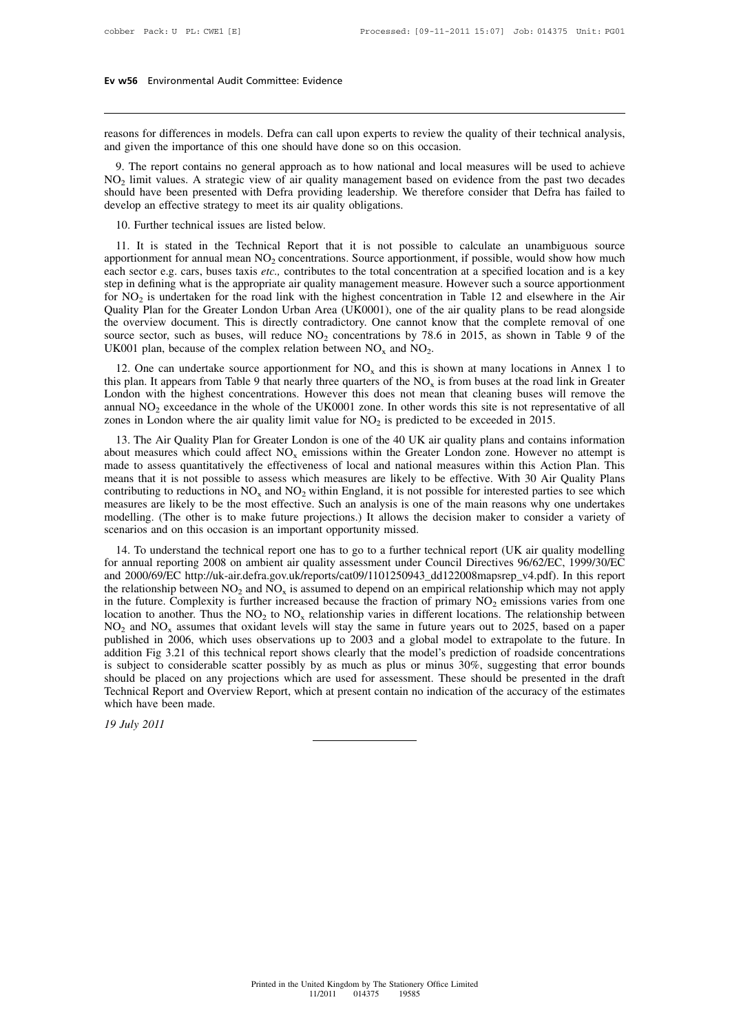reasons for differences in models. Defra can call upon experts to review the quality of their technical analysis, and given the importance of this one should have done so on this occasion.

9. The report contains no general approach as to how national and local measures will be used to achieve $NO_2$ limit values. A strategic view of air quality management based on evidence from the past two decades should have been presented with Defra providing leadership. We therefore consider that Defra has failed to develop an effective strategy to meet its air quality obligations.

10. Further technical issues are listed below.

11. It is stated in the Technical Report that it is not possible to calculate an unambiguous source apportionment for annual mean $NO_2$ concentrations. Source apportionment, if possible, would show how much each sector e.g. cars, buses taxis *etc.,* contributes to the total concentration at a specified location and is a key step in defining what is the appropriate air quality management measure. However such a source apportionment for $NO_2$ is undertaken for the road link with the highest concentration in Table 12 and elsewhere in the Air Quality Plan for the Greater London Urban Area (UK0001), one of the air quality plans to be read alongside the overview document. This is directly contradictory. One cannot know that the complete removal of one source sector, such as buses, will reduce $NO_2$ concentrations by 78.6 in 2015, as shown in Table 9 of the UK001 plan, because of the complex relation between $NO_x$ and $NO_2$.

12. One can undertake source apportionment for $NO_x$ and this is shown at many locations in Annex 1 to this plan. It appears from Table 9 that nearly three quarters of the $NO_x$ is from buses at the road link in Greater London with the highest concentrations. However this does not mean that cleaning buses will remove the annual $NO_2$ exceedance in the whole of the UK0001 zone. In other words this site is not representative of all zones in London where the air quality limit value for $NO_2$ is predicted to be exceeded in 2015.

13. The Air Quality Plan for Greater London is one of the 40 UK air quality plans and contains information about measures which could affect $NO_x$ emissions within the Greater London zone. However no attempt is made to assess quantitatively the effectiveness of local and national measures within this Action Plan. This means that it is not possible to assess which measures are likely to be effective. With 30 Air Quality Plans contributing to reductions in $NO_x$ and $NO_2$ within England, it is not possible for interested parties to see which measures are likely to be the most effective. Such an analysis is one of the main reasons why one undertakes modelling. (The other is to make future projections.) It allows the decision maker to consider a variety of scenarios and on this occasion is an important opportunity missed.

14. To understand the technical report one has to go to a further technical report (UK air quality modelling for annual reporting 2008 on ambient air quality assessment under Council Directives 96/62/EC, 1999/30/EC and 2000/69/EC http://uk-air.defra.gov.uk/reports/cat09/1101250943_dd122008mapsrep_v4.pdf). In this report the relationship between $NO_2$ and $NO_x$ is assumed to depend on an empirical relationship which may not apply in the future. Complexity is further increased because the fraction of primary $NO_2$ emissions varies from one location to another. Thus the $NO_2$ to $NO_x$ relationship varies in different locations. The relationship between $NO_2$ and $NO_x$ assumes that oxidant levels will stay the same in future years out to 2025, based on a paper published in 2006, which uses observations up to 2003 and a global model to extrapolate to the future. In addition Fig 3.21 of this technical report shows clearly that the model's prediction of roadside concentrations is subject to considerable scatter possibly by as much as plus or minus 30%, suggesting that error bounds should be placed on any projections which are used for assessment. These should be presented in the draft Technical Report and Overview Report, which at present contain no indication of the accuracy of the estimates which have been made.

*19 July 2011*